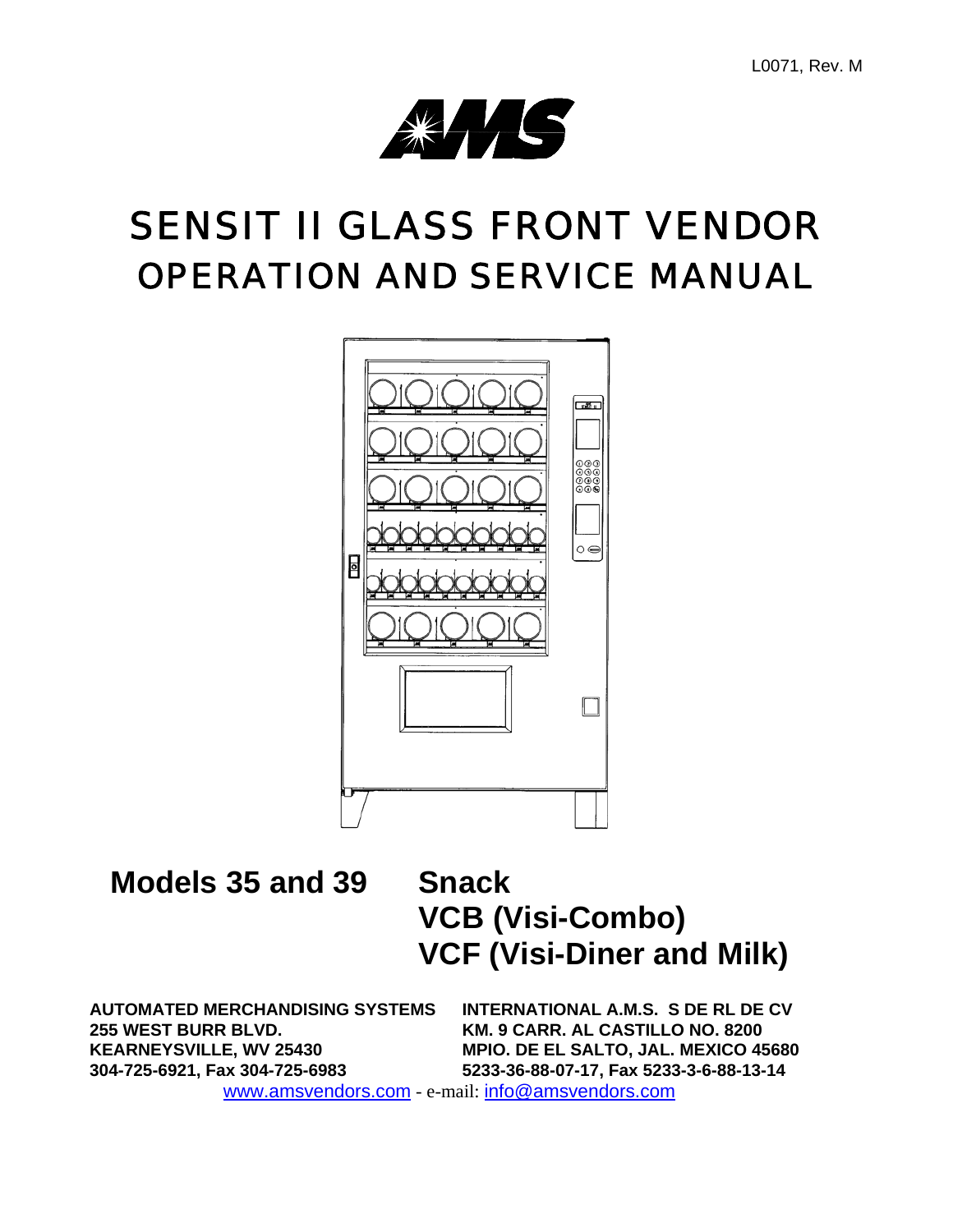L0071, Rev. M

AMS

# SENSIT II GLASS FRONT VENDOR
# OPERATION AND SERVICE MANUAL

**Models 35 and 39**

**Snack**
**VCB (Visi-Combo)**
**VCF (Visi-Diner and Milk)**

**AUTOMATED MERCHANDISING SYSTEMS**
**255 WEST BURR BLVD.**
**KEARNEYSVILLE, WV 25430**
**304-725-6921, Fax 304-725-6983**

**INTERNATIONAL A.M.S. S DE RL DE CV**
**KM. 9 CARR. AL CASTILLO NO. 8200**
**MPIO. DE EL SALTO, JAL. MEXICO 45680**
**5233-36-88-07-17, Fax 5233-3-6-88-13-14**

www.amsvendors.com - e-mail: info@amsvendors.com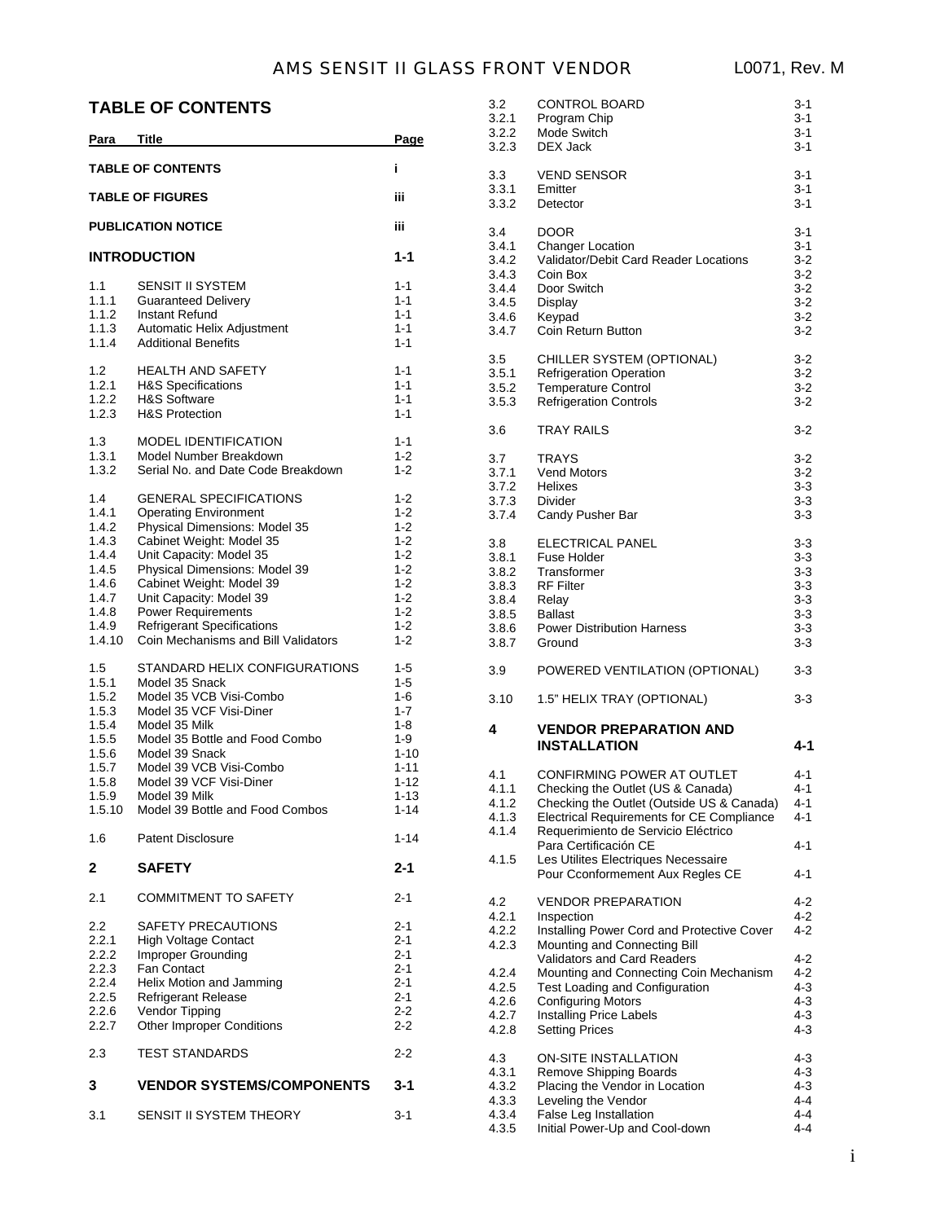## TABLE OF CONTENTS

| Para | Title | Page |
|---|---|---|
| | **TABLE OF CONTENTS** | **i** |
| | **TABLE OF FIGURES** | **iii** |
| | **PUBLICATION NOTICE** | **iii** |
| | **INTRODUCTION** | **1-1** |
| 1.1 | SENSIT II SYSTEM | 1-1 |
| 1.1.1 | Guaranteed Delivery | 1-1 |
| 1.1.2 | Instant Refund | 1-1 |
| 1.1.3 | Automatic Helix Adjustment | 1-1 |
| 1.1.4 | Additional Benefits | 1-1 |
| 1.2 | HEALTH AND SAFETY | 1-1 |
| 1.2.1 | H&S Specifications | 1-1 |
| 1.2.2 | H&S Software | 1-1 |
| 1.2.3 | H&S Protection | 1-1 |
| 1.3 | MODEL IDENTIFICATION | 1-1 |
| 1.3.1 | Model Number Breakdown | 1-2 |
| 1.3.2 | Serial No. and Date Code Breakdown | 1-2 |
| 1.4 | GENERAL SPECIFICATIONS | 1-2 |
| 1.4.1 | Operating Environment | 1-2 |
| 1.4.2 | Physical Dimensions: Model 35 | 1-2 |
| 1.4.3 | Cabinet Weight: Model 35 | 1-2 |
| 1.4.4 | Unit Capacity: Model 35 | 1-2 |
| 1.4.5 | Physical Dimensions: Model 39 | 1-2 |
| 1.4.6 | Cabinet Weight: Model 39 | 1-2 |
| 1.4.7 | Unit Capacity: Model 39 | 1-2 |
| 1.4.8 | Power Requirements | 1-2 |
| 1.4.9 | Refrigerant Specifications | 1-2 |
| 1.4.10 | Coin Mechanisms and Bill Validators | 1-2 |
| 1.5 | STANDARD HELIX CONFIGURATIONS | 1-5 |
| 1.5.1 | Model 35 Snack | 1-5 |
| 1.5.2 | Model 35 VCB Visi-Combo | 1-6 |
| 1.5.3 | Model 35 VCF Visi-Diner | 1-7 |
| 1.5.4 | Model 35 Milk | 1-8 |
| 1.5.5 | Model 35 Bottle and Food Combo | 1-9 |
| 1.5.6 | Model 39 Snack | 1-10 |
| 1.5.7 | Model 39 VCB Visi-Combo | 1-11 |
| 1.5.8 | Model 39 VCF Visi-Diner | 1-12 |
| 1.5.9 | Model 39 Milk | 1-13 |
| 1.5.10 | Model 39 Bottle and Food Combos | 1-14 |
| 1.6 | Patent Disclosure | 1-14 |
| **2** | **SAFETY** | **2-1** |
| 2.1 | COMMITMENT TO SAFETY | 2-1 |
| 2.2 | SAFETY PRECAUTIONS | 2-1 |
| 2.2.1 | High Voltage Contact | 2-1 |
| 2.2.2 | Improper Grounding | 2-1 |
| 2.2.3 | Fan Contact | 2-1 |
| 2.2.4 | Helix Motion and Jamming | 2-1 |
| 2.2.5 | Refrigerant Release | 2-1 |
| 2.2.6 | Vendor Tipping | 2-2 |
| 2.2.7 | Other Improper Conditions | 2-2 |
| 2.3 | TEST STANDARDS | 2-2 |
| **3** | **VENDOR SYSTEMS/COMPONENTS** | **3-1** |
| 3.1 | SENSIT II SYSTEM THEORY | 3-1 |
| 3.2 | CONTROL BOARD | 3-1 |
| 3.2.1 | Program Chip | 3-1 |
| 3.2.2 | Mode Switch | 3-1 |
| 3.2.3 | DEX Jack | 3-1 |
| 3.3 | VEND SENSOR | 3-1 |
| 3.3.1 | Emitter | 3-1 |
| 3.3.2 | Detector | 3-1 |
| 3.4 | DOOR | 3-1 |
| 3.4.1 | Changer Location | 3-1 |
| 3.4.2 | Validator/Debit Card Reader Locations | 3-2 |
| 3.4.3 | Coin Box | 3-2 |
| 3.4.4 | Door Switch | 3-2 |
| 3.4.5 | Display | 3-2 |
| 3.4.6 | Keypad | 3-2 |
| 3.4.7 | Coin Return Button | 3-2 |
| 3.5 | CHILLER SYSTEM (OPTIONAL) | 3-2 |
| 3.5.1 | Refrigeration Operation | 3-2 |
| 3.5.2 | Temperature Control | 3-2 |
| 3.5.3 | Refrigeration Controls | 3-2 |
| 3.6 | TRAY RAILS | 3-2 |
| 3.7 | TRAYS | 3-2 |
| 3.7.1 | Vend Motors | 3-2 |
| 3.7.2 | Helixes | 3-3 |
| 3.7.3 | Divider | 3-3 |
| 3.7.4 | Candy Pusher Bar | 3-3 |
| 3.8 | ELECTRICAL PANEL | 3-3 |
| 3.8.1 | Fuse Holder | 3-3 |
| 3.8.2 | Transformer | 3-3 |
| 3.8.3 | RF Filter | 3-3 |
| 3.8.4 | Relay | 3-3 |
| 3.8.5 | Ballast | 3-3 |
| 3.8.6 | Power Distribution Harness | 3-3 |
| 3.8.7 | Ground | 3-3 |
| 3.9 | POWERED VENTILATION (OPTIONAL) | 3-3 |
| 3.10 | 1.5" HELIX TRAY (OPTIONAL) | 3-3 |
| **4** | **VENDOR PREPARATION AND INSTALLATION** | **4-1** |
| 4.1 | CONFIRMING POWER AT OUTLET | 4-1 |
| 4.1.1 | Checking the Outlet (US & Canada) | 4-1 |
| 4.1.2 | Checking the Outlet (Outside US & Canada) | 4-1 |
| 4.1.3 | Electrical Requirements for CE Compliance | 4-1 |
| 4.1.4 | Requerimiento de Servicio Eléctrico Para Certificación CE | 4-1 |
| 4.1.5 | Les Utilites Electriques Necessaire Pour Cconformement Aux Regles CE | 4-1 |
| 4.2 | VENDOR PREPARATION | 4-2 |
| 4.2.1 | Inspection | 4-2 |
| 4.2.2 | Installing Power Cord and Protective Cover | 4-2 |
| 4.2.3 | Mounting and Connecting Bill Validators and Card Readers | 4-2 |
| 4.2.4 | Mounting and Connecting Coin Mechanism | 4-2 |
| 4.2.5 | Test Loading and Configuration | 4-3 |
| 4.2.6 | Configuring Motors | 4-3 |
| 4.2.7 | Installing Price Labels | 4-3 |
| 4.2.8 | Setting Prices | 4-3 |
| 4.3 | ON-SITE INSTALLATION | 4-3 |
| 4.3.1 | Remove Shipping Boards | 4-3 |
| 4.3.2 | Placing the Vendor in Location | 4-3 |
| 4.3.3 | Leveling the Vendor | 4-4 |
| 4.3.4 | False Leg Installation | 4-4 |
| 4.3.5 | Initial Power-Up and Cool-down | 4-4 |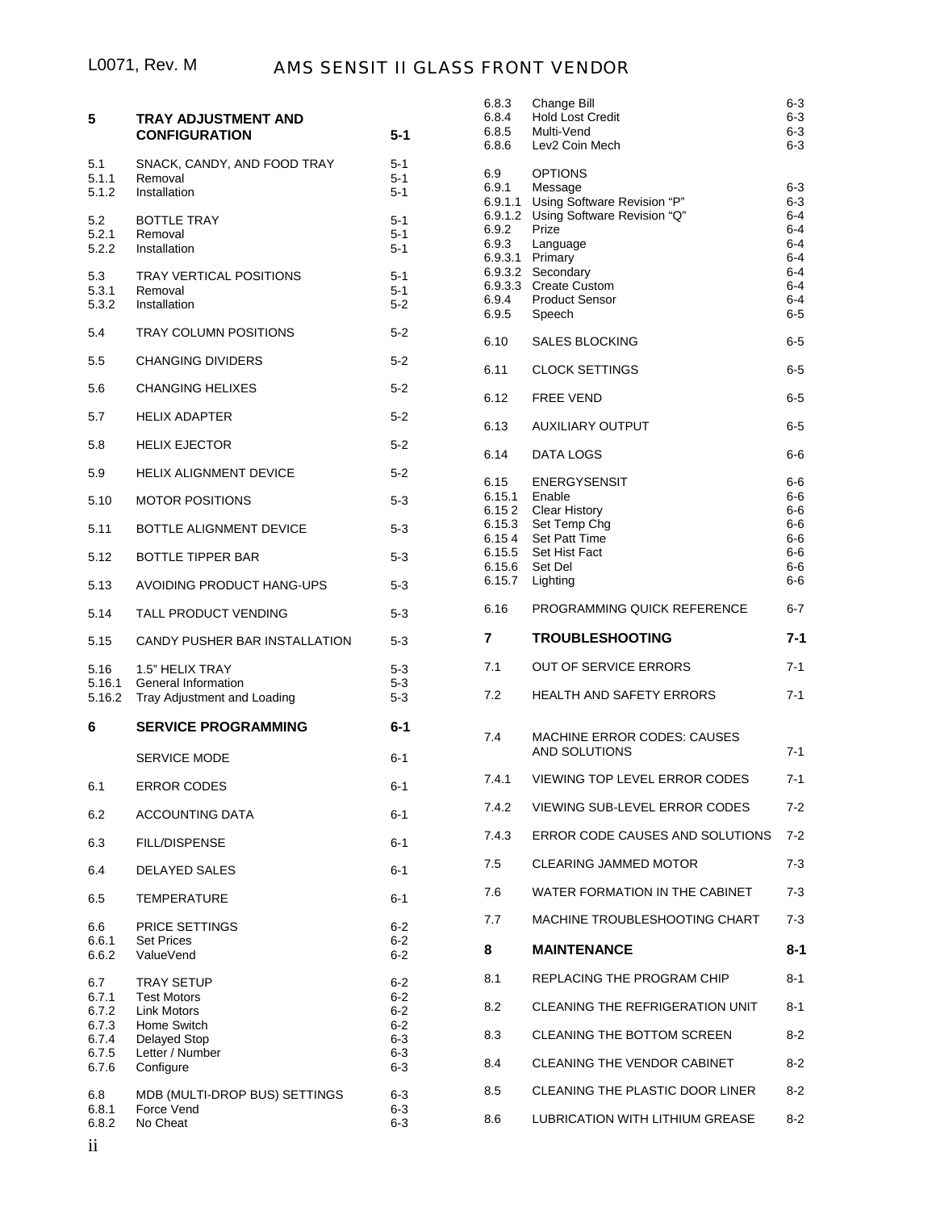| | | |
|---|---|---|
| **5** | **TRAY ADJUSTMENT AND CONFIGURATION** | **5-1** |
| 5.1 | SNACK, CANDY, AND FOOD TRAY | 5-1 |
| 5.1.1 | Removal | 5-1 |
| 5.1.2 | Installation | 5-1 |
| 5.2 | BOTTLE TRAY | 5-1 |
| 5.2.1 | Removal | 5-1 |
| 5.2.2 | Installation | 5-1 |
| 5.3 | TRAY VERTICAL POSITIONS | 5-1 |
| 5.3.1 | Removal | 5-1 |
| 5.3.2 | Installation | 5-2 |
| 5.4 | TRAY COLUMN POSITIONS | 5-2 |
| 5.5 | CHANGING DIVIDERS | 5-2 |
| 5.6 | CHANGING HELIXES | 5-2 |
| 5.7 | HELIX ADAPTER | 5-2 |
| 5.8 | HELIX EJECTOR | 5-2 |
| 5.9 | HELIX ALIGNMENT DEVICE | 5-2 |
| 5.10 | MOTOR POSITIONS | 5-3 |
| 5.11 | BOTTLE ALIGNMENT DEVICE | 5-3 |
| 5.12 | BOTTLE TIPPER BAR | 5-3 |
| 5.13 | AVOIDING PRODUCT HANG-UPS | 5-3 |
| 5.14 | TALL PRODUCT VENDING | 5-3 |
| 5.15 | CANDY PUSHER BAR INSTALLATION | 5-3 |
| 5.16 | 1.5" HELIX TRAY | 5-3 |
| 5.16.1 | General Information | 5-3 |
| 5.16.2 | Tray Adjustment and Loading | 5-3 |
| **6** | **SERVICE PROGRAMMING** | **6-1** |
| | SERVICE MODE | 6-1 |
| 6.1 | ERROR CODES | 6-1 |
| 6.2 | ACCOUNTING DATA | 6-1 |
| 6.3 | FILL/DISPENSE | 6-1 |
| 6.4 | DELAYED SALES | 6-1 |
| 6.5 | TEMPERATURE | 6-1 |
| 6.6 | PRICE SETTINGS | 6-2 |
| 6.6.1 | Set Prices | 6-2 |
| 6.6.2 | ValueVend | 6-2 |
| 6.7 | TRAY SETUP | 6-2 |
| 6.7.1 | Test Motors | 6-2 |
| 6.7.2 | Link Motors | 6-2 |
| 6.7.3 | Home Switch | 6-2 |
| 6.7.4 | Delayed Stop | 6-3 |
| 6.7.5 | Letter / Number | 6-3 |
| 6.7.6 | Configure | 6-3 |
| 6.8 | MDB (MULTI-DROP BUS) SETTINGS | 6-3 |
| 6.8.1 | Force Vend | 6-3 |
| 6.8.2 | No Cheat | 6-3 |
| 6.8.3 | Change Bill | 6-3 |
| 6.8.4 | Hold Lost Credit | 6-3 |
| 6.8.5 | Multi-Vend | 6-3 |
| 6.8.6 | Lev2 Coin Mech | 6-3 |
| 6.9 | OPTIONS | |
| 6.9.1 | Message | 6-3 |
| 6.9.1.1 | Using Software Revision "P" | 6-3 |
| 6.9.1.2 | Using Software Revision "Q" | 6-4 |
| 6.9.2 | Prize | 6-4 |
| 6.9.3 | Language | 6-4 |
| 6.9.3.1 | Primary | 6-4 |
| 6.9.3.2 | Secondary | 6-4 |
| 6.9.3.3 | Create Custom | 6-4 |
| 6.9.4 | Product Sensor | 6-4 |
| 6.9.5 | Speech | 6-5 |
| 6.10 | SALES BLOCKING | 6-5 |
| 6.11 | CLOCK SETTINGS | 6-5 |
| 6.12 | FREE VEND | 6-5 |
| 6.13 | AUXILIARY OUTPUT | 6-5 |
| 6.14 | DATA LOGS | 6-6 |
| 6.15 | ENERGYSENSIT | 6-6 |
| 6.15.1 | Enable | 6-6 |
| 6.15 2 | Clear History | 6-6 |
| 6.15.3 | Set Temp Chg | 6-6 |
| 6.15 4 | Set Patt Time | 6-6 |
| 6.15.5 | Set Hist Fact | 6-6 |
| 6.15.6 | Set Del | 6-6 |
| 6.15.7 | Lighting | 6-6 |
| 6.16 | PROGRAMMING QUICK REFERENCE | 6-7 |
| **7** | **TROUBLESHOOTING** | **7-1** |
| 7.1 | OUT OF SERVICE ERRORS | 7-1 |
| 7.2 | HEALTH AND SAFETY ERRORS | 7-1 |
| 7.4 | MACHINE ERROR CODES: CAUSES AND SOLUTIONS | 7-1 |
| 7.4.1 | VIEWING TOP LEVEL ERROR CODES | 7-1 |
| 7.4.2 | VIEWING SUB-LEVEL ERROR CODES | 7-2 |
| 7.4.3 | ERROR CODE CAUSES AND SOLUTIONS | 7-2 |
| 7.5 | CLEARING JAMMED MOTOR | 7-3 |
| 7.6 | WATER FORMATION IN THE CABINET | 7-3 |
| 7.7 | MACHINE TROUBLESHOOTING CHART | 7-3 |
| **8** | **MAINTENANCE** | **8-1** |
| 8.1 | REPLACING THE PROGRAM CHIP | 8-1 |
| 8.2 | CLEANING THE REFRIGERATION UNIT | 8-1 |
| 8.3 | CLEANING THE BOTTOM SCREEN | 8-2 |
| 8.4 | CLEANING THE VENDOR CABINET | 8-2 |
| 8.5 | CLEANING THE PLASTIC DOOR LINER | 8-2 |
| 8.6 | LUBRICATION WITH LITHIUM GREASE | 8-2 |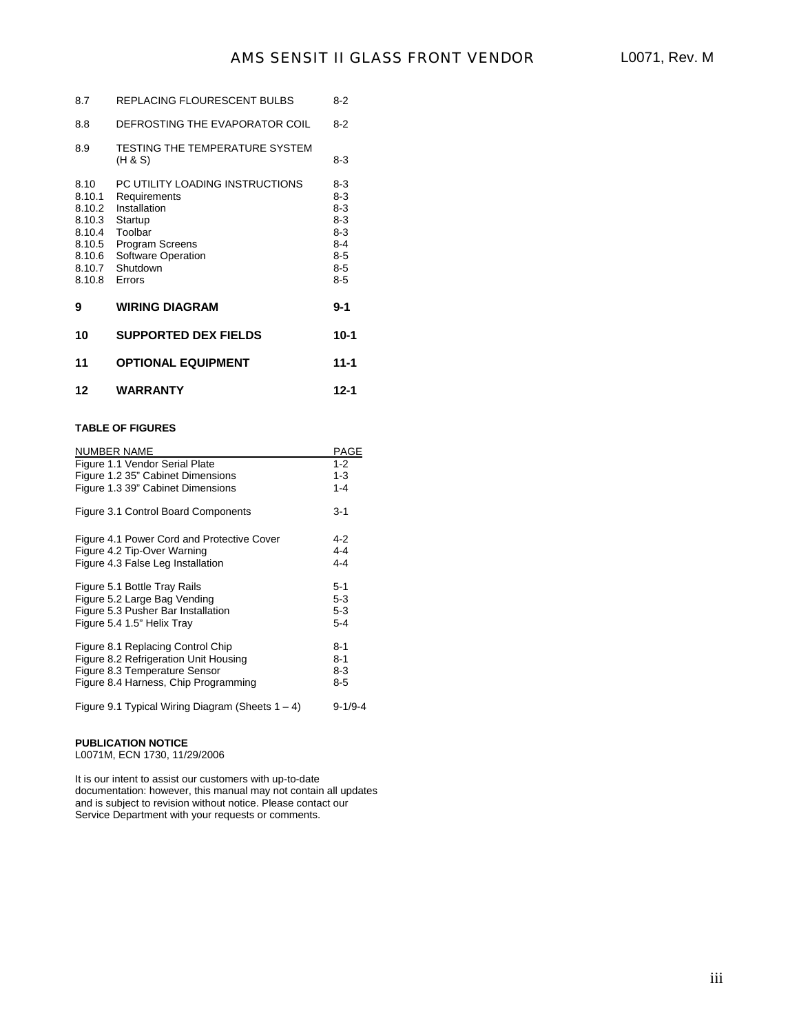| | | |
|---|---|---|
| 8.7 | REPLACING FLOURESCENT BULBS | 8-2 |
| 8.8 | DEFROSTING THE EVAPORATOR COIL | 8-2 |
| 8.9 | TESTING THE TEMPERATURE SYSTEM (H & S) | 8-3 |
| 8.10 | PC UTILITY LOADING INSTRUCTIONS | 8-3 |
| 8.10.1 | Requirements | 8-3 |
| 8.10.2 | Installation | 8-3 |
| 8.10.3 | Startup | 8-3 |
| 8.10.4 | Toolbar | 8-3 |
| 8.10.5 | Program Screens | 8-4 |
| 8.10.6 | Software Operation | 8-5 |
| 8.10.7 | Shutdown | 8-5 |
| 8.10.8 | Errors | 8-5 |
| **9** | **WIRING DIAGRAM** | **9-1** |
| **10** | **SUPPORTED DEX FIELDS** | **10-1** |
| **11** | **OPTIONAL EQUIPMENT** | **11-1** |
| **12** | **WARRANTY** | **12-1** |

**TABLE OF FIGURES**

| NUMBER NAME | PAGE |
|---|---|
| Figure 1.1 Vendor Serial Plate | 1-2 |
| Figure 1.2 35" Cabinet Dimensions | 1-3 |
| Figure 1.3 39" Cabinet Dimensions | 1-4 |
| Figure 3.1 Control Board Components | 3-1 |
| Figure 4.1 Power Cord and Protective Cover | 4-2 |
| Figure 4.2 Tip-Over Warning | 4-4 |
| Figure 4.3 False Leg Installation | 4-4 |
| Figure 5.1 Bottle Tray Rails | 5-1 |
| Figure 5.2 Large Bag Vending | 5-3 |
| Figure 5.3 Pusher Bar Installation | 5-3 |
| Figure 5.4 1.5" Helix Tray | 5-4 |
| Figure 8.1 Replacing Control Chip | 8-1 |
| Figure 8.2 Refrigeration Unit Housing | 8-1 |
| Figure 8.3 Temperature Sensor | 8-3 |
| Figure 8.4 Harness, Chip Programming | 8-5 |
| Figure 9.1 Typical Wiring Diagram (Sheets 1 – 4) | 9-1/9-4 |

**PUBLICATION NOTICE**
L0071M, ECN 1730, 11/29/2006

It is our intent to assist our customers with up-to-date documentation: however, this manual may not contain all updates and is subject to revision without notice. Please contact our Service Department with your requests or comments.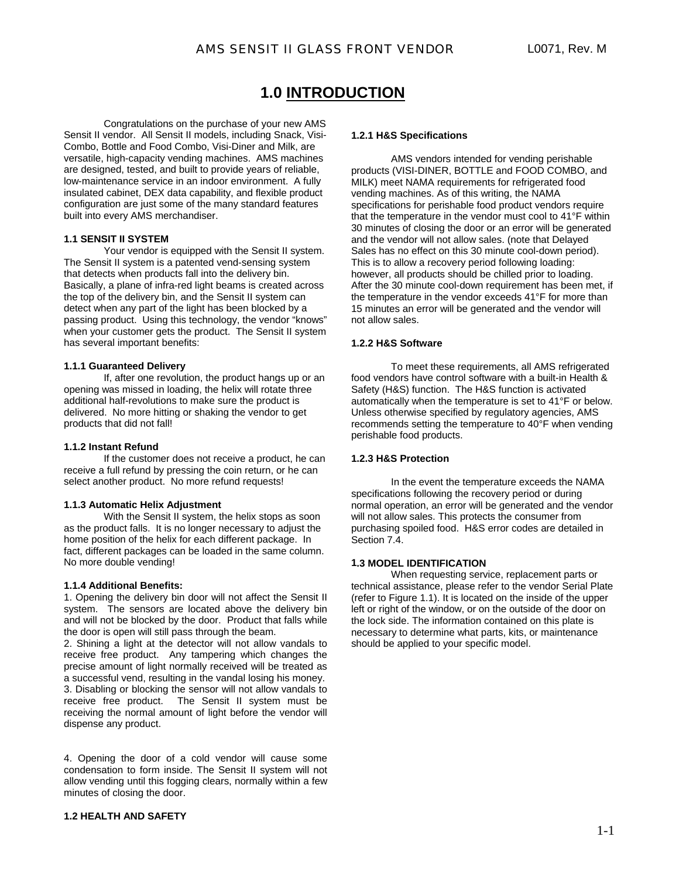# 1.0 INTRODUCTION

Congratulations on the purchase of your new AMS Sensit II vendor. All Sensit II models, including Snack, Visi-Combo, Bottle and Food Combo, Visi-Diner and Milk, are versatile, high-capacity vending machines. AMS machines are designed, tested, and built to provide years of reliable, low-maintenance service in an indoor environment. A fully insulated cabinet, DEX data capability, and flexible product configuration are just some of the many standard features built into every AMS merchandiser.

### 1.1 SENSIT II SYSTEM

Your vendor is equipped with the Sensit II system. The Sensit II system is a patented vend-sensing system that detects when products fall into the delivery bin. Basically, a plane of infra-red light beams is created across the top of the delivery bin, and the Sensit II system can detect when any part of the light has been blocked by a passing product. Using this technology, the vendor "knows" when your customer gets the product. The Sensit II system has several important benefits:

#### 1.1.1 Guaranteed Delivery

If, after one revolution, the product hangs up or an opening was missed in loading, the helix will rotate three additional half-revolutions to make sure the product is delivered. No more hitting or shaking the vendor to get products that did not fall!

#### 1.1.2 Instant Refund

If the customer does not receive a product, he can receive a full refund by pressing the coin return, or he can select another product. No more refund requests!

#### 1.1.3 Automatic Helix Adjustment

With the Sensit II system, the helix stops as soon as the product falls. It is no longer necessary to adjust the home position of the helix for each different package. In fact, different packages can be loaded in the same column. No more double vending!

#### 1.1.4 Additional Benefits:

1. Opening the delivery bin door will not affect the Sensit II system. The sensors are located above the delivery bin and will not be blocked by the door. Product that falls while the door is open will still pass through the beam.
2. Shining a light at the detector will not allow vandals to receive free product. Any tampering which changes the precise amount of light normally received will be treated as a successful vend, resulting in the vandal losing his money.
3. Disabling or blocking the sensor will not allow vandals to receive free product. The Sensit II system must be receiving the normal amount of light before the vendor will dispense any product.
4. Opening the door of a cold vendor will cause some condensation to form inside. The Sensit II system will not allow vending until this fogging clears, normally within a few minutes of closing the door.

### 1.2 HEALTH AND SAFETY

#### 1.2.1 H&S Specifications

AMS vendors intended for vending perishable products (VISI-DINER, BOTTLE and FOOD COMBO, and MILK) meet NAMA requirements for refrigerated food vending machines. As of this writing, the NAMA specifications for perishable food product vendors require that the temperature in the vendor must cool to 41°F within 30 minutes of closing the door or an error will be generated and the vendor will not allow sales. (note that Delayed Sales has no effect on this 30 minute cool-down period). This is to allow a recovery period following loading: however, all products should be chilled prior to loading. After the 30 minute cool-down requirement has been met, if the temperature in the vendor exceeds 41°F for more than 15 minutes an error will be generated and the vendor will not allow sales.

#### 1.2.2 H&S Software

To meet these requirements, all AMS refrigerated food vendors have control software with a built-in Health & Safety (H&S) function. The H&S function is activated automatically when the temperature is set to 41°F or below. Unless otherwise specified by regulatory agencies, AMS recommends setting the temperature to 40°F when vending perishable food products.

#### 1.2.3 H&S Protection

In the event the temperature exceeds the NAMA specifications following the recovery period or during normal operation, an error will be generated and the vendor will not allow sales. This protects the consumer from purchasing spoiled food. H&S error codes are detailed in Section 7.4.

### 1.3 MODEL IDENTIFICATION

When requesting service, replacement parts or technical assistance, please refer to the vendor Serial Plate (refer to Figure 1.1). It is located on the inside of the upper left or right of the window, or on the outside of the door on the lock side. The information contained on this plate is necessary to determine what parts, kits, or maintenance should be applied to your specific model.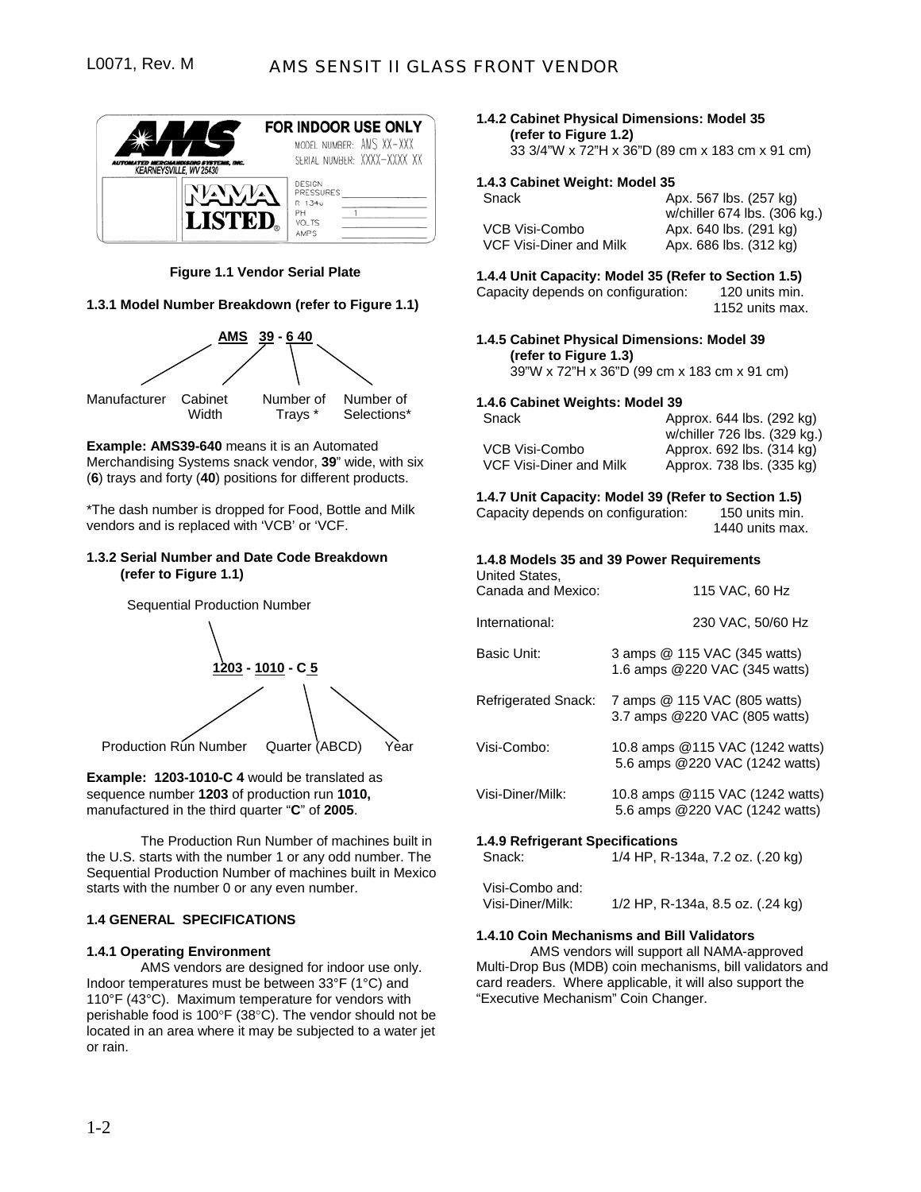FOR INDOOR USE ONLY

MODEL NUMBER: AMS XX-XXX
SERIAL NUMBER: XXXX-XXXX XX

AUTOMATED MERCHANDISING SYSTEMS, INC.
KEARNEYSVILLE, WV 25430

NAMA LISTED

DESIGN PRESSURES
R 134a
PH 1
VOLTS
AMPS

**Figure 1.1 Vendor Serial Plate**

**1.3.1 Model Number Breakdown (refer to Figure 1.1)**

**AMS 39 - 6 40**

Manufacturer — Cabinet Width — Number of Trays * — Number of Selections*

**Example: AMS39-640** means it is an Automated Merchandising Systems snack vendor, **39**" wide, with six (**6**) trays and forty (**40**) positions for different products.

*The dash number is dropped for Food, Bottle and Milk vendors and is replaced with 'VCB' or 'VCF.

**1.3.2 Serial Number and Date Code Breakdown (refer to Figure 1.1)**

Sequential Production Number

**1203 - 1010 - C 5**

Production Run Number — Quarter (ABCD) — Year

**Example: 1203-1010-C 4** would be translated as sequence number **1203** of production run **1010,** manufactured in the third quarter "**C**" of **2005**.

The Production Run Number of machines built in the U.S. starts with the number 1 or any odd number. The Sequential Production Number of machines built in Mexico starts with the number 0 or any even number.

**1.4 GENERAL SPECIFICATIONS**

**1.4.1 Operating Environment**

AMS vendors are designed for indoor use only. Indoor temperatures must be between 33°F (1°C) and 110°F (43°C). Maximum temperature for vendors with perishable food is 100°F (38°C). The vendor should not be located in an area where it may be subjected to a water jet or rain.

**1.4.2 Cabinet Physical Dimensions: Model 35 (refer to Figure 1.2)**

33 3/4"W x 72"H x 36"D (89 cm x 183 cm x 91 cm)

**1.4.3 Cabinet Weight: Model 35**

| | |
|---|---|
| Snack | Apx. 567 lbs. (257 kg) w/chiller 674 lbs. (306 kg.) |
| VCB Visi-Combo | Apx. 640 lbs. (291 kg) |
| VCF Visi-Diner and Milk | Apx. 686 lbs. (312 kg) |

**1.4.4 Unit Capacity: Model 35 (Refer to Section 1.5)**

Capacity depends on configuration: 120 units min. 1152 units max.

**1.4.5 Cabinet Physical Dimensions: Model 39 (refer to Figure 1.3)**

39"W x 72"H x 36"D (99 cm x 183 cm x 91 cm)

**1.4.6 Cabinet Weights: Model 39**

| | |
|---|---|
| Snack | Approx. 644 lbs. (292 kg) w/chiller 726 lbs. (329 kg.) |
| VCB Visi-Combo | Approx. 692 lbs. (314 kg) |
| VCF Visi-Diner and Milk | Approx. 738 lbs. (335 kg) |

**1.4.7 Unit Capacity: Model 39 (Refer to Section 1.5)**

Capacity depends on configuration: 150 units min. 1440 units max.

**1.4.8 Models 35 and 39 Power Requirements**

| | |
|---|---|
| United States, Canada and Mexico: | 115 VAC, 60 Hz |
| International: | 230 VAC, 50/60 Hz |
| Basic Unit: | 3 amps @ 115 VAC (345 watts) 1.6 amps @220 VAC (345 watts) |
| Refrigerated Snack: | 7 amps @ 115 VAC (805 watts) 3.7 amps @220 VAC (805 watts) |
| Visi-Combo: | 10.8 amps @115 VAC (1242 watts) 5.6 amps @220 VAC (1242 watts) |
| Visi-Diner/Milk: | 10.8 amps @115 VAC (1242 watts) 5.6 amps @220 VAC (1242 watts) |

**1.4.9 Refrigerant Specifications**

| | |
|---|---|
| Snack: | 1/4 HP, R-134a, 7.2 oz. (.20 kg) |
| Visi-Combo and: Visi-Diner/Milk: | 1/2 HP, R-134a, 8.5 oz. (.24 kg) |

**1.4.10 Coin Mechanisms and Bill Validators**

AMS vendors will support all NAMA-approved Multi-Drop Bus (MDB) coin mechanisms, bill validators and card readers. Where applicable, it will also support the "Executive Mechanism" Coin Changer.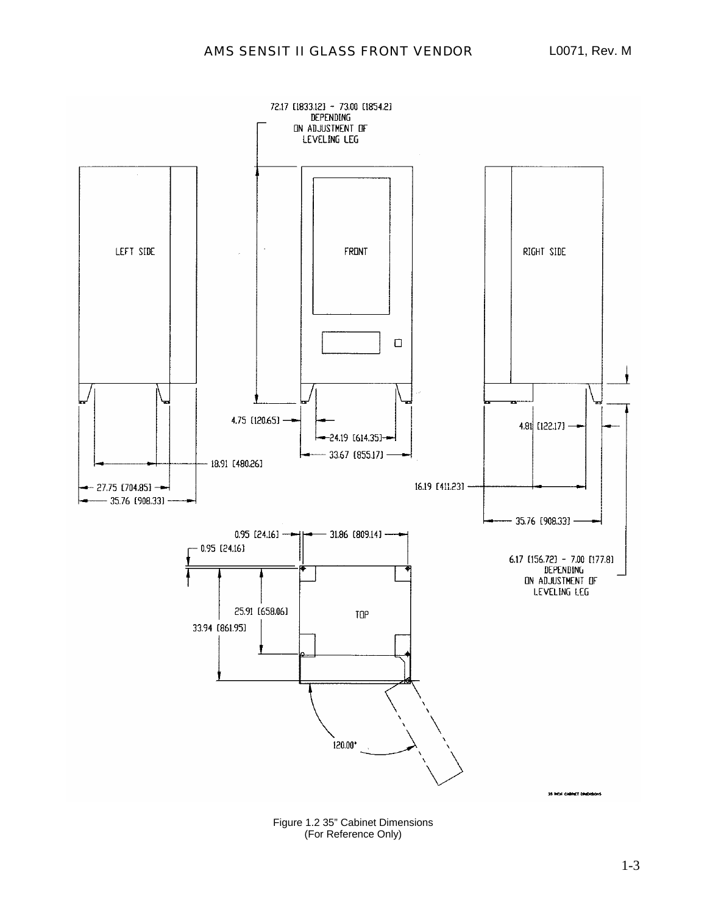72.17 [1833.12] - 73.00 [1854.2]
DEPENDING
ON ADJUSTMENT OF
LEVELING LEG

LEFT SIDE

FRONT

RIGHT SIDE

4.75 [120.65]

24.19 [614.35]

33.67 [855.17]

18.91 [480.26]

27.75 [704.85]

35.76 [908.33]

4.81 [122.17]

16.19 [411.23]

35.76 [908.33]

0.95 [24.16]

31.86 [809.14]

0.95 [24.16]

6.17 [156.72] - 7.00 [177.8]
DEPENDING
ON ADJUSTMENT OF
LEVELING LEG

25.91 [658.06]

33.94 [861.95]

TOP

120.00°

35 INCH CABINET DIMENSIONS

Figure 1.2 35" Cabinet Dimensions
(For Reference Only)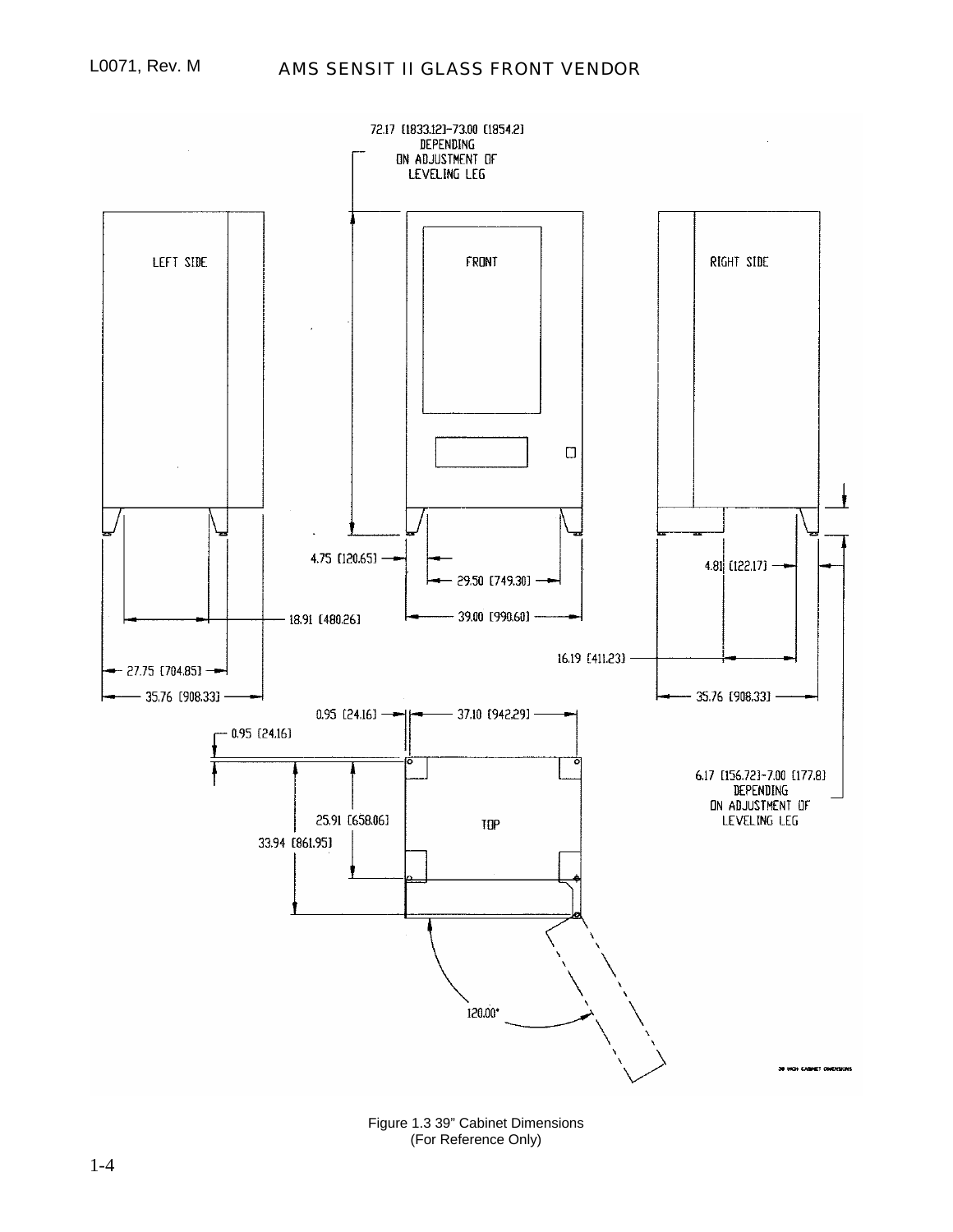72.17 [1833.12]-73.00 [1854.2]
DEPENDING
ON ADJUSTMENT OF
LEVELING LEG

LEFT SIDE

FRONT

RIGHT SIDE

4.75 [120.65]

29.50 [749.30]

4.81 [122.17]

18.91 [480.26]

39.00 [990.60]

16.19 [411.23]

27.75 [704.85]

35.76 [908.33]

35.76 [908.33]

0.95 [24.16]

37.10 [942.29]

0.95 [24.16]

6.17 [156.72]-7.00 [177.8]
DEPENDING
ON ADJUSTMENT OF
LEVELING LEG

25.91 [658.06]

TOP

33.94 [861.95]

120.00°

39 INCH CABINET DIMENSIONS

Figure 1.3 39" Cabinet Dimensions
(For Reference Only)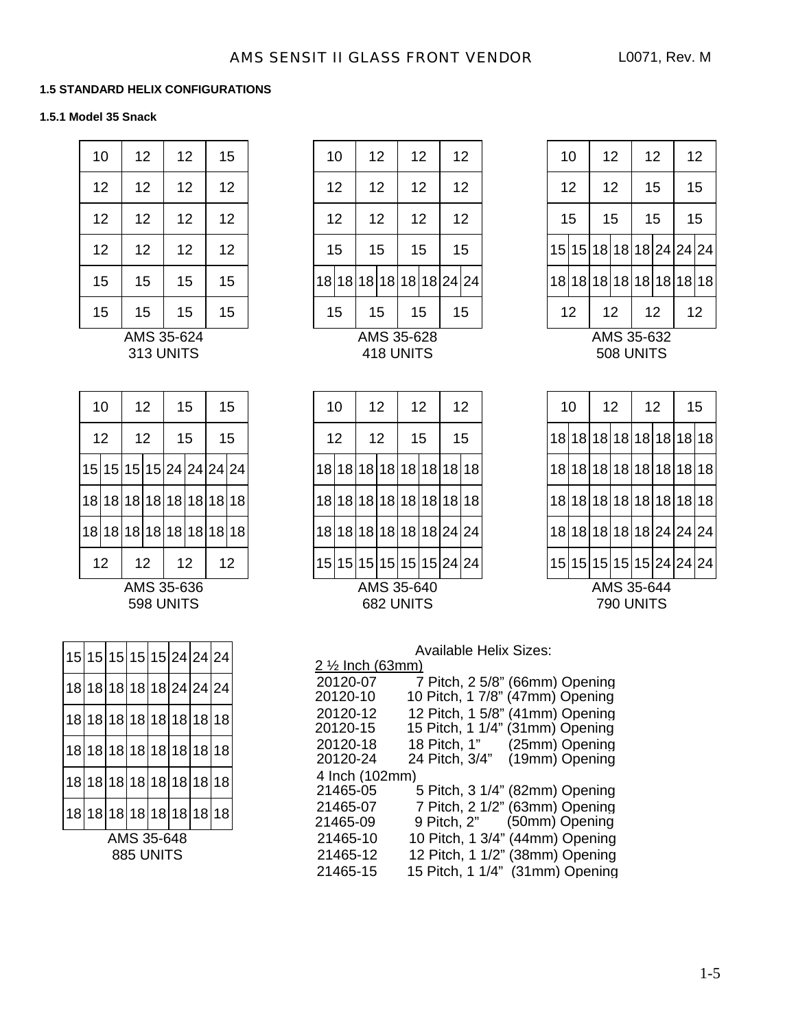### 1.5 STANDARD HELIX CONFIGURATIONS

#### 1.5.1 Model 35 Snack

**AMS 35-624 — 313 UNITS**

| | | | |
|---|---|---|---|
| 10 | 12 | 12 | 15 |
| 12 | 12 | 12 | 12 |
| 12 | 12 | 12 | 12 |
| 12 | 12 | 12 | 12 |
| 15 | 15 | 15 | 15 |
| 15 | 15 | 15 | 15 |

**AMS 35-628 — 418 UNITS**

| | | | | | | | |
|---|---|---|---|---|---|---|---|
| 10 | | 12 | | 12 | | 12 | |
| 12 | | 12 | | 12 | | 12 | |
| 12 | | 12 | | 12 | | 12 | |
| 15 | | 15 | | 15 | | 15 | |
| 18 | 18 | 18 | 18 | 18 | 18 | 24 | 24 |
| 15 | | 15 | | 15 | | 15 | |

**AMS 35-632 — 508 UNITS**

| | | | | | | | |
|---|---|---|---|---|---|---|---|
| 10 | | 12 | | 12 | | 12 | |
| 12 | | 12 | | 15 | | 15 | |
| 15 | | 15 | | 15 | | 15 | |
| 15 | 15 | 18 | 18 | 18 | 24 | 24 | 24 |
| 18 | 18 | 18 | 18 | 18 | 18 | 18 | 18 |
| 12 | | 12 | | 12 | | 12 | |

**AMS 35-636 — 598 UNITS**

| | | | | | | | |
|---|---|---|---|---|---|---|---|
| 10 | | 12 | | 15 | | 15 | |
| 12 | | 12 | | 15 | | 15 | |
| 15 | 15 | 15 | 15 | 24 | 24 | 24 | 24 |
| 18 | 18 | 18 | 18 | 18 | 18 | 18 | 18 |
| 18 | 18 | 18 | 18 | 18 | 18 | 18 | 18 |
| 12 | | 12 | | 12 | | 12 | |

**AMS 35-640 — 682 UNITS**

| | | | | | | | |
|---|---|---|---|---|---|---|---|
| 10 | | 12 | | 12 | | 12 | |
| 12 | | 12 | | 15 | | 15 | |
| 18 | 18 | 18 | 18 | 18 | 18 | 18 | 18 |
| 18 | 18 | 18 | 18 | 18 | 18 | 18 | 18 |
| 18 | 18 | 18 | 18 | 18 | 18 | 24 | 24 |
| 15 | 15 | 15 | 15 | 15 | 15 | 24 | 24 |

**AMS 35-644 — 790 UNITS**

| | | | | | | | |
|---|---|---|---|---|---|---|---|
| 10 | | 12 | | 12 | | 15 | |
| 18 | 18 | 18 | 18 | 18 | 18 | 18 | 18 |
| 18 | 18 | 18 | 18 | 18 | 18 | 18 | 18 |
| 18 | 18 | 18 | 18 | 18 | 18 | 18 | 18 |
| 18 | 18 | 18 | 18 | 18 | 24 | 24 | 24 |
| 15 | 15 | 15 | 15 | 15 | 24 | 24 | 24 |

**AMS 35-648 — 885 UNITS**

| | | | | | | | |
|---|---|---|---|---|---|---|---|
| 15 | 15 | 15 | 15 | 15 | 24 | 24 | 24 |
| 18 | 18 | 18 | 18 | 18 | 24 | 24 | 24 |
| 18 | 18 | 18 | 18 | 18 | 18 | 18 | 18 |
| 18 | 18 | 18 | 18 | 18 | 18 | 18 | 18 |
| 18 | 18 | 18 | 18 | 18 | 18 | 18 | 18 |
| 18 | 18 | 18 | 18 | 18 | 18 | 18 | 18 |

**Available Helix Sizes:**

2 ½ Inch (63mm)

| Part No. | Description |
|---|---|
| 20120-07 | 7 Pitch, 2 5/8" (66mm) Opening |
| 20120-10 | 10 Pitch, 1 7/8" (47mm) Opening |
| 20120-12 | 12 Pitch, 1 5/8" (41mm) Opening |
| 20120-15 | 15 Pitch, 1 1/4" (31mm) Opening |
| 20120-18 | 18 Pitch, 1" (25mm) Opening |
| 20120-24 | 24 Pitch, 3/4" (19mm) Opening |

4 Inch (102mm)

| Part No. | Description |
|---|---|
| 21465-05 | 5 Pitch, 3 1/4" (82mm) Opening |
| 21465-07 | 7 Pitch, 2 1/2" (63mm) Opening |
| 21465-09 | 9 Pitch, 2" (50mm) Opening |
| 21465-10 | 10 Pitch, 1 3/4" (44mm) Opening |
| 21465-12 | 12 Pitch, 1 1/2" (38mm) Opening |
| 21465-15 | 15 Pitch, 1 1/4" (31mm) Opening |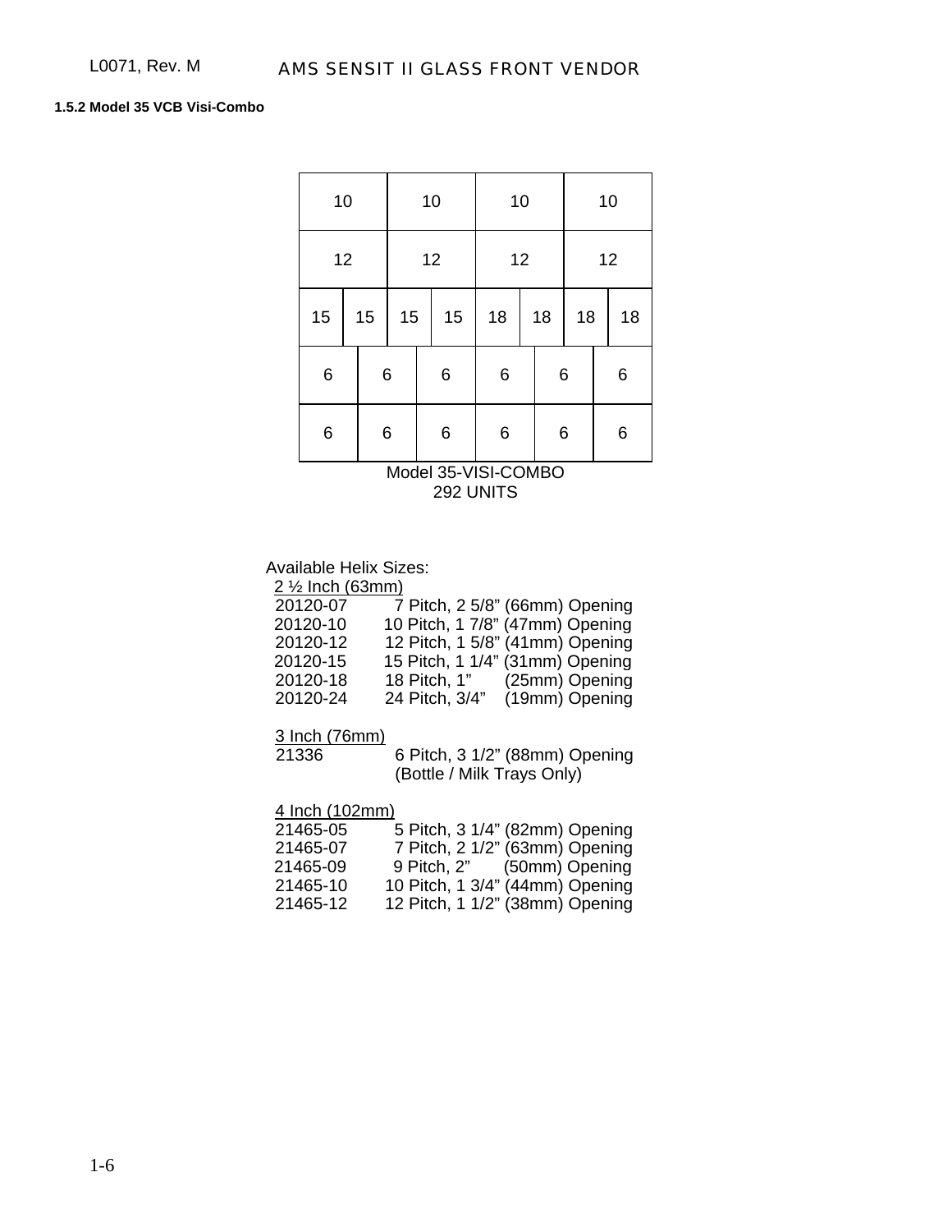#### 1.5.2 Model 35 VCB Visi-Combo

| 10 | | 10 | | 10 | | 10 | |
|---|---|---|---|---|---|---|---|
| 12 | | 12 | | 12 | | 12 | |
| 15 | 15 | 15 | 15 | 18 | 18 | 18 | 18 |

| 6 | 6 | 6 | 6 | 6 | 6 |
|---|---|---|---|---|---|
| 6 | 6 | 6 | 6 | 6 | 6 |

Model 35-VISI-COMBO
292 UNITS

Available Helix Sizes:

2 ½ Inch (63mm)

| Part No. | Pitch / Opening |
|---|---|
| 20120-07 | 7 Pitch, 2 5/8" (66mm) Opening |
| 20120-10 | 10 Pitch, 1 7/8" (47mm) Opening |
| 20120-12 | 12 Pitch, 1 5/8" (41mm) Opening |
| 20120-15 | 15 Pitch, 1 1/4" (31mm) Opening |
| 20120-18 | 18 Pitch, 1" (25mm) Opening |
| 20120-24 | 24 Pitch, 3/4" (19mm) Opening |

3 Inch (76mm)

| Part No. | Pitch / Opening |
|---|---|
| 21336 | 6 Pitch, 3 1/2" (88mm) Opening (Bottle / Milk Trays Only) |

4 Inch (102mm)

| Part No. | Pitch / Opening |
|---|---|
| 21465-05 | 5 Pitch, 3 1/4" (82mm) Opening |
| 21465-07 | 7 Pitch, 2 1/2" (63mm) Opening |
| 21465-09 | 9 Pitch, 2" (50mm) Opening |
| 21465-10 | 10 Pitch, 1 3/4" (44mm) Opening |
| 21465-12 | 12 Pitch, 1 1/2" (38mm) Opening |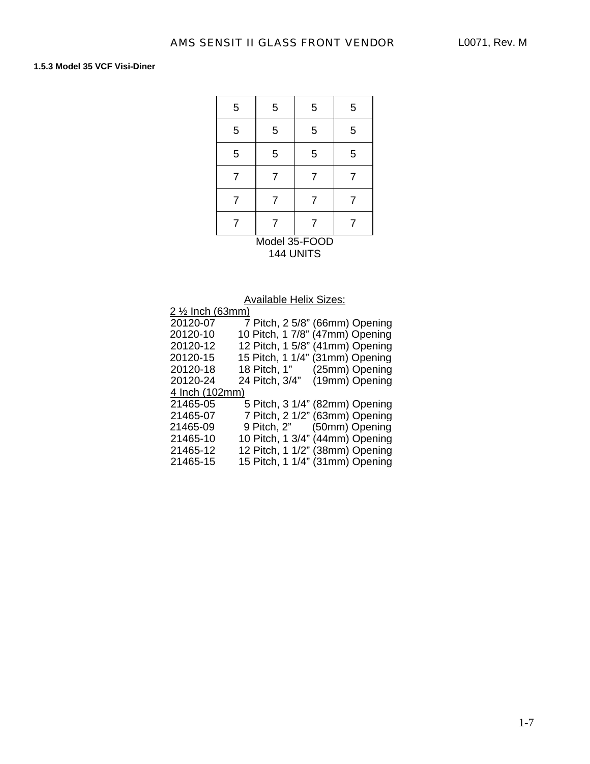### 1.5.3 Model 35 VCF Visi-Diner

| 5 | 5 | 5 | 5 |
|---|---|---|---|
| 5 | 5 | 5 | 5 |
| 5 | 5 | 5 | 5 |
| 7 | 7 | 7 | 7 |
| 7 | 7 | 7 | 7 |
| 7 | 7 | 7 | 7 |

Model 35-FOOD
144 UNITS

Available Helix Sizes:

2 ½ Inch (63mm)

| Part | Description |
|---|---|
| 20120-07 | 7 Pitch, 2 5/8” (66mm) Opening |
| 20120-10 | 10 Pitch, 1 7/8” (47mm) Opening |
| 20120-12 | 12 Pitch, 1 5/8” (41mm) Opening |
| 20120-15 | 15 Pitch, 1 1/4” (31mm) Opening |
| 20120-18 | 18 Pitch, 1” (25mm) Opening |
| 20120-24 | 24 Pitch, 3/4” (19mm) Opening |

4 Inch (102mm)

| Part | Description |
|---|---|
| 21465-05 | 5 Pitch, 3 1/4” (82mm) Opening |
| 21465-07 | 7 Pitch, 2 1/2” (63mm) Opening |
| 21465-09 | 9 Pitch, 2” (50mm) Opening |
| 21465-10 | 10 Pitch, 1 3/4” (44mm) Opening |
| 21465-12 | 12 Pitch, 1 1/2” (38mm) Opening |
| 21465-15 | 15 Pitch, 1 1/4” (31mm) Opening |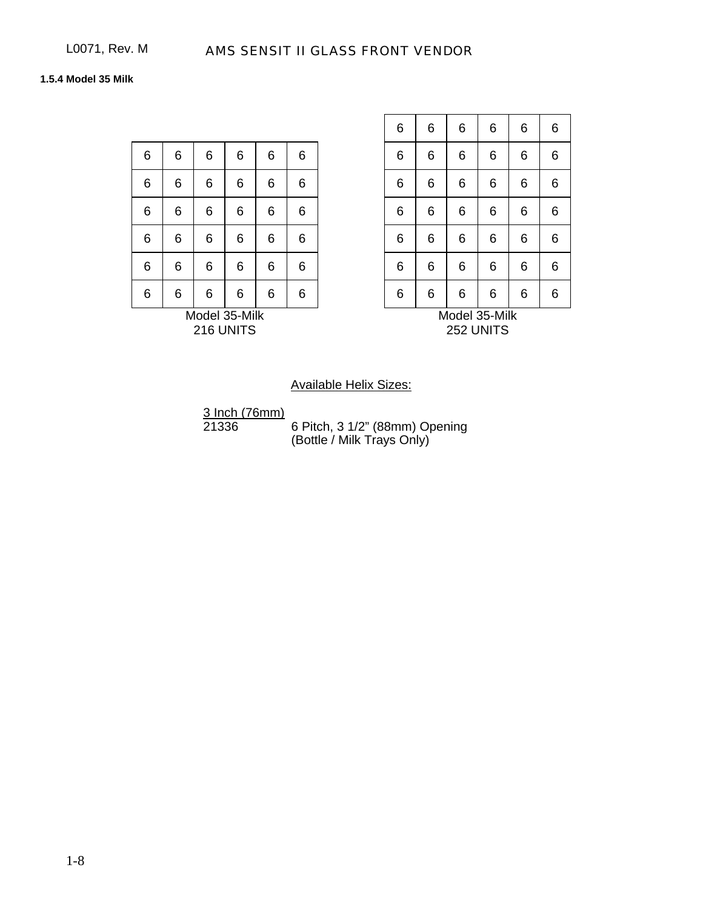### 1.5.4 Model 35 Milk

| | | | | | |
|---|---|---|---|---|---|
| 6 | 6 | 6 | 6 | 6 | 6 |
| 6 | 6 | 6 | 6 | 6 | 6 |
| 6 | 6 | 6 | 6 | 6 | 6 |
| 6 | 6 | 6 | 6 | 6 | 6 |
| 6 | 6 | 6 | 6 | 6 | 6 |
| 6 | 6 | 6 | 6 | 6 | 6 |

Model 35-Milk
216 UNITS

| | | | | | |
|---|---|---|---|---|---|
| 6 | 6 | 6 | 6 | 6 | 6 |
| 6 | 6 | 6 | 6 | 6 | 6 |
| 6 | 6 | 6 | 6 | 6 | 6 |
| 6 | 6 | 6 | 6 | 6 | 6 |
| 6 | 6 | 6 | 6 | 6 | 6 |
| 6 | 6 | 6 | 6 | 6 | 6 |
| 6 | 6 | 6 | 6 | 6 | 6 |

Model 35-Milk
252 UNITS

Available Helix Sizes:

3 Inch (76mm)

21336 — 6 Pitch, 3 1/2" (88mm) Opening (Bottle / Milk Trays Only)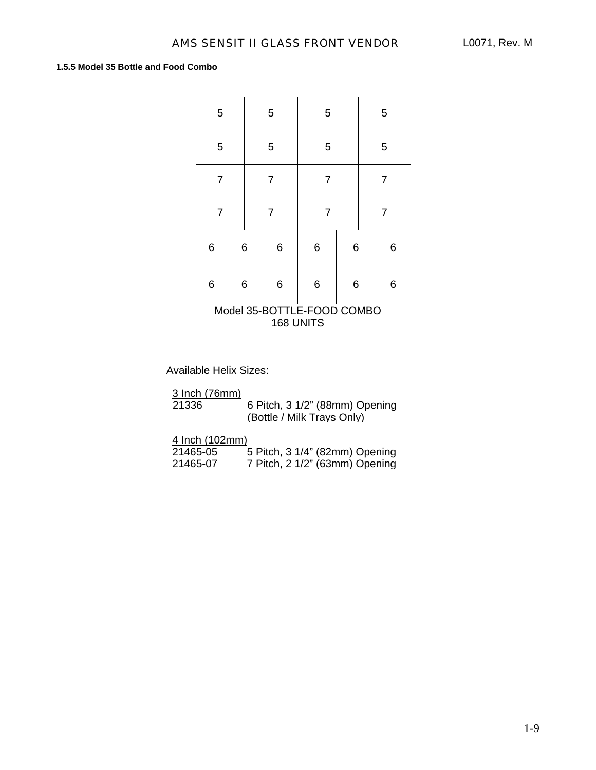### 1.5.5 Model 35 Bottle and Food Combo

| 5 | 5 | 5 | 5 | | |
|---|---|---|---|---|---|
| 5 | 5 | 5 | 5 | | |
| 7 | 7 | 7 | 7 | | |
| 7 | 7 | 7 | 7 | | |
| 6 | 6 | 6 | 6 | 6 | 6 |
| 6 | 6 | 6 | 6 | 6 | 6 |

Model 35-BOTTLE-FOOD COMBO
168 UNITS

Available Helix Sizes:

<u>3 Inch (76mm)</u>

| | |
|---|---|
| 21336 | 6 Pitch, 3 1/2" (88mm) Opening (Bottle / Milk Trays Only) |

<u>4 Inch (102mm)</u>

| | |
|---|---|
| 21465-05 | 5 Pitch, 3 1/4" (82mm) Opening |
| 21465-07 | 7 Pitch, 2 1/2" (63mm) Opening |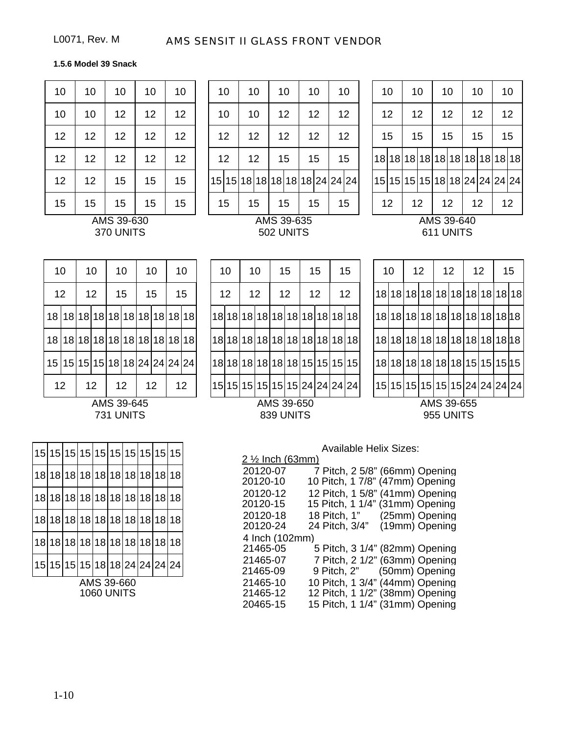### 1.5.6 Model 39 Snack

**AMS 39-630 — 370 UNITS**

| | | | | |
|---|---|---|---|---|
| 10 | 10 | 10 | 10 | 10 |
| 10 | 10 | 12 | 12 | 12 |
| 12 | 12 | 12 | 12 | 12 |
| 12 | 12 | 12 | 12 | 12 |
| 12 | 12 | 15 | 15 | 15 |
| 15 | 15 | 15 | 15 | 15 |

**AMS 39-635 — 502 UNITS**

| | | | | | | | | | |
|---|---|---|---|---|---|---|---|---|---|
| 10 | | 10 | | 10 | | 10 | | 10 | |
| 10 | | 10 | | 12 | | 12 | | 12 | |
| 12 | | 12 | | 12 | | 12 | | 12 | |
| 12 | | 12 | | 15 | | 15 | | 15 | |
| 15 | 15 | 18 | 18 | 18 | 18 | 18 | 24 | 24 | 24 |
| 15 | | 15 | | 15 | | 15 | | 15 | |

**AMS 39-640 — 611 UNITS**

| | | | | | | | | | |
|---|---|---|---|---|---|---|---|---|---|
| 10 | | 10 | | 10 | | 10 | | 10 | |
| 12 | | 12 | | 12 | | 12 | | 12 | |
| 15 | | 15 | | 15 | | 15 | | 15 | |
| 18 | 18 | 18 | 18 | 18 | 18 | 18 | 18 | 18 | 18 |
| 15 | 15 | 15 | 15 | 18 | 18 | 24 | 24 | 24 | 24 |
| 12 | | 12 | | 12 | | 12 | | 12 | |

**AMS 39-645 — 731 UNITS**

| | | | | | | | | | |
|---|---|---|---|---|---|---|---|---|---|
| 10 | | 10 | | 10 | | 10 | | 10 | |
| 12 | | 12 | | 15 | | 15 | | 15 | |
| 18 | 18 | 18 | 18 | 18 | 18 | 18 | 18 | 18 | 18 |
| 18 | 18 | 18 | 18 | 18 | 18 | 18 | 18 | 18 | 18 |
| 15 | 15 | 15 | 15 | 18 | 18 | 24 | 24 | 24 | 24 |
| 12 | | 12 | | 12 | | 12 | | 12 | |

**AMS 39-650 — 839 UNITS**

| | | | | | | | | | |
|---|---|---|---|---|---|---|---|---|---|
| 10 | | 10 | | 15 | | 15 | | 15 | |
| 12 | | 12 | | 12 | | 12 | | 12 | |
| 18 | 18 | 18 | 18 | 18 | 18 | 18 | 18 | 18 | 18 |
| 18 | 18 | 18 | 18 | 18 | 18 | 18 | 18 | 18 | 18 |
| 18 | 18 | 18 | 18 | 18 | 18 | 15 | 15 | 15 | 15 |
| 15 | 15 | 15 | 15 | 15 | 15 | 24 | 24 | 24 | 24 |

**AMS 39-655 — 955 UNITS**

| | | | | | | | | | |
|---|---|---|---|---|---|---|---|---|---|
| 10 | | 12 | | 12 | | 12 | | 15 | |
| 18 | 18 | 18 | 18 | 18 | 18 | 18 | 18 | 18 | 18 |
| 18 | 18 | 18 | 18 | 18 | 18 | 18 | 18 | 18 | 18 |
| 18 | 18 | 18 | 18 | 18 | 18 | 18 | 18 | 18 | 18 |
| 18 | 18 | 18 | 18 | 18 | 18 | 15 | 15 | 15 | 15 |
| 15 | 15 | 15 | 15 | 15 | 15 | 24 | 24 | 24 | 24 |

**AMS 39-660 — 1060 UNITS**

| | | | | | | | | | |
|---|---|---|---|---|---|---|---|---|---|
| 15 | 15 | 15 | 15 | 15 | 15 | 15 | 15 | 15 | 15 |
| 18 | 18 | 18 | 18 | 18 | 18 | 18 | 18 | 18 | 18 |
| 18 | 18 | 18 | 18 | 18 | 18 | 18 | 18 | 18 | 18 |
| 18 | 18 | 18 | 18 | 18 | 18 | 18 | 18 | 18 | 18 |
| 18 | 18 | 18 | 18 | 18 | 18 | 18 | 18 | 18 | 18 |
| 15 | 15 | 15 | 15 | 18 | 18 | 24 | 24 | 24 | 24 |

Available Helix Sizes:

<u>2 ½ Inch (63mm)</u>

| Part No. | Description |
|---|---|
| 20120-07 | 7 Pitch, 2 5/8" (66mm) Opening |
| 20120-10 | 10 Pitch, 1 7/8" (47mm) Opening |
| 20120-12 | 12 Pitch, 1 5/8" (41mm) Opening |
| 20120-15 | 15 Pitch, 1 1/4" (31mm) Opening |
| 20120-18 | 18 Pitch, 1" (25mm) Opening |
| 20120-24 | 24 Pitch, 3/4" (19mm) Opening |

4 Inch (102mm)

| Part No. | Description |
|---|---|
| 21465-05 | 5 Pitch, 3 1/4" (82mm) Opening |
| 21465-07 | 7 Pitch, 2 1/2" (63mm) Opening |
| 21465-09 | 9 Pitch, 2" (50mm) Opening |
| 21465-10 | 10 Pitch, 1 3/4" (44mm) Opening |
| 21465-12 | 12 Pitch, 1 1/2" (38mm) Opening |
| 20465-15 | 15 Pitch, 1 1/4" (31mm) Opening |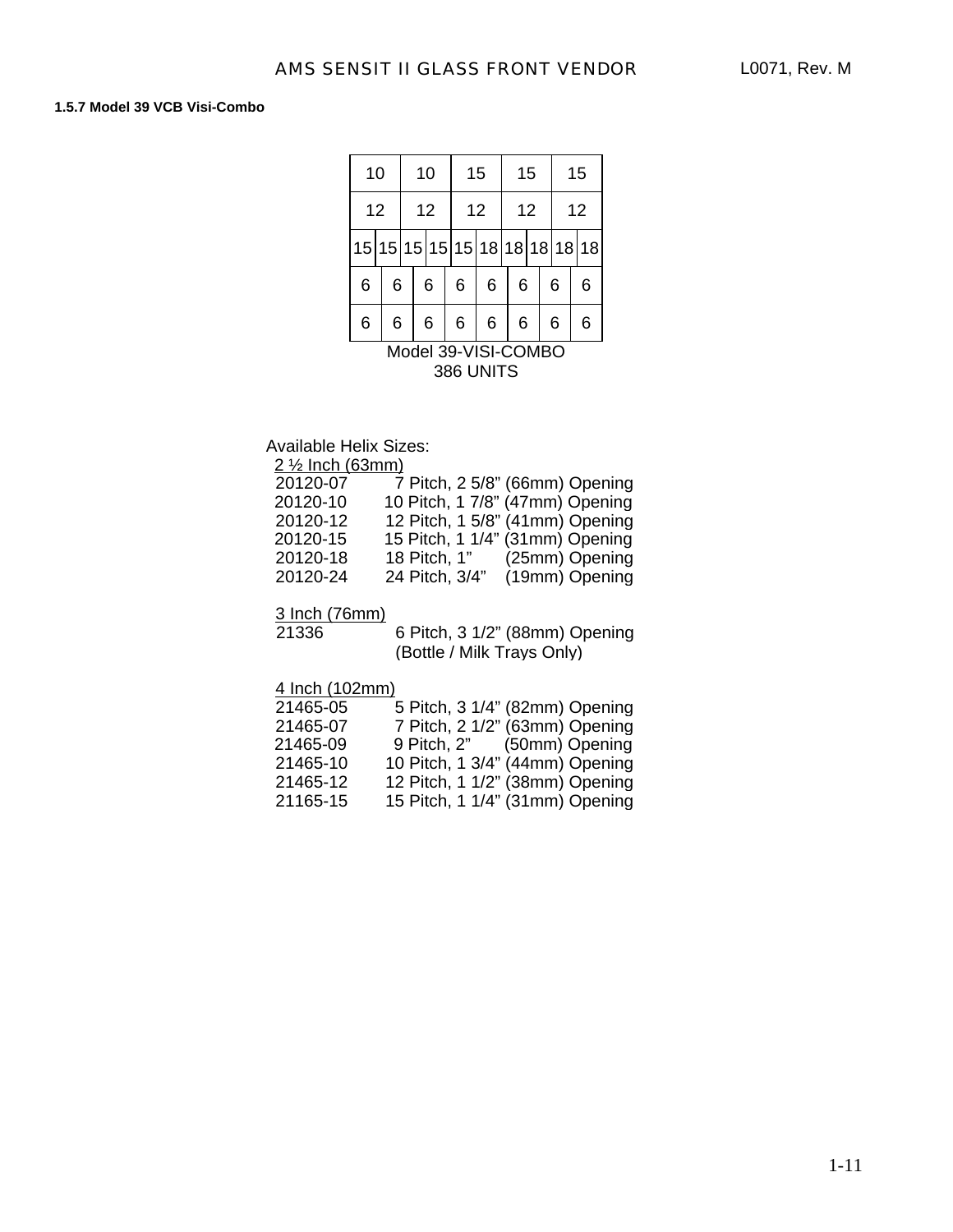### 1.5.7 Model 39 VCB Visi-Combo

| | | | | | | | | | |
|---|---|---|---|---|---|---|---|---|---|
| 10 | | 10 | | 15 | | 15 | | 15 | |
| 12 | | 12 | | 12 | | 12 | | 12 | |
| 15 | 15 | 15 | 15 | 15 | 18 | 18 | 18 | 18 | 18 |
| 6 | 6 | 6 | 6 | 6 | 6 | 6 | 6 | | |
| 6 | 6 | 6 | 6 | 6 | 6 | 6 | 6 | | |

Model 39-VISI-COMBO
386 UNITS

Available Helix Sizes:

2 ½ Inch (63mm)

| | |
|---|---|
| 20120-07 | 7 Pitch, 2 5/8" (66mm) Opening |
| 20120-10 | 10 Pitch, 1 7/8" (47mm) Opening |
| 20120-12 | 12 Pitch, 1 5/8" (41mm) Opening |
| 20120-15 | 15 Pitch, 1 1/4" (31mm) Opening |
| 20120-18 | 18 Pitch, 1" (25mm) Opening |
| 20120-24 | 24 Pitch, 3/4" (19mm) Opening |

3 Inch (76mm)

| | |
|---|---|
| 21336 | 6 Pitch, 3 1/2" (88mm) Opening (Bottle / Milk Trays Only) |

4 Inch (102mm)

| | |
|---|---|
| 21465-05 | 5 Pitch, 3 1/4" (82mm) Opening |
| 21465-07 | 7 Pitch, 2 1/2" (63mm) Opening |
| 21465-09 | 9 Pitch, 2" (50mm) Opening |
| 21465-10 | 10 Pitch, 1 3/4" (44mm) Opening |
| 21465-12 | 12 Pitch, 1 1/2" (38mm) Opening |
| 21165-15 | 15 Pitch, 1 1/4" (31mm) Opening |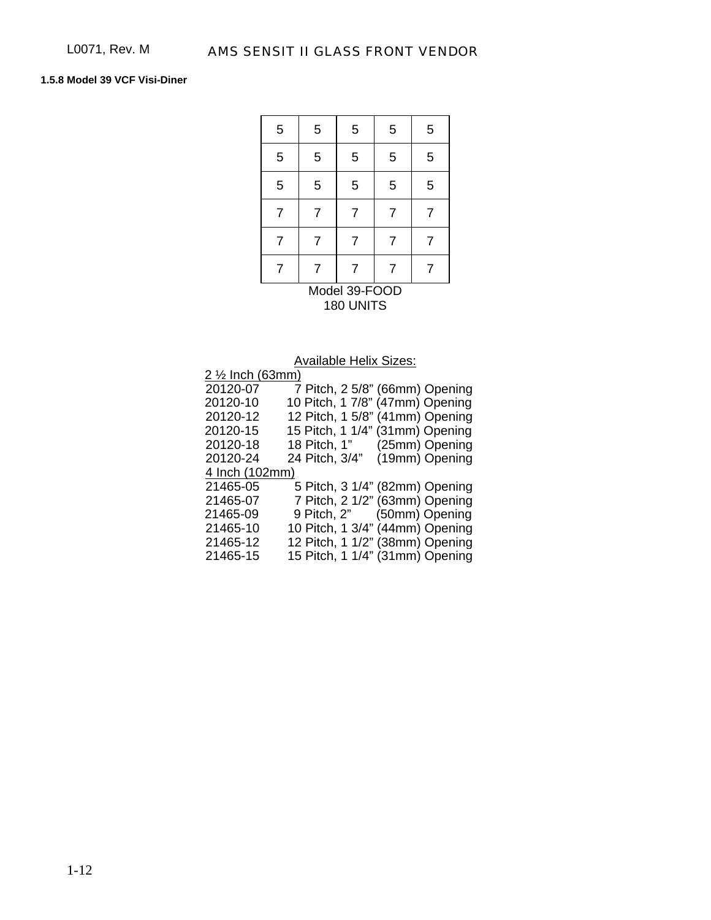### 1.5.8 Model 39 VCF Visi-Diner

| | | | | |
|---|---|---|---|---|
| 5 | 5 | 5 | 5 | 5 |
| 5 | 5 | 5 | 5 | 5 |
| 5 | 5 | 5 | 5 | 5 |
| 7 | 7 | 7 | 7 | 7 |
| 7 | 7 | 7 | 7 | 7 |
| 7 | 7 | 7 | 7 | 7 |

Model 39-FOOD
180 UNITS

Available Helix Sizes:

2 ½ Inch (63mm)

| Part No. | Description |
|---|---|
| 20120-07 | 7 Pitch, 2 5/8" (66mm) Opening |
| 20120-10 | 10 Pitch, 1 7/8" (47mm) Opening |
| 20120-12 | 12 Pitch, 1 5/8" (41mm) Opening |
| 20120-15 | 15 Pitch, 1 1/4" (31mm) Opening |
| 20120-18 | 18 Pitch, 1" (25mm) Opening |
| 20120-24 | 24 Pitch, 3/4" (19mm) Opening |

4 Inch (102mm)

| Part No. | Description |
|---|---|
| 21465-05 | 5 Pitch, 3 1/4" (82mm) Opening |
| 21465-07 | 7 Pitch, 2 1/2" (63mm) Opening |
| 21465-09 | 9 Pitch, 2" (50mm) Opening |
| 21465-10 | 10 Pitch, 1 3/4" (44mm) Opening |
| 21465-12 | 12 Pitch, 1 1/2" (38mm) Opening |
| 21465-15 | 15 Pitch, 1 1/4" (31mm) Opening |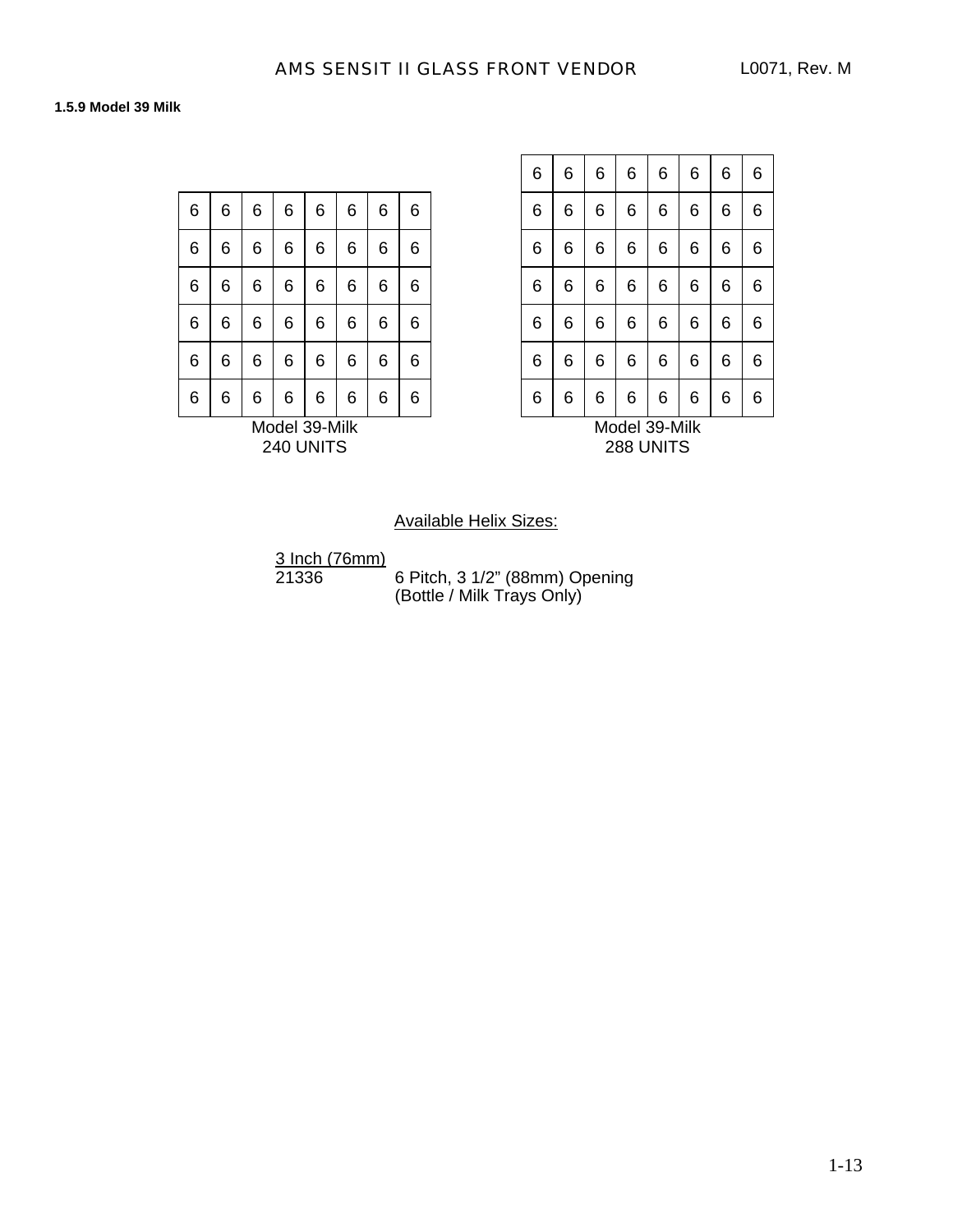### 1.5.9 Model 39 Milk

| 6 | 6 | 6 | 6 | 6 | 6 | 6 | 6 |
|---|---|---|---|---|---|---|---|
| 6 | 6 | 6 | 6 | 6 | 6 | 6 | 6 |
| 6 | 6 | 6 | 6 | 6 | 6 | 6 | 6 |
| 6 | 6 | 6 | 6 | 6 | 6 | 6 | 6 |
| 6 | 6 | 6 | 6 | 6 | 6 | 6 | 6 |
| 6 | 6 | 6 | 6 | 6 | 6 | 6 | 6 |

Model 39-Milk
240 UNITS

| 6 | 6 | 6 | 6 | 6 | 6 | 6 | 6 |
|---|---|---|---|---|---|---|---|
| 6 | 6 | 6 | 6 | 6 | 6 | 6 | 6 |
| 6 | 6 | 6 | 6 | 6 | 6 | 6 | 6 |
| 6 | 6 | 6 | 6 | 6 | 6 | 6 | 6 |
| 6 | 6 | 6 | 6 | 6 | 6 | 6 | 6 |
| 6 | 6 | 6 | 6 | 6 | 6 | 6 | 6 |
| 6 | 6 | 6 | 6 | 6 | 6 | 6 | 6 |

Model 39-Milk
288 UNITS

Available Helix Sizes:

3 Inch (76mm)
21336 6 Pitch, 3 1/2" (88mm) Opening
(Bottle / Milk Trays Only)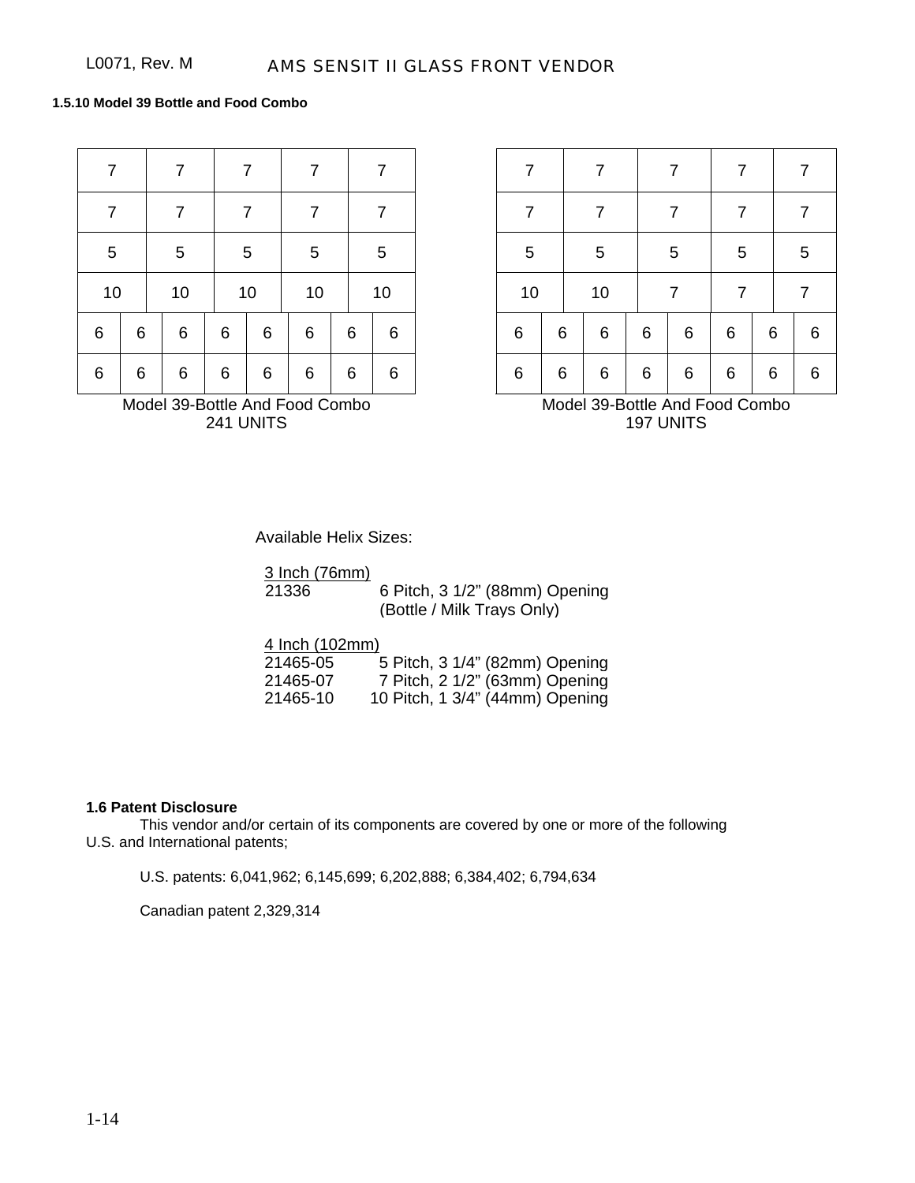### 1.5.10 Model 39 Bottle and Food Combo

| | | | | | | | |
|---|---|---|---|---|---|---|---|
| 7 | | 7 | 7 | | 7 | 7 | |
| 7 | | 7 | 7 | | 7 | 7 | |
| 5 | | 5 | 5 | | 5 | 5 | |
| 10 | | 10 | 10 | | 10 | 10 | |
| 6 | 6 | 6 | 6 | 6 | 6 | 6 | 6 |
| 6 | 6 | 6 | 6 | 6 | 6 | 6 | 6 |

Model 39-Bottle And Food Combo
241 UNITS

| | | | | | | | |
|---|---|---|---|---|---|---|---|
| 7 | | 7 | 7 | | 7 | 7 | |
| 7 | | 7 | 7 | | 7 | 7 | |
| 5 | | 5 | 5 | | 5 | 5 | |
| 10 | | 10 | 7 | | 7 | 7 | |
| 6 | 6 | 6 | 6 | 6 | 6 | 6 | 6 |
| 6 | 6 | 6 | 6 | 6 | 6 | 6 | 6 |

Model 39-Bottle And Food Combo
197 UNITS

Available Helix Sizes:

3 Inch (76mm)

| | |
|---|---|
| 21336 | 6 Pitch, 3 1/2" (88mm) Opening (Bottle / Milk Trays Only) |

4 Inch (102mm)

| | |
|---|---|
| 21465-05 | 5 Pitch, 3 1/4" (82mm) Opening |
| 21465-07 | 7 Pitch, 2 1/2" (63mm) Opening |
| 21465-10 | 10 Pitch, 1 3/4" (44mm) Opening |

## 1.6 Patent Disclosure

This vendor and/or certain of its components are covered by one or more of the following U.S. and International patents;

U.S. patents: 6,041,962; 6,145,699; 6,202,888; 6,384,402; 6,794,634

Canadian patent 2,329,314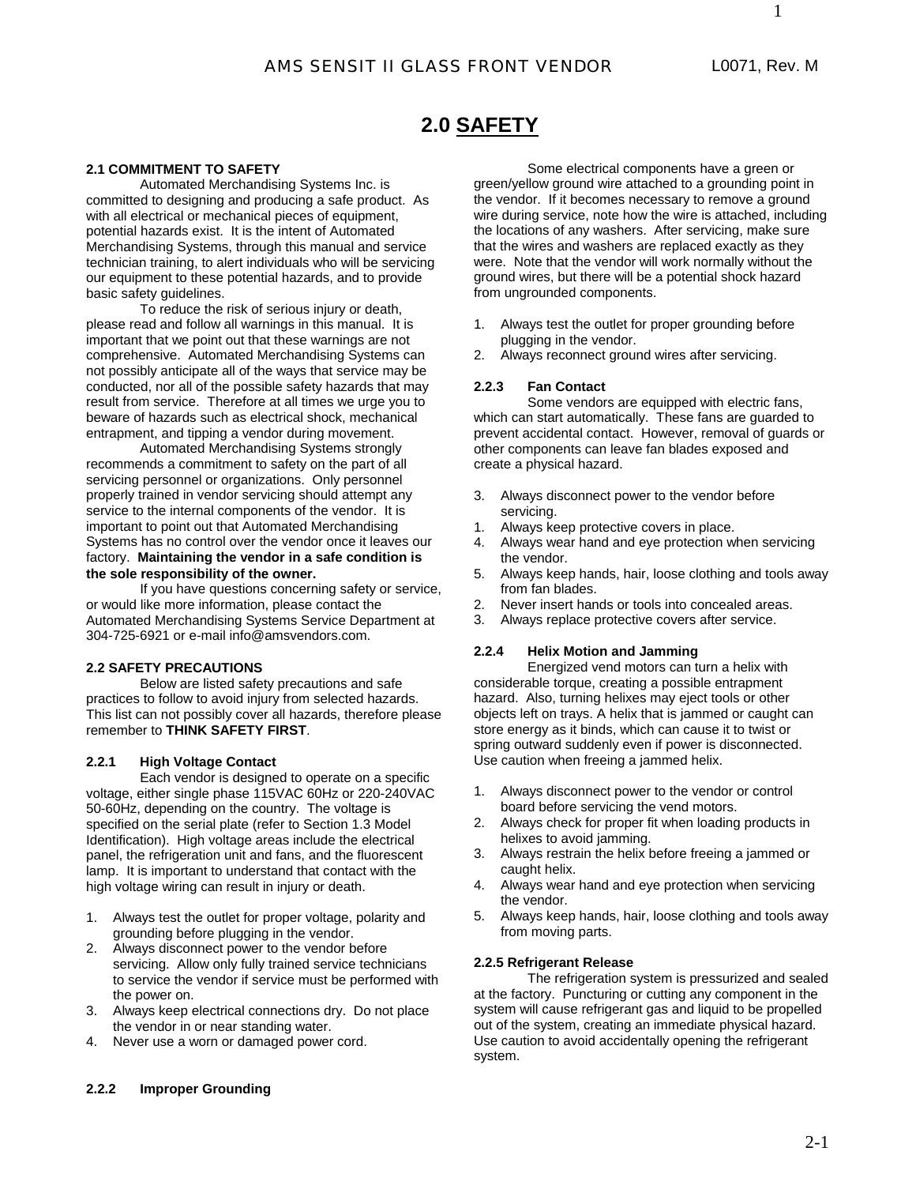# 2.0 SAFETY

### 2.1 COMMITMENT TO SAFETY

Automated Merchandising Systems Inc. is committed to designing and producing a safe product. As with all electrical or mechanical pieces of equipment, potential hazards exist. It is the intent of Automated Merchandising Systems, through this manual and service technician training, to alert individuals who will be servicing our equipment to these potential hazards, and to provide basic safety guidelines.

To reduce the risk of serious injury or death, please read and follow all warnings in this manual. It is important that we point out that these warnings are not comprehensive. Automated Merchandising Systems can not possibly anticipate all of the ways that service may be conducted, nor all of the possible safety hazards that may result from service. Therefore at all times we urge you to beware of hazards such as electrical shock, mechanical entrapment, and tipping a vendor during movement.

Automated Merchandising Systems strongly recommends a commitment to safety on the part of all servicing personnel or organizations. Only personnel properly trained in vendor servicing should attempt any service to the internal components of the vendor. It is important to point out that Automated Merchandising Systems has no control over the vendor once it leaves our factory. **Maintaining the vendor in a safe condition is the sole responsibility of the owner.**

If you have questions concerning safety or service, or would like more information, please contact the Automated Merchandising Systems Service Department at 304-725-6921 or e-mail info@amsvendors.com.

### 2.2 SAFETY PRECAUTIONS

Below are listed safety precautions and safe practices to follow to avoid injury from selected hazards. This list can not possibly cover all hazards, therefore please remember to **THINK SAFETY FIRST**.

#### 2.2.1 High Voltage Contact

Each vendor is designed to operate on a specific voltage, either single phase 115VAC 60Hz or 220-240VAC 50-60Hz, depending on the country. The voltage is specified on the serial plate (refer to Section 1.3 Model Identification). High voltage areas include the electrical panel, the refrigeration unit and fans, and the fluorescent lamp. It is important to understand that contact with the high voltage wiring can result in injury or death.

1. Always test the outlet for proper voltage, polarity and grounding before plugging in the vendor.
2. Always disconnect power to the vendor before servicing. Allow only fully trained service technicians to service the vendor if service must be performed with the power on.
3. Always keep electrical connections dry. Do not place the vendor in or near standing water.
4. Never use a worn or damaged power cord.

#### 2.2.2 Improper Grounding

Some electrical components have a green or green/yellow ground wire attached to a grounding point in the vendor. If it becomes necessary to remove a ground wire during service, note how the wire is attached, including the locations of any washers. After servicing, make sure that the wires and washers are replaced exactly as they were. Note that the vendor will work normally without the ground wires, but there will be a potential shock hazard from ungrounded components.

1. Always test the outlet for proper grounding before plugging in the vendor.
2. Always reconnect ground wires after servicing.

#### 2.2.3 Fan Contact

Some vendors are equipped with electric fans, which can start automatically. These fans are guarded to prevent accidental contact. However, removal of guards or other components can leave fan blades exposed and create a physical hazard.

3. Always disconnect power to the vendor before servicing.
1. Always keep protective covers in place.
4. Always wear hand and eye protection when servicing the vendor.
5. Always keep hands, hair, loose clothing and tools away from fan blades.
2. Never insert hands or tools into concealed areas.
3. Always replace protective covers after service.

#### 2.2.4 Helix Motion and Jamming

Energized vend motors can turn a helix with considerable torque, creating a possible entrapment hazard. Also, turning helixes may eject tools or other objects left on trays. A helix that is jammed or caught can store energy as it binds, which can cause it to twist or spring outward suddenly even if power is disconnected. Use caution when freeing a jammed helix.

1. Always disconnect power to the vendor or control board before servicing the vend motors.
2. Always check for proper fit when loading products in helixes to avoid jamming.
3. Always restrain the helix before freeing a jammed or caught helix.
4. Always wear hand and eye protection when servicing the vendor.
5. Always keep hands, hair, loose clothing and tools away from moving parts.

#### 2.2.5 Refrigerant Release

The refrigeration system is pressurized and sealed at the factory. Puncturing or cutting any component in the system will cause refrigerant gas and liquid to be propelled out of the system, creating an immediate physical hazard. Use caution to avoid accidentally opening the refrigerant system.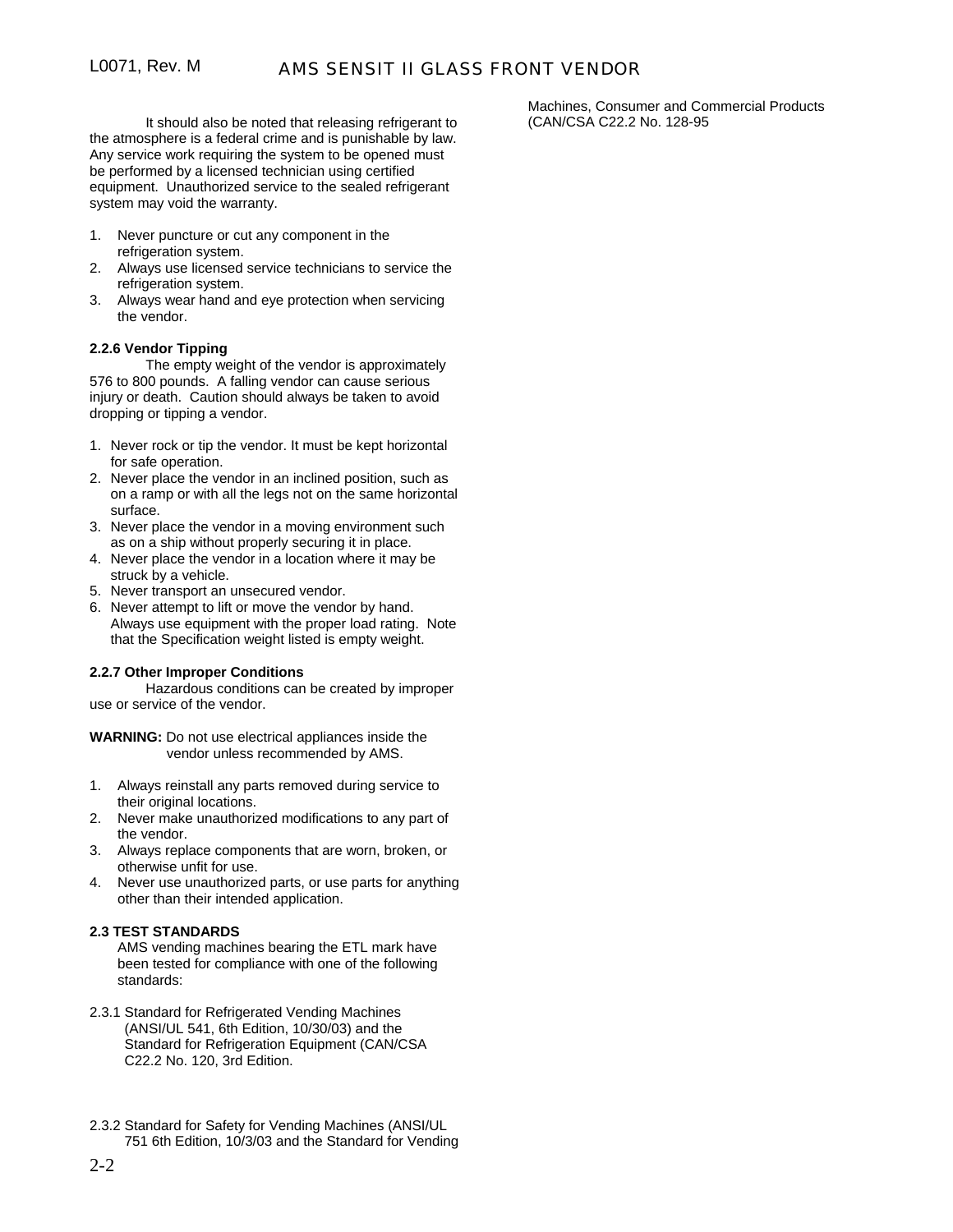It should also be noted that releasing refrigerant to the atmosphere is a federal crime and is punishable by law. Any service work requiring the system to be opened must be performed by a licensed technician using certified equipment. Unauthorized service to the sealed refrigerant system may void the warranty.

1. Never puncture or cut any component in the refrigeration system.
2. Always use licensed service technicians to service the refrigeration system.
3. Always wear hand and eye protection when servicing the vendor.

**2.2.6 Vendor Tipping**

The empty weight of the vendor is approximately 576 to 800 pounds. A falling vendor can cause serious injury or death. Caution should always be taken to avoid dropping or tipping a vendor.

1. Never rock or tip the vendor. It must be kept horizontal for safe operation.
2. Never place the vendor in an inclined position, such as on a ramp or with all the legs not on the same horizontal surface.
3. Never place the vendor in a moving environment such as on a ship without properly securing it in place.
4. Never place the vendor in a location where it may be struck by a vehicle.
5. Never transport an unsecured vendor.
6. Never attempt to lift or move the vendor by hand. Always use equipment with the proper load rating. Note that the Specification weight listed is empty weight.

**2.2.7 Other Improper Conditions**

Hazardous conditions can be created by improper use or service of the vendor.

**WARNING:** Do not use electrical appliances inside the vendor unless recommended by AMS.

1. Always reinstall any parts removed during service to their original locations.
2. Never make unauthorized modifications to any part of the vendor.
3. Always replace components that are worn, broken, or otherwise unfit for use.
4. Never use unauthorized parts, or use parts for anything other than their intended application.

**2.3 TEST STANDARDS**

AMS vending machines bearing the ETL mark have been tested for compliance with one of the following standards:

2.3.1 Standard for Refrigerated Vending Machines (ANSI/UL 541, 6th Edition, 10/30/03) and the Standard for Refrigeration Equipment (CAN/CSA C22.2 No. 120, 3rd Edition.

2.3.2 Standard for Safety for Vending Machines (ANSI/UL 751 6th Edition, 10/3/03 and the Standard for Vending Machines, Consumer and Commercial Products (CAN/CSA C22.2 No. 128-95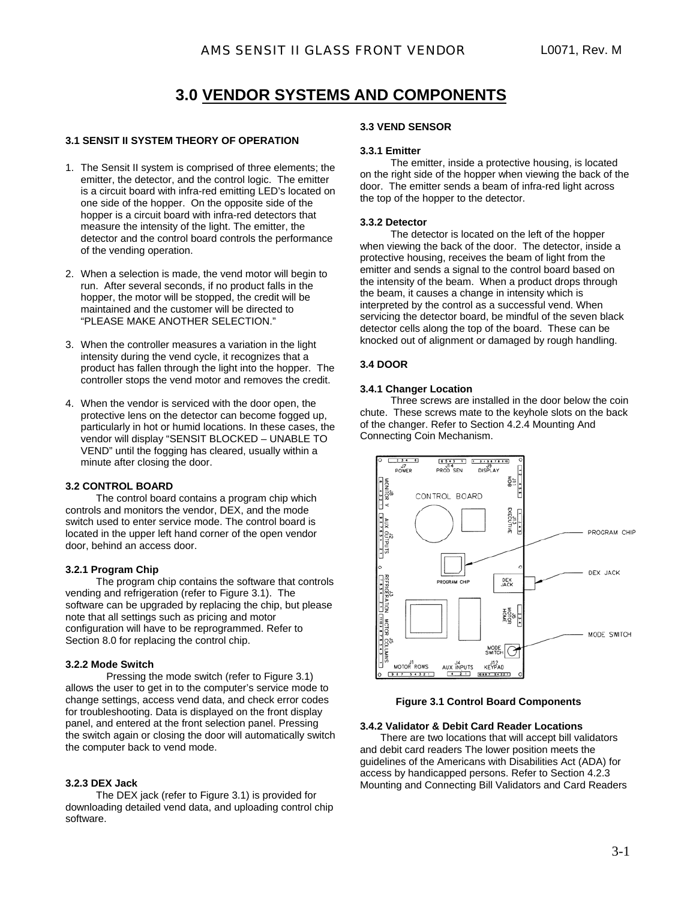# 3.0 VENDOR SYSTEMS AND COMPONENTS

### 3.1 SENSIT II SYSTEM THEORY OF OPERATION

1. The Sensit II system is comprised of three elements; the emitter, the detector, and the control logic. The emitter is a circuit board with infra-red emitting LED's located on one side of the hopper. On the opposite side of the hopper is a circuit board with infra-red detectors that measure the intensity of the light. The emitter, the detector and the control board controls the performance of the vending operation.

2. When a selection is made, the vend motor will begin to run. After several seconds, if no product falls in the hopper, the motor will be stopped, the credit will be maintained and the customer will be directed to "PLEASE MAKE ANOTHER SELECTION."

3. When the controller measures a variation in the light intensity during the vend cycle, it recognizes that a product has fallen through the light into the hopper. The controller stops the vend motor and removes the credit.

4. When the vendor is serviced with the door open, the protective lens on the detector can become fogged up, particularly in hot or humid locations. In these cases, the vendor will display "SENSIT BLOCKED – UNABLE TO VEND" until the fogging has cleared, usually within a minute after closing the door.

### 3.2 CONTROL BOARD

The control board contains a program chip which controls and monitors the vendor, DEX, and the mode switch used to enter service mode. The control board is located in the upper left hand corner of the open vendor door, behind an access door.

#### 3.2.1 Program Chip

The program chip contains the software that controls vending and refrigeration (refer to Figure 3.1). The software can be upgraded by replacing the chip, but please note that all settings such as pricing and motor configuration will have to be reprogrammed. Refer to Section 8.0 for replacing the control chip.

#### 3.2.2 Mode Switch

Pressing the mode switch (refer to Figure 3.1) allows the user to get in to the computer's service mode to change settings, access vend data, and check error codes for troubleshooting. Data is displayed on the front display panel, and entered at the front selection panel. Pressing the switch again or closing the door will automatically switch the computer back to vend mode.

#### 3.2.3 DEX Jack

The DEX jack (refer to Figure 3.1) is provided for downloading detailed vend data, and uploading control chip software.

### 3.3 VEND SENSOR

#### 3.3.1 Emitter

The emitter, inside a protective housing, is located on the right side of the hopper when viewing the back of the door. The emitter sends a beam of infra-red light across the top of the hopper to the detector.

#### 3.3.2 Detector

The detector is located on the left of the hopper when viewing the back of the door. The detector, inside a protective housing, receives the beam of light from the emitter and sends a signal to the control board based on the intensity of the beam. When a product drops through the beam, it causes a change in intensity which is interpreted by the control as a successful vend. When servicing the detector board, be mindful of the seven black detector cells along the top of the board. These can be knocked out of alignment or damaged by rough handling.

### 3.4 DOOR

#### 3.4.1 Changer Location

Three screws are installed in the door below the coin chute. These screws mate to the keyhole slots on the back of the changer. Refer to Section 4.2.4 Mounting And Connecting Coin Mechanism.

**Figure 3.1 Control Board Components**

#### 3.4.2 Validator & Debit Card Reader Locations

There are two locations that will accept bill validators and debit card readers The lower position meets the guidelines of the Americans with Disabilities Act (ADA) for access by handicapped persons. Refer to Section 4.2.3 Mounting and Connecting Bill Validators and Card Readers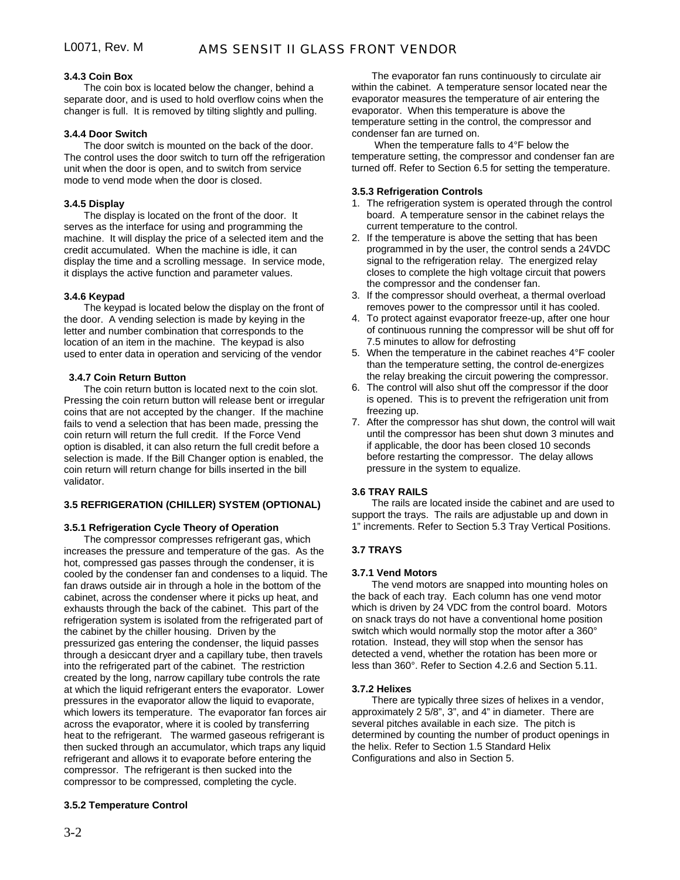### 3.4.3 Coin Box

The coin box is located below the changer, behind a separate door, and is used to hold overflow coins when the changer is full. It is removed by tilting slightly and pulling.

### 3.4.4 Door Switch

The door switch is mounted on the back of the door. The control uses the door switch to turn off the refrigeration unit when the door is open, and to switch from service mode to vend mode when the door is closed.

### 3.4.5 Display

The display is located on the front of the door. It serves as the interface for using and programming the machine. It will display the price of a selected item and the credit accumulated. When the machine is idle, it can display the time and a scrolling message. In service mode, it displays the active function and parameter values.

### 3.4.6 Keypad

The keypad is located below the display on the front of the door. A vending selection is made by keying in the letter and number combination that corresponds to the location of an item in the machine. The keypad is also used to enter data in operation and servicing of the vendor

### 3.4.7 Coin Return Button

The coin return button is located next to the coin slot. Pressing the coin return button will release bent or irregular coins that are not accepted by the changer. If the machine fails to vend a selection that has been made, pressing the coin return will return the full credit. If the Force Vend option is disabled, it can also return the full credit before a selection is made. If the Bill Changer option is enabled, the coin return will return change for bills inserted in the bill validator.

## 3.5 REFRIGERATION (CHILLER) SYSTEM (OPTIONAL)

### 3.5.1 Refrigeration Cycle Theory of Operation

The compressor compresses refrigerant gas, which increases the pressure and temperature of the gas. As the hot, compressed gas passes through the condenser, it is cooled by the condenser fan and condenses to a liquid. The fan draws outside air in through a hole in the bottom of the cabinet, across the condenser where it picks up heat, and exhausts through the back of the cabinet. This part of the refrigeration system is isolated from the refrigerated part of the cabinet by the chiller housing. Driven by the pressurized gas entering the condenser, the liquid passes through a desiccant dryer and a capillary tube, then travels into the refrigerated part of the cabinet. The restriction created by the long, narrow capillary tube controls the rate at which the liquid refrigerant enters the evaporator. Lower pressures in the evaporator allow the liquid to evaporate, which lowers its temperature. The evaporator fan forces air across the evaporator, where it is cooled by transferring heat to the refrigerant. The warmed gaseous refrigerant is then sucked through an accumulator, which traps any liquid refrigerant and allows it to evaporate before entering the compressor. The refrigerant is then sucked into the compressor to be compressed, completing the cycle.

### 3.5.2 Temperature Control

The evaporator fan runs continuously to circulate air within the cabinet. A temperature sensor located near the evaporator measures the temperature of air entering the evaporator. When this temperature is above the temperature setting in the control, the compressor and condenser fan are turned on.

When the temperature falls to 4°F below the temperature setting, the compressor and condenser fan are turned off. Refer to Section 6.5 for setting the temperature.

### 3.5.3 Refrigeration Controls

1. The refrigeration system is operated through the control board. A temperature sensor in the cabinet relays the current temperature to the control.
2. If the temperature is above the setting that has been programmed in by the user, the control sends a 24VDC signal to the refrigeration relay. The energized relay closes to complete the high voltage circuit that powers the compressor and the condenser fan.
3. If the compressor should overheat, a thermal overload removes power to the compressor until it has cooled.
4. To protect against evaporator freeze-up, after one hour of continuous running the compressor will be shut off for 7.5 minutes to allow for defrosting
5. When the temperature in the cabinet reaches 4°F cooler than the temperature setting, the control de-energizes the relay breaking the circuit powering the compressor.
6. The control will also shut off the compressor if the door is opened. This is to prevent the refrigeration unit from freezing up.
7. After the compressor has shut down, the control will wait until the compressor has been shut down 3 minutes and if applicable, the door has been closed 10 seconds before restarting the compressor. The delay allows pressure in the system to equalize.

## 3.6 TRAY RAILS

The rails are located inside the cabinet and are used to support the trays. The rails are adjustable up and down in 1" increments. Refer to Section 5.3 Tray Vertical Positions.

## 3.7 TRAYS

### 3.7.1 Vend Motors

The vend motors are snapped into mounting holes on the back of each tray. Each column has one vend motor which is driven by 24 VDC from the control board. Motors on snack trays do not have a conventional home position switch which would normally stop the motor after a 360° rotation. Instead, they will stop when the sensor has detected a vend, whether the rotation has been more or less than 360°. Refer to Section 4.2.6 and Section 5.11.

### 3.7.2 Helixes

There are typically three sizes of helixes in a vendor, approximately 2 5/8", 3", and 4" in diameter. There are several pitches available in each size. The pitch is determined by counting the number of product openings in the helix. Refer to Section 1.5 Standard Helix Configurations and also in Section 5.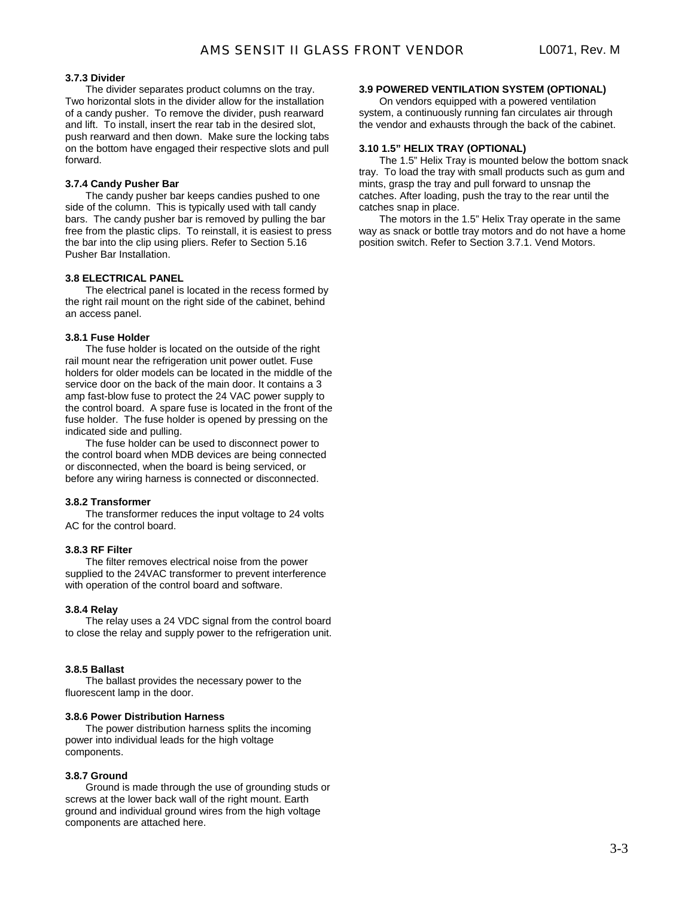### 3.7.3 Divider

The divider separates product columns on the tray. Two horizontal slots in the divider allow for the installation of a candy pusher. To remove the divider, push rearward and lift. To install, insert the rear tab in the desired slot, push rearward and then down. Make sure the locking tabs on the bottom have engaged their respective slots and pull forward.

### 3.7.4 Candy Pusher Bar

The candy pusher bar keeps candies pushed to one side of the column. This is typically used with tall candy bars. The candy pusher bar is removed by pulling the bar free from the plastic clips. To reinstall, it is easiest to press the bar into the clip using pliers. Refer to Section 5.16 Pusher Bar Installation.

## 3.8 ELECTRICAL PANEL

The electrical panel is located in the recess formed by the right rail mount on the right side of the cabinet, behind an access panel.

### 3.8.1 Fuse Holder

The fuse holder is located on the outside of the right rail mount near the refrigeration unit power outlet. Fuse holders for older models can be located in the middle of the service door on the back of the main door. It contains a 3 amp fast-blow fuse to protect the 24 VAC power supply to the control board. A spare fuse is located in the front of the fuse holder. The fuse holder is opened by pressing on the indicated side and pulling.

The fuse holder can be used to disconnect power to the control board when MDB devices are being connected or disconnected, when the board is being serviced, or before any wiring harness is connected or disconnected.

### 3.8.2 Transformer

The transformer reduces the input voltage to 24 volts AC for the control board.

### 3.8.3 RF Filter

The filter removes electrical noise from the power supplied to the 24VAC transformer to prevent interference with operation of the control board and software.

### 3.8.4 Relay

The relay uses a 24 VDC signal from the control board to close the relay and supply power to the refrigeration unit.

### 3.8.5 Ballast

The ballast provides the necessary power to the fluorescent lamp in the door.

### 3.8.6 Power Distribution Harness

The power distribution harness splits the incoming power into individual leads for the high voltage components.

### 3.8.7 Ground

Ground is made through the use of grounding studs or screws at the lower back wall of the right mount. Earth ground and individual ground wires from the high voltage components are attached here.

## 3.9 POWERED VENTILATION SYSTEM (OPTIONAL)

On vendors equipped with a powered ventilation system, a continuously running fan circulates air through the vendor and exhausts through the back of the cabinet.

## 3.10 1.5" HELIX TRAY (OPTIONAL)

The 1.5" Helix Tray is mounted below the bottom snack tray. To load the tray with small products such as gum and mints, grasp the tray and pull forward to unsnap the catches. After loading, push the tray to the rear until the catches snap in place.

The motors in the 1.5" Helix Tray operate in the same way as snack or bottle tray motors and do not have a home position switch. Refer to Section 3.7.1. Vend Motors.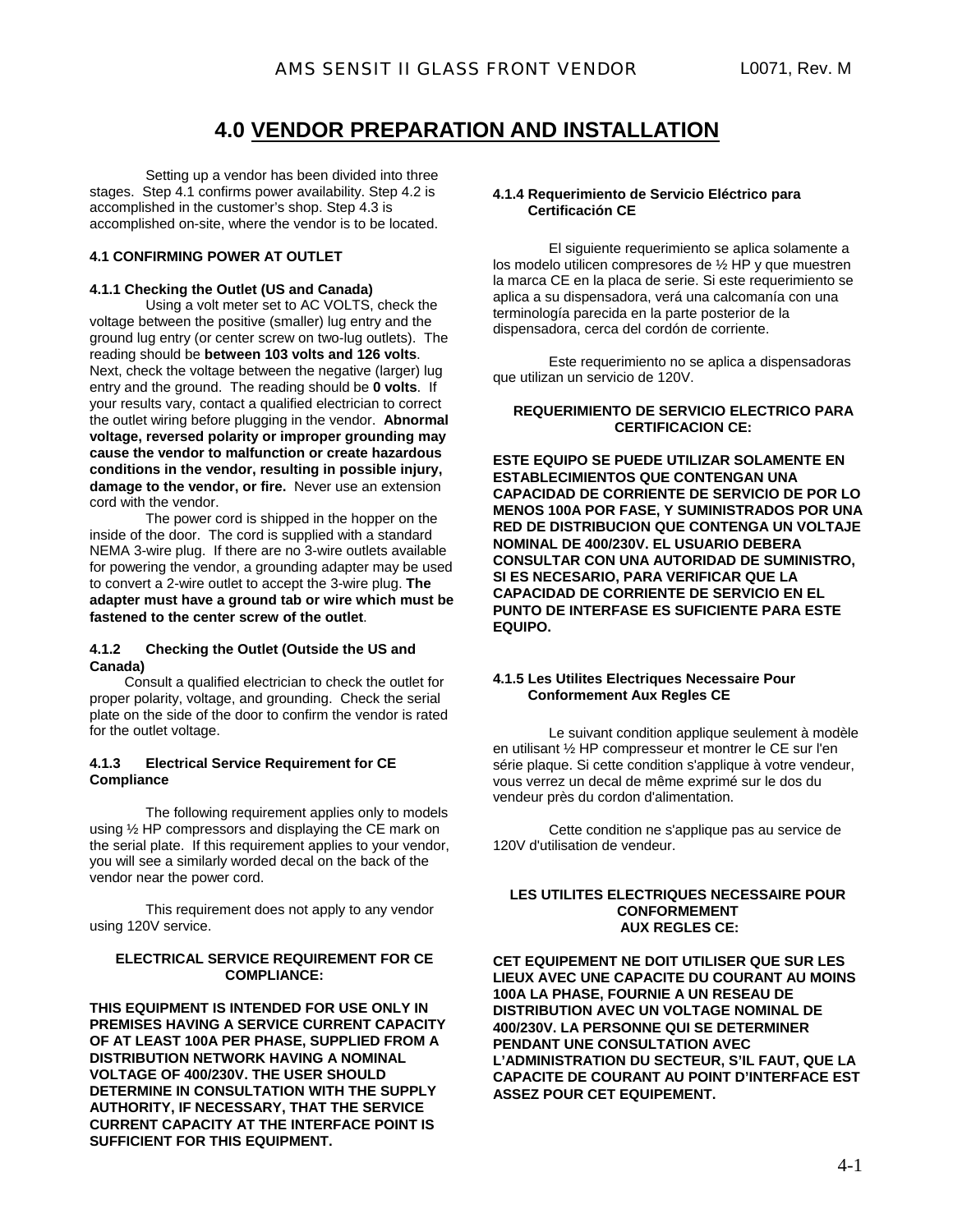# 4.0 VENDOR PREPARATION AND INSTALLATION

Setting up a vendor has been divided into three stages. Step 4.1 confirms power availability. Step 4.2 is accomplished in the customer's shop. Step 4.3 is accomplished on-site, where the vendor is to be located.

## 4.1 CONFIRMING POWER AT OUTLET

### 4.1.1 Checking the Outlet (US and Canada)

Using a volt meter set to AC VOLTS, check the voltage between the positive (smaller) lug entry and the ground lug entry (or center screw on two-lug outlets). The reading should be **between 103 volts and 126 volts**. Next, check the voltage between the negative (larger) lug entry and the ground. The reading should be **0 volts**. If your results vary, contact a qualified electrician to correct the outlet wiring before plugging in the vendor. **Abnormal voltage, reversed polarity or improper grounding may cause the vendor to malfunction or create hazardous conditions in the vendor, resulting in possible injury, damage to the vendor, or fire.** Never use an extension cord with the vendor.

The power cord is shipped in the hopper on the inside of the door. The cord is supplied with a standard NEMA 3-wire plug. If there are no 3-wire outlets available for powering the vendor, a grounding adapter may be used to convert a 2-wire outlet to accept the 3-wire plug. **The adapter must have a ground tab or wire which must be fastened to the center screw of the outlet**.

### 4.1.2 Checking the Outlet (Outside the US and Canada)

Consult a qualified electrician to check the outlet for proper polarity, voltage, and grounding. Check the serial plate on the side of the door to confirm the vendor is rated for the outlet voltage.

### 4.1.3 Electrical Service Requirement for CE Compliance

The following requirement applies only to models using ½ HP compressors and displaying the CE mark on the serial plate. If this requirement applies to your vendor, you will see a similarly worded decal on the back of the vendor near the power cord.

This requirement does not apply to any vendor using 120V service.

**ELECTRICAL SERVICE REQUIREMENT FOR CE COMPLIANCE:**

**THIS EQUIPMENT IS INTENDED FOR USE ONLY IN PREMISES HAVING A SERVICE CURRENT CAPACITY OF AT LEAST 100A PER PHASE, SUPPLIED FROM A DISTRIBUTION NETWORK HAVING A NOMINAL VOLTAGE OF 400/230V. THE USER SHOULD DETERMINE IN CONSULTATION WITH THE SUPPLY AUTHORITY, IF NECESSARY, THAT THE SERVICE CURRENT CAPACITY AT THE INTERFACE POINT IS SUFFICIENT FOR THIS EQUIPMENT.**

### 4.1.4 Requerimiento de Servicio Eléctrico para Certificación CE

El siguiente requerimiento se aplica solamente a los modelo utilicen compresores de ½ HP y que muestren la marca CE en la placa de serie. Si este requerimiento se aplica a su dispensadora, verá una calcomanía con una terminología parecida en la parte posterior de la dispensadora, cerca del cordón de corriente.

Este requerimiento no se aplica a dispensadoras que utilizan un servicio de 120V.

**REQUERIMIENTO DE SERVICIO ELECTRICO PARA CERTIFICACION CE:**

**ESTE EQUIPO SE PUEDE UTILIZAR SOLAMENTE EN ESTABLECIMIENTOS QUE CONTENGAN UNA CAPACIDAD DE CORRIENTE DE SERVICIO DE POR LO MENOS 100A POR FASE, Y SUMINISTRADOS POR UNA RED DE DISTRIBUCION QUE CONTENGA UN VOLTAJE NOMINAL DE 400/230V. EL USUARIO DEBERA CONSULTAR CON UNA AUTORIDAD DE SUMINISTRO, SI ES NECESARIO, PARA VERIFICAR QUE LA CAPACIDAD DE CORRIENTE DE SERVICIO EN EL PUNTO DE INTERFASE ES SUFICIENTE PARA ESTE EQUIPO.**

### 4.1.5 Les Utilites Electriques Necessaire Pour Conformement Aux Regles CE

Le suivant condition applique seulement à modèle en utilisant ½ HP compresseur et montrer le CE sur l'en série plaque. Si cette condition s'applique à votre vendeur, vous verrez un decal de même exprimé sur le dos du vendeur près du cordon d'alimentation.

Cette condition ne s'applique pas au service de 120V d'utilisation de vendeur.

**LES UTILITES ELECTRIQUES NECESSAIRE POUR CONFORMEMENT AUX REGLES CE:**

**CET EQUIPEMENT NE DOIT UTILISER QUE SUR LES LIEUX AVEC UNE CAPACITE DU COURANT AU MOINS 100A LA PHASE, FOURNIE A UN RESEAU DE DISTRIBUTION AVEC UN VOLTAGE NOMINAL DE 400/230V. LA PERSONNE QUI SE DETERMINER PENDANT UNE CONSULTATION AVEC L'ADMINISTRATION DU SECTEUR, S'IL FAUT, QUE LA CAPACITE DE COURANT AU POINT D'INTERFACE EST ASSEZ POUR CET EQUIPEMENT.**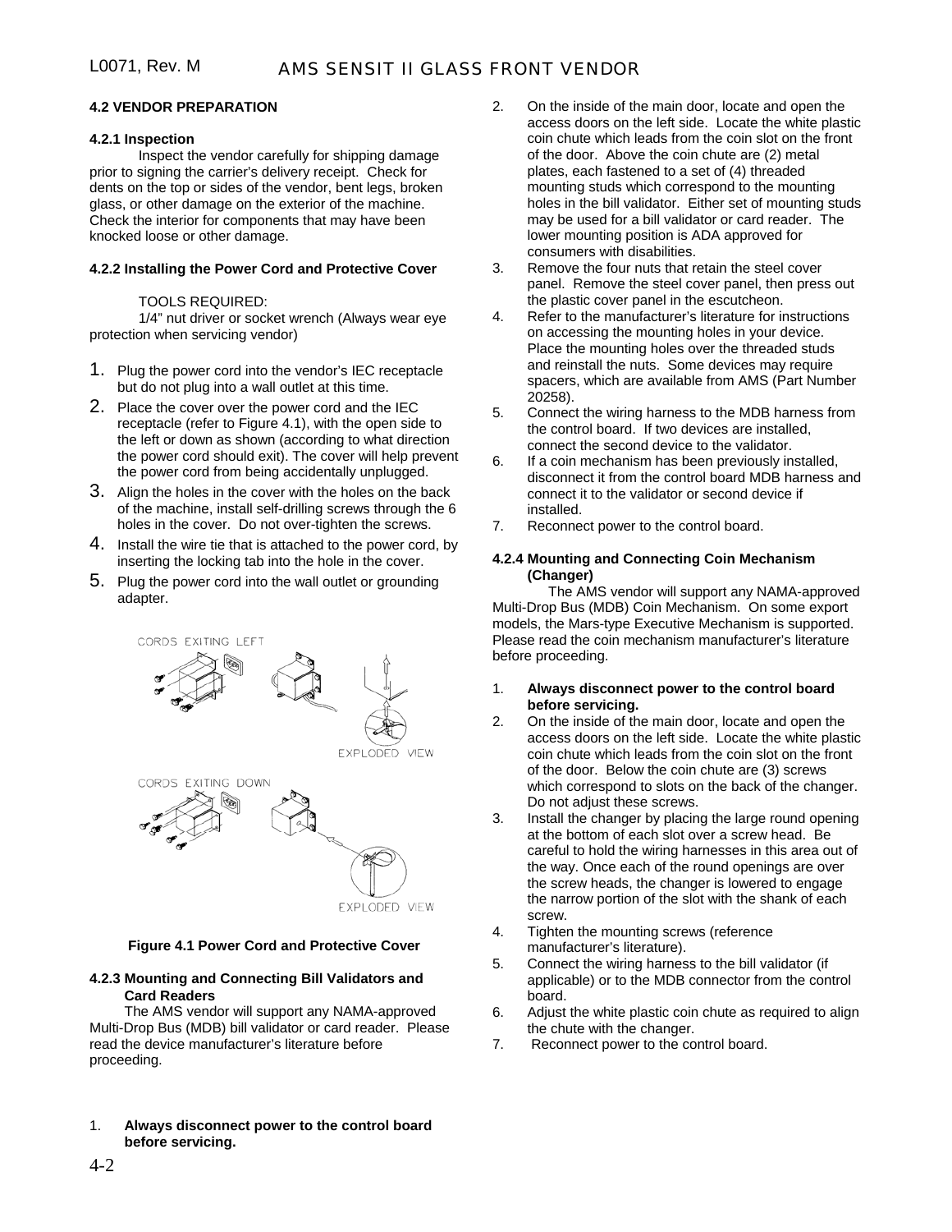## 4.2 VENDOR PREPARATION

### 4.2.1 Inspection

Inspect the vendor carefully for shipping damage prior to signing the carrier's delivery receipt. Check for dents on the top or sides of the vendor, bent legs, broken glass, or other damage on the exterior of the machine. Check the interior for components that may have been knocked loose or other damage.

### 4.2.2 Installing the Power Cord and Protective Cover

TOOLS REQUIRED:
1/4" nut driver or socket wrench (Always wear eye protection when servicing vendor)

1. Plug the power cord into the vendor's IEC receptacle but do not plug into a wall outlet at this time.
2. Place the cover over the power cord and the IEC receptacle (refer to Figure 4.1), with the open side to the left or down as shown (according to what direction the power cord should exit). The cover will help prevent the power cord from being accidentally unplugged.
3. Align the holes in the cover with the holes on the back of the machine, install self-drilling screws through the 6 holes in the cover. Do not over-tighten the screws.
4. Install the wire tie that is attached to the power cord, by inserting the locking tab into the hole in the cover.
5. Plug the power cord into the wall outlet or grounding adapter.

CORDS EXITING LEFT

EXPLODED VIEW

CORDS EXITING DOWN

EXPLODED VIEW

**Figure 4.1 Power Cord and Protective Cover**

### 4.2.3 Mounting and Connecting Bill Validators and Card Readers

The AMS vendor will support any NAMA-approved Multi-Drop Bus (MDB) bill validator or card reader. Please read the device manufacturer's literature before proceeding.

1. **Always disconnect power to the control board before servicing.**
2. On the inside of the main door, locate and open the access doors on the left side. Locate the white plastic coin chute which leads from the coin slot on the front of the door. Above the coin chute are (2) metal plates, each fastened to a set of (4) threaded mounting studs which correspond to the mounting holes in the bill validator. Either set of mounting studs may be used for a bill validator or card reader. The lower mounting position is ADA approved for consumers with disabilities.
3. Remove the four nuts that retain the steel cover panel. Remove the steel cover panel, then press out the plastic cover panel in the escutcheon.
4. Refer to the manufacturer's literature for instructions on accessing the mounting holes in your device. Place the mounting holes over the threaded studs and reinstall the nuts. Some devices may require spacers, which are available from AMS (Part Number 20258).
5. Connect the wiring harness to the MDB harness from the control board. If two devices are installed, connect the second device to the validator.
6. If a coin mechanism has been previously installed, disconnect it from the control board MDB harness and connect it to the validator or second device if installed.
7. Reconnect power to the control board.

### 4.2.4 Mounting and Connecting Coin Mechanism (Changer)

The AMS vendor will support any NAMA-approved Multi-Drop Bus (MDB) Coin Mechanism. On some export models, the Mars-type Executive Mechanism is supported. Please read the coin mechanism manufacturer's literature before proceeding.

1. **Always disconnect power to the control board before servicing.**
2. On the inside of the main door, locate and open the access doors on the left side. Locate the white plastic coin chute which leads from the coin slot on the front of the door. Below the coin chute are (3) screws which correspond to slots on the back of the changer. Do not adjust these screws.
3. Install the changer by placing the large round opening at the bottom of each slot over a screw head. Be careful to hold the wiring harnesses in this area out of the way. Once each of the round openings are over the screw heads, the changer is lowered to engage the narrow portion of the slot with the shank of each screw.
4. Tighten the mounting screws (reference manufacturer's literature).
5. Connect the wiring harness to the bill validator (if applicable) or to the MDB connector from the control board.
6. Adjust the white plastic coin chute as required to align the chute with the changer.
7. Reconnect power to the control board.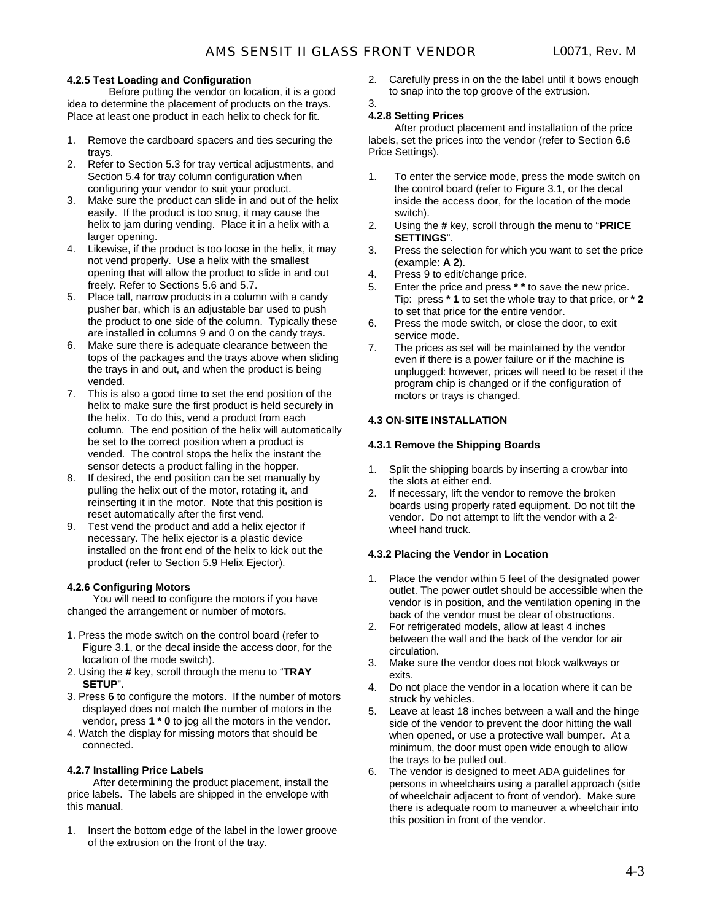### 4.2.5 Test Loading and Configuration

Before putting the vendor on location, it is a good idea to determine the placement of products on the trays. Place at least one product in each helix to check for fit.

1. Remove the cardboard spacers and ties securing the trays.
2. Refer to Section 5.3 for tray vertical adjustments, and Section 5.4 for tray column configuration when configuring your vendor to suit your product.
3. Make sure the product can slide in and out of the helix easily. If the product is too snug, it may cause the helix to jam during vending. Place it in a helix with a larger opening.
4. Likewise, if the product is too loose in the helix, it may not vend properly. Use a helix with the smallest opening that will allow the product to slide in and out freely. Refer to Sections 5.6 and 5.7.
5. Place tall, narrow products in a column with a candy pusher bar, which is an adjustable bar used to push the product to one side of the column. Typically these are installed in columns 9 and 0 on the candy trays.
6. Make sure there is adequate clearance between the tops of the packages and the trays above when sliding the trays in and out, and when the product is being vended.
7. This is also a good time to set the end position of the helix to make sure the first product is held securely in the helix. To do this, vend a product from each column. The end position of the helix will automatically be set to the correct position when a product is vended. The control stops the helix the instant the sensor detects a product falling in the hopper.
8. If desired, the end position can be set manually by pulling the helix out of the motor, rotating it, and reinserting it in the motor. Note that this position is reset automatically after the first vend.
9. Test vend the product and add a helix ejector if necessary. The helix ejector is a plastic device installed on the front end of the helix to kick out the product (refer to Section 5.9 Helix Ejector).

### 4.2.6 Configuring Motors

You will need to configure the motors if you have changed the arrangement or number of motors.

1. Press the mode switch on the control board (refer to Figure 3.1, or the decal inside the access door, for the location of the mode switch).
2. Using the **#** key, scroll through the menu to "**TRAY SETUP**".
3. Press **6** to configure the motors. If the number of motors displayed does not match the number of motors in the vendor, press **1 * 0** to jog all the motors in the vendor.
4. Watch the display for missing motors that should be connected.

### 4.2.7 Installing Price Labels

After determining the product placement, install the price labels. The labels are shipped in the envelope with this manual.

1. Insert the bottom edge of the label in the lower groove of the extrusion on the front of the tray.
2. Carefully press in on the the label until it bows enough to snap into the top groove of the extrusion.
3.

### 4.2.8 Setting Prices

After product placement and installation of the price labels, set the prices into the vendor (refer to Section 6.6 Price Settings).

1. To enter the service mode, press the mode switch on the control board (refer to Figure 3.1, or the decal inside the access door, for the location of the mode switch).
2. Using the **#** key, scroll through the menu to "**PRICE SETTINGS**".
3. Press the selection for which you want to set the price (example: **A 2**).
4. Press 9 to edit/change price.
5. Enter the price and press **\* \*** to save the new price. Tip: press **\* 1** to set the whole tray to that price, or **\* 2** to set that price for the entire vendor.
6. Press the mode switch, or close the door, to exit service mode.
7. The prices as set will be maintained by the vendor even if there is a power failure or if the machine is unplugged: however, prices will need to be reset if the program chip is changed or if the configuration of motors or trays is changed.

## 4.3 ON-SITE INSTALLATION

### 4.3.1 Remove the Shipping Boards

1. Split the shipping boards by inserting a crowbar into the slots at either end.
2. If necessary, lift the vendor to remove the broken boards using properly rated equipment. Do not tilt the vendor. Do not attempt to lift the vendor with a 2-wheel hand truck.

### 4.3.2 Placing the Vendor in Location

1. Place the vendor within 5 feet of the designated power outlet. The power outlet should be accessible when the vendor is in position, and the ventilation opening in the back of the vendor must be clear of obstructions.
2. For refrigerated models, allow at least 4 inches between the wall and the back of the vendor for air circulation.
3. Make sure the vendor does not block walkways or exits.
4. Do not place the vendor in a location where it can be struck by vehicles.
5. Leave at least 18 inches between a wall and the hinge side of the vendor to prevent the door hitting the wall when opened, or use a protective wall bumper. At a minimum, the door must open wide enough to allow the trays to be pulled out.
6. The vendor is designed to meet ADA guidelines for persons in wheelchairs using a parallel approach (side of wheelchair adjacent to front of vendor). Make sure there is adequate room to maneuver a wheelchair into this position in front of the vendor.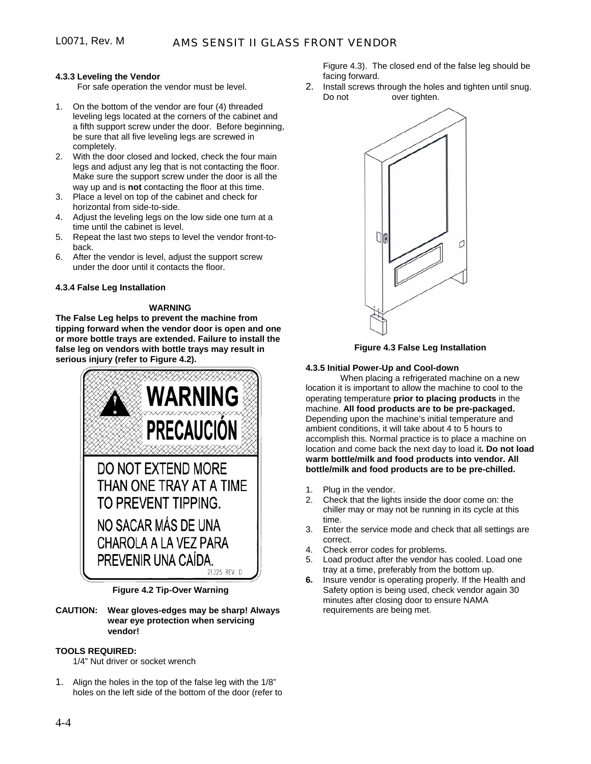#### 4.3.3 Leveling the Vendor

For safe operation the vendor must be level.

1. On the bottom of the vendor are four (4) threaded leveling legs located at the corners of the cabinet and a fifth support screw under the door. Before beginning, be sure that all five leveling legs are screwed in completely.
2. With the door closed and locked, check the four main legs and adjust any leg that is not contacting the floor. Make sure the support screw under the door is all the way up and is **not** contacting the floor at this time.
3. Place a level on top of the cabinet and check for horizontal from side-to-side.
4. Adjust the leveling legs on the low side one turn at a time until the cabinet is level.
5. Repeat the last two steps to level the vendor front-to-back.
6. After the vendor is level, adjust the support screw under the door until it contacts the floor.

#### 4.3.4 False Leg Installation

**WARNING**

**The False Leg helps to prevent the machine from tipping forward when the vendor door is open and one or more bottle trays are extended. Failure to install the false leg on vendors with bottle trays may result in serious injury (refer to Figure 4.2).**

WARNING
PRECAUCIÓN
DO NOT EXTEND MORE THAN ONE TRAY AT A TIME TO PREVENT TIPPING.
NO SACAR MÁS DE UNA CHAROLA A LA VEZ PARA PREVENIR UNA CAÍDA.
21325 REV. D

**Figure 4.2 Tip-Over Warning**

**CAUTION: Wear gloves-edges may be sharp! Always wear eye protection when servicing vendor!**

**TOOLS REQUIRED:**

1/4" Nut driver or socket wrench

1. Align the holes in the top of the false leg with the 1/8" holes on the left side of the bottom of the door (refer to Figure 4.3). The closed end of the false leg should be facing forward.
2. Install screws through the holes and tighten until snug. Do not over tighten.

**Figure 4.3 False Leg Installation**

#### 4.3.5 Initial Power-Up and Cool-down

When placing a refrigerated machine on a new location it is important to allow the machine to cool to the operating temperature **prior to placing products** in the machine. **All food products are to be pre-packaged.** Depending upon the machine's initial temperature and ambient conditions, it will take about 4 to 5 hours to accomplish this. Normal practice is to place a machine on location and come back the next day to load it**. Do not load warm bottle/milk and food products into vendor. All bottle/milk and food products are to be pre-chilled.**

1. Plug in the vendor.
2. Check that the lights inside the door come on: the chiller may or may not be running in its cycle at this time.
3. Enter the service mode and check that all settings are correct.
4. Check error codes for problems.
5. Load product after the vendor has cooled. Load one tray at a time, preferably from the bottom up.
6. Insure vendor is operating properly. If the Health and Safety option is being used, check vendor again 30 minutes after closing door to ensure NAMA requirements are being met.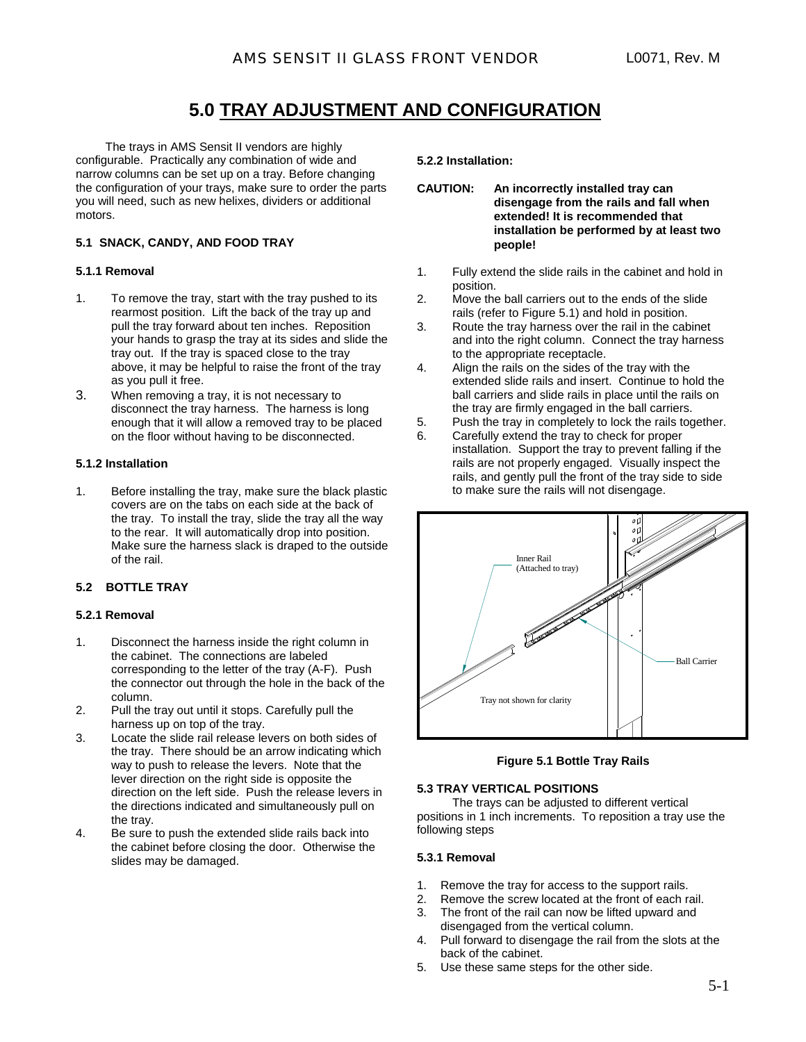# 5.0 TRAY ADJUSTMENT AND CONFIGURATION

The trays in AMS Sensit II vendors are highly configurable. Practically any combination of wide and narrow columns can be set up on a tray. Before changing the configuration of your trays, make sure to order the parts you will need, such as new helixes, dividers or additional motors.

### 5.1 SNACK, CANDY, AND FOOD TRAY

#### 5.1.1 Removal

1. To remove the tray, start with the tray pushed to its rearmost position. Lift the back of the tray up and pull the tray forward about ten inches. Reposition your hands to grasp the tray at its sides and slide the tray out. If the tray is spaced close to the tray above, it may be helpful to raise the front of the tray as you pull it free.
3. When removing a tray, it is not necessary to disconnect the tray harness. The harness is long enough that it will allow a removed tray to be placed on the floor without having to be disconnected.

#### 5.1.2 Installation

1. Before installing the tray, make sure the black plastic covers are on the tabs on each side at the back of the tray. To install the tray, slide the tray all the way to the rear. It will automatically drop into position. Make sure the harness slack is draped to the outside of the rail.

### 5.2 BOTTLE TRAY

#### 5.2.1 Removal

1. Disconnect the harness inside the right column in the cabinet. The connections are labeled corresponding to the letter of the tray (A-F). Push the connector out through the hole in the back of the column.
2. Pull the tray out until it stops. Carefully pull the harness up on top of the tray.
3. Locate the slide rail release levers on both sides of the tray. There should be an arrow indicating which way to push to release the levers. Note that the lever direction on the right side is opposite the direction on the left side. Push the release levers in the directions indicated and simultaneously pull on the tray.
4. Be sure to push the extended slide rails back into the cabinet before closing the door. Otherwise the slides may be damaged.

#### 5.2.2 Installation:

**CAUTION: An incorrectly installed tray can disengage from the rails and fall when extended! It is recommended that installation be performed by at least two people!**

1. Fully extend the slide rails in the cabinet and hold in position.
2. Move the ball carriers out to the ends of the slide rails (refer to Figure 5.1) and hold in position.
3. Route the tray harness over the rail in the cabinet and into the right column. Connect the tray harness to the appropriate receptacle.
4. Align the rails on the sides of the tray with the extended slide rails and insert. Continue to hold the ball carriers and slide rails in place until the rails on the tray are firmly engaged in the ball carriers.
5. Push the tray in completely to lock the rails together.
6. Carefully extend the tray to check for proper installation. Support the tray to prevent falling if the rails are not properly engaged. Visually inspect the rails, and gently pull the front of the tray side to side to make sure the rails will not disengage.

Inner Rail (Attached to tray)

Ball Carrier

Tray not shown for clarity

**Figure 5.1 Bottle Tray Rails**

### 5.3 TRAY VERTICAL POSITIONS

The trays can be adjusted to different vertical positions in 1 inch increments. To reposition a tray use the following steps

#### 5.3.1 Removal

1. Remove the tray for access to the support rails.
2. Remove the screw located at the front of each rail.
3. The front of the rail can now be lifted upward and disengaged from the vertical column.
4. Pull forward to disengage the rail from the slots at the back of the cabinet.
5. Use these same steps for the other side.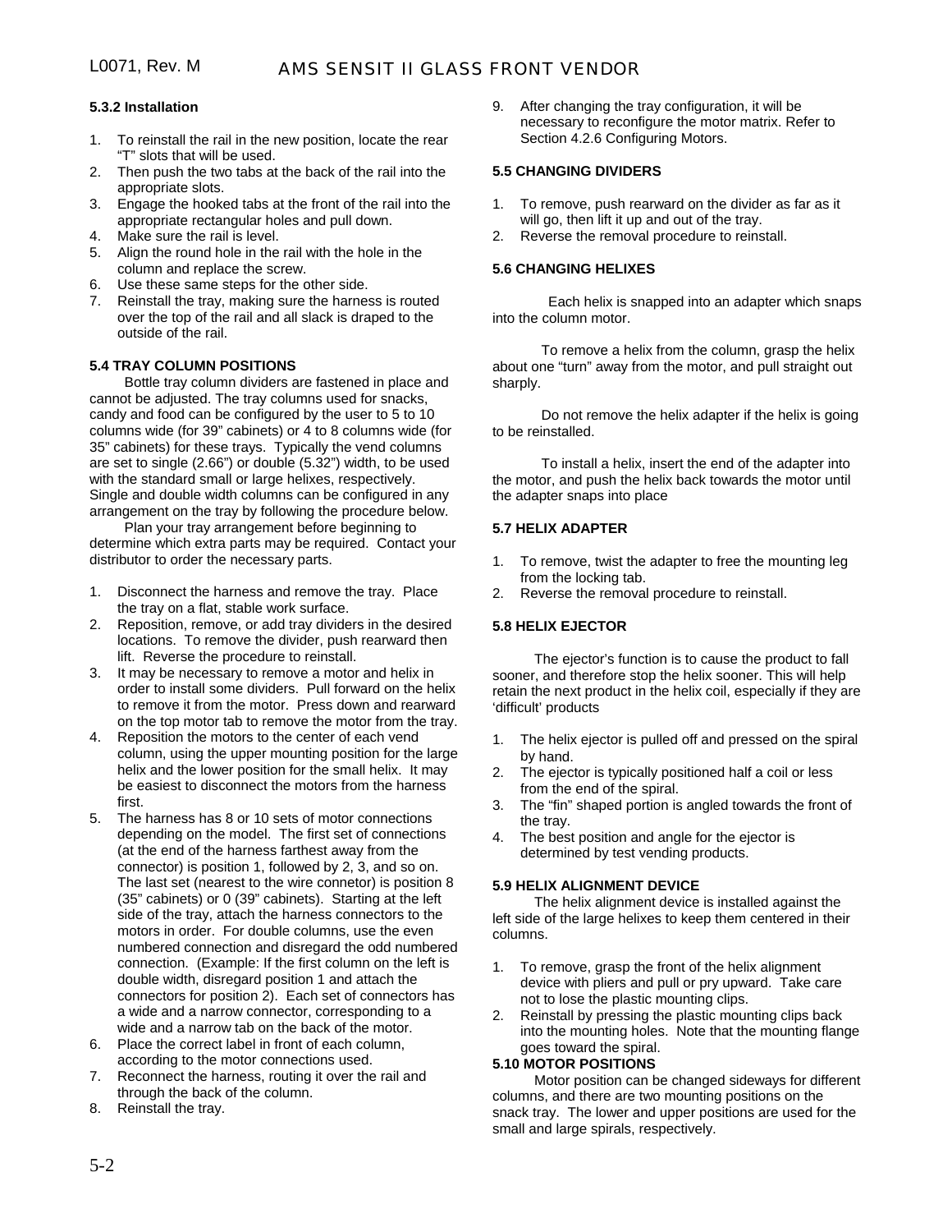#### 5.3.2 Installation

1. To reinstall the rail in the new position, locate the rear "T" slots that will be used.
2. Then push the two tabs at the back of the rail into the appropriate slots.
3. Engage the hooked tabs at the front of the rail into the appropriate rectangular holes and pull down.
4. Make sure the rail is level.
5. Align the round hole in the rail with the hole in the column and replace the screw.
6. Use these same steps for the other side.
7. Reinstall the tray, making sure the harness is routed over the top of the rail and all slack is draped to the outside of the rail.

### 5.4 TRAY COLUMN POSITIONS

Bottle tray column dividers are fastened in place and cannot be adjusted. The tray columns used for snacks, candy and food can be configured by the user to 5 to 10 columns wide (for 39" cabinets) or 4 to 8 columns wide (for 35" cabinets) for these trays. Typically the vend columns are set to single (2.66") or double (5.32") width, to be used with the standard small or large helixes, respectively. Single and double width columns can be configured in any arrangement on the tray by following the procedure below.

Plan your tray arrangement before beginning to determine which extra parts may be required. Contact your distributor to order the necessary parts.

1. Disconnect the harness and remove the tray. Place the tray on a flat, stable work surface.
2. Reposition, remove, or add tray dividers in the desired locations. To remove the divider, push rearward then lift. Reverse the procedure to reinstall.
3. It may be necessary to remove a motor and helix in order to install some dividers. Pull forward on the helix to remove it from the motor. Press down and rearward on the top motor tab to remove the motor from the tray.
4. Reposition the motors to the center of each vend column, using the upper mounting position for the large helix and the lower position for the small helix. It may be easiest to disconnect the motors from the harness first.
5. The harness has 8 or 10 sets of motor connections depending on the model. The first set of connections (at the end of the harness farthest away from the connector) is position 1, followed by 2, 3, and so on. The last set (nearest to the wire connetor) is position 8 (35" cabinets) or 0 (39" cabinets). Starting at the left side of the tray, attach the harness connectors to the motors in order. For double columns, use the even numbered connection and disregard the odd numbered connection. (Example: If the first column on the left is double width, disregard position 1 and attach the connectors for position 2). Each set of connectors has a wide and a narrow connector, corresponding to a wide and a narrow tab on the back of the motor.
6. Place the correct label in front of each column, according to the motor connections used.
7. Reconnect the harness, routing it over the rail and through the back of the column.
8. Reinstall the tray.
9. After changing the tray configuration, it will be necessary to reconfigure the motor matrix. Refer to Section 4.2.6 Configuring Motors.

### 5.5 CHANGING DIVIDERS

1. To remove, push rearward on the divider as far as it will go, then lift it up and out of the tray.
2. Reverse the removal procedure to reinstall.

### 5.6 CHANGING HELIXES

Each helix is snapped into an adapter which snaps into the column motor.

To remove a helix from the column, grasp the helix about one "turn" away from the motor, and pull straight out sharply.

Do not remove the helix adapter if the helix is going to be reinstalled.

To install a helix, insert the end of the adapter into the motor, and push the helix back towards the motor until the adapter snaps into place

### 5.7 HELIX ADAPTER

1. To remove, twist the adapter to free the mounting leg from the locking tab.
2. Reverse the removal procedure to reinstall.

### 5.8 HELIX EJECTOR

The ejector's function is to cause the product to fall sooner, and therefore stop the helix sooner. This will help retain the next product in the helix coil, especially if they are 'difficult' products

1. The helix ejector is pulled off and pressed on the spiral by hand.
2. The ejector is typically positioned half a coil or less from the end of the spiral.
3. The "fin" shaped portion is angled towards the front of the tray.
4. The best position and angle for the ejector is determined by test vending products.

### 5.9 HELIX ALIGNMENT DEVICE

The helix alignment device is installed against the left side of the large helixes to keep them centered in their columns.

1. To remove, grasp the front of the helix alignment device with pliers and pull or pry upward. Take care not to lose the plastic mounting clips.
2. Reinstall by pressing the plastic mounting clips back into the mounting holes. Note that the mounting flange goes toward the spiral.

### 5.10 MOTOR POSITIONS

Motor position can be changed sideways for different columns, and there are two mounting positions on the snack tray. The lower and upper positions are used for the small and large spirals, respectively.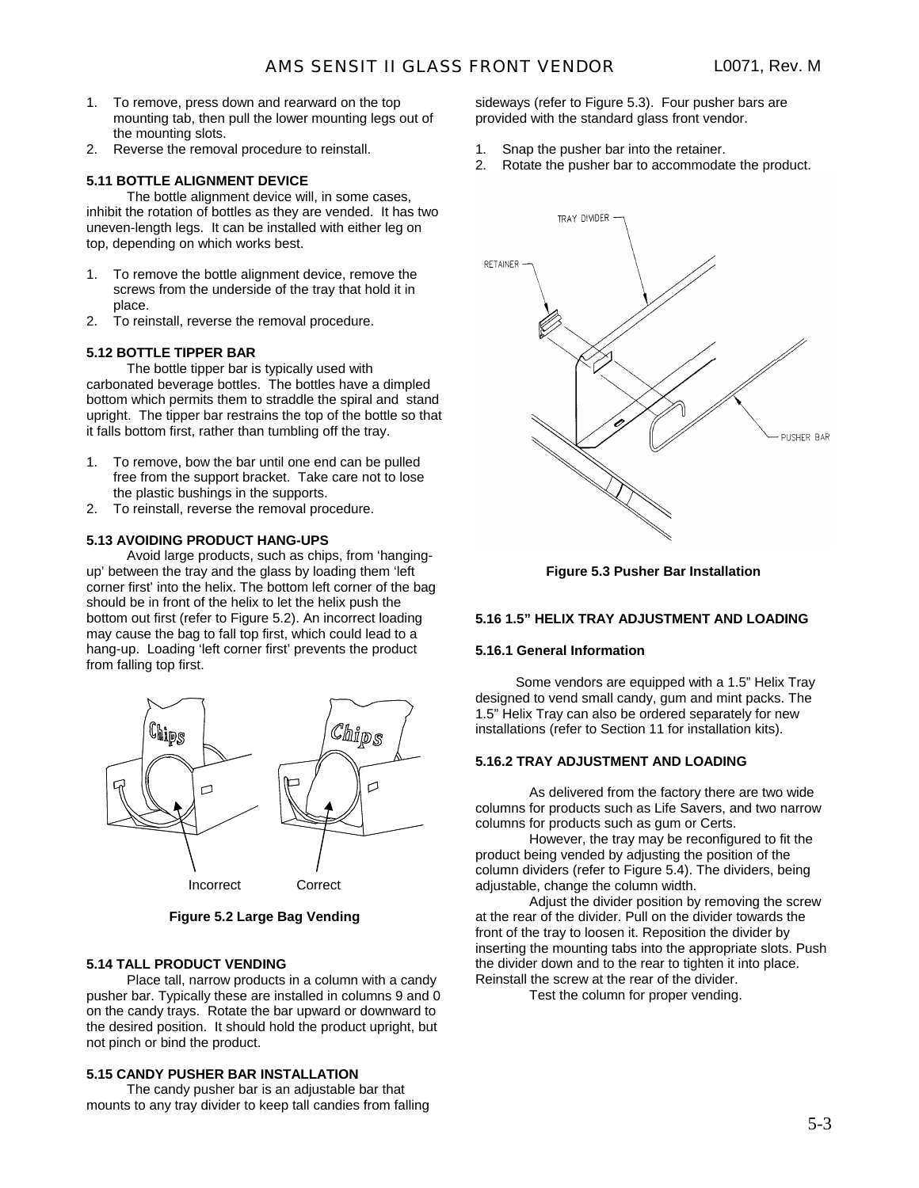1. To remove, press down and rearward on the top mounting tab, then pull the lower mounting legs out of the mounting slots.
2. Reverse the removal procedure to reinstall.

### 5.11 BOTTLE ALIGNMENT DEVICE

The bottle alignment device will, in some cases, inhibit the rotation of bottles as they are vended. It has two uneven-length legs. It can be installed with either leg on top, depending on which works best.

1. To remove the bottle alignment device, remove the screws from the underside of the tray that hold it in place.
2. To reinstall, reverse the removal procedure.

### 5.12 BOTTLE TIPPER BAR

The bottle tipper bar is typically used with carbonated beverage bottles. The bottles have a dimpled bottom which permits them to straddle the spiral and stand upright. The tipper bar restrains the top of the bottle so that it falls bottom first, rather than tumbling off the tray.

1. To remove, bow the bar until one end can be pulled free from the support bracket. Take care not to lose the plastic bushings in the supports.
2. To reinstall, reverse the removal procedure.

### 5.13 AVOIDING PRODUCT HANG-UPS

Avoid large products, such as chips, from 'hanging-up' between the tray and the glass by loading them 'left corner first' into the helix. The bottom left corner of the bag should be in front of the helix to let the helix push the bottom out first (refer to Figure 5.2). An incorrect loading may cause the bag to fall top first, which could lead to a hang-up. Loading 'left corner first' prevents the product from falling top first.

Incorrect Correct

**Figure 5.2 Large Bag Vending**

### 5.14 TALL PRODUCT VENDING

Place tall, narrow products in a column with a candy pusher bar. Typically these are installed in columns 9 and 0 on the candy trays. Rotate the bar upward or downward to the desired position. It should hold the product upright, but not pinch or bind the product.

### 5.15 CANDY PUSHER BAR INSTALLATION

The candy pusher bar is an adjustable bar that mounts to any tray divider to keep tall candies from falling sideways (refer to Figure 5.3). Four pusher bars are provided with the standard glass front vendor.

1. Snap the pusher bar into the retainer.
2. Rotate the pusher bar to accommodate the product.

TRAY DIVIDER
RETAINER
PUSHER BAR

**Figure 5.3 Pusher Bar Installation**

### 5.16 1.5" HELIX TRAY ADJUSTMENT AND LOADING

#### 5.16.1 General Information

Some vendors are equipped with a 1.5" Helix Tray designed to vend small candy, gum and mint packs. The 1.5" Helix Tray can also be ordered separately for new installations (refer to Section 11 for installation kits).

#### 5.16.2 TRAY ADJUSTMENT AND LOADING

As delivered from the factory there are two wide columns for products such as Life Savers, and two narrow columns for products such as gum or Certs.

However, the tray may be reconfigured to fit the product being vended by adjusting the position of the column dividers (refer to Figure 5.4). The dividers, being adjustable, change the column width.

Adjust the divider position by removing the screw at the rear of the divider. Pull on the divider towards the front of the tray to loosen it. Reposition the divider by inserting the mounting tabs into the appropriate slots. Push the divider down and to the rear to tighten it into place. Reinstall the screw at the rear of the divider.

Test the column for proper vending.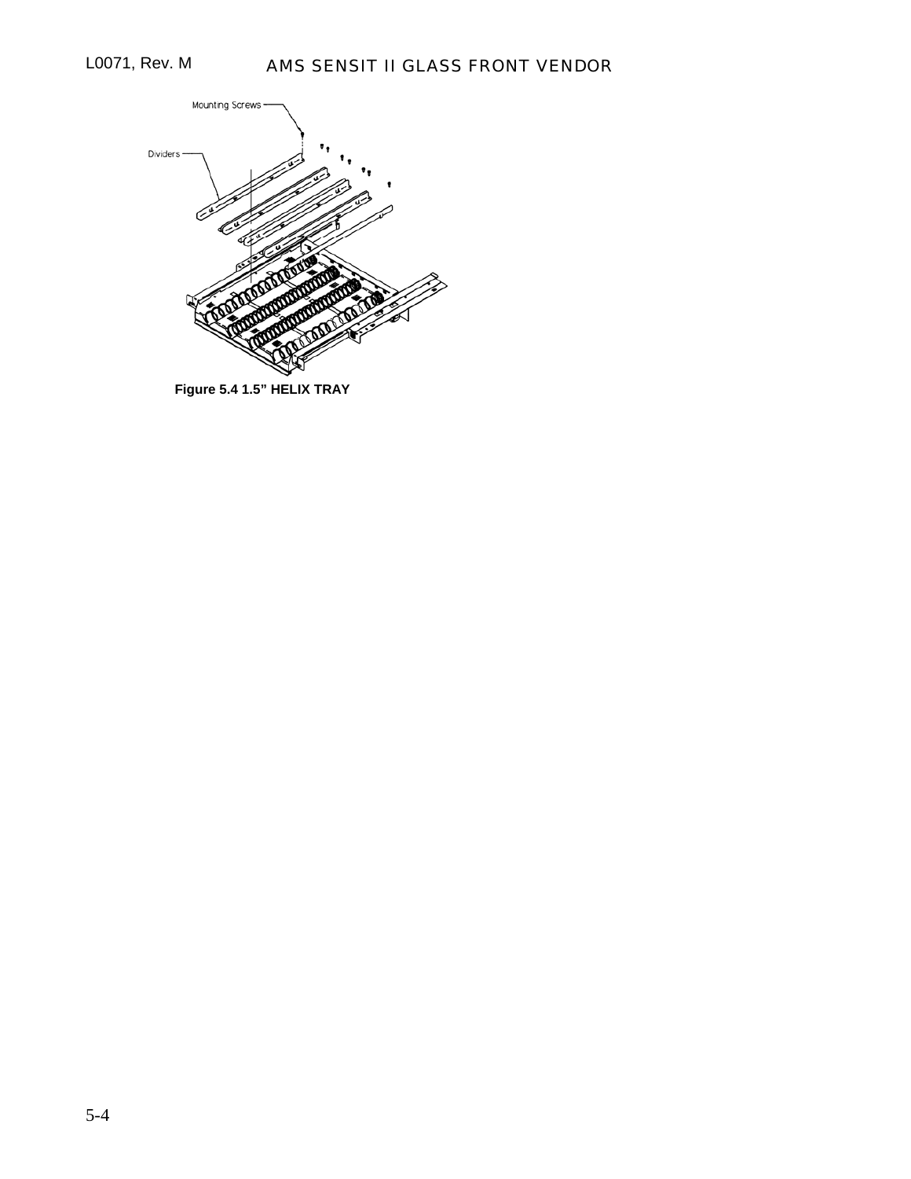**Figure 5.4 1.5" HELIX TRAY**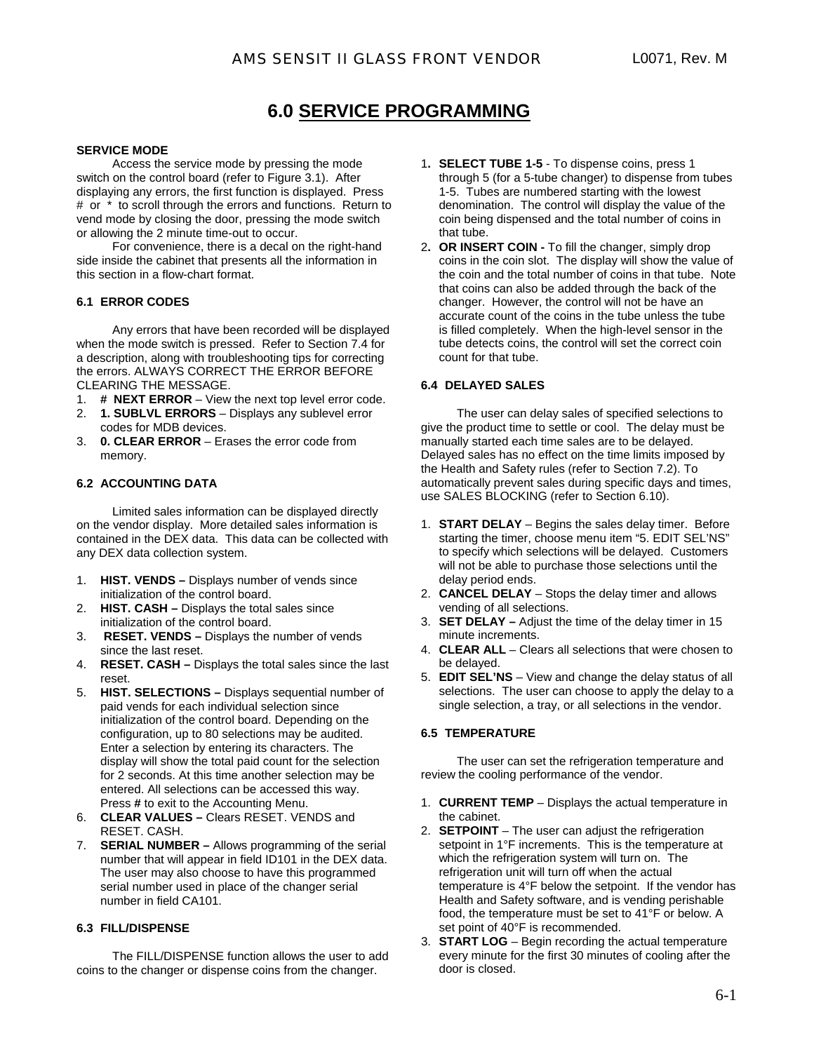# 6.0 SERVICE PROGRAMMING

**SERVICE MODE**

Access the service mode by pressing the mode switch on the control board (refer to Figure 3.1). After displaying any errors, the first function is displayed. Press # or * to scroll through the errors and functions. Return to vend mode by closing the door, pressing the mode switch or allowing the 2 minute time-out to occur.

For convenience, there is a decal on the right-hand side inside the cabinet that presents all the information in this section in a flow-chart format.

### 6.1 ERROR CODES

Any errors that have been recorded will be displayed when the mode switch is pressed. Refer to Section 7.4 for a description, along with troubleshooting tips for correcting the errors. ALWAYS CORRECT THE ERROR BEFORE CLEARING THE MESSAGE.

1. **# NEXT ERROR** – View the next top level error code.
2. **1. SUBLVL ERRORS** – Displays any sublevel error codes for MDB devices.
3. **0. CLEAR ERROR** – Erases the error code from memory.

### 6.2 ACCOUNTING DATA

Limited sales information can be displayed directly on the vendor display. More detailed sales information is contained in the DEX data. This data can be collected with any DEX data collection system.

1. **HIST. VENDS –** Displays number of vends since initialization of the control board.
2. **HIST. CASH –** Displays the total sales since initialization of the control board.
3. **RESET. VENDS –** Displays the number of vends since the last reset.
4. **RESET. CASH –** Displays the total sales since the last reset.
5. **HIST. SELECTIONS –** Displays sequential number of paid vends for each individual selection since initialization of the control board. Depending on the configuration, up to 80 selections may be audited. Enter a selection by entering its characters. The display will show the total paid count for the selection for 2 seconds. At this time another selection may be entered. All selections can be accessed this way. Press **#** to exit to the Accounting Menu.
6. **CLEAR VALUES –** Clears RESET. VENDS and RESET. CASH.
7. **SERIAL NUMBER –** Allows programming of the serial number that will appear in field ID101 in the DEX data. The user may also choose to have this programmed serial number used in place of the changer serial number in field CA101.

### 6.3 FILL/DISPENSE

The FILL/DISPENSE function allows the user to add coins to the changer or dispense coins from the changer.

1. **SELECT TUBE 1-5** - To dispense coins, press 1 through 5 (for a 5-tube changer) to dispense from tubes 1-5. Tubes are numbered starting with the lowest denomination. The control will display the value of the coin being dispensed and the total number of coins in that tube.
2. **OR INSERT COIN -** To fill the changer, simply drop coins in the coin slot. The display will show the value of the coin and the total number of coins in that tube. Note that coins can also be added through the back of the changer. However, the control will not be have an accurate count of the coins in the tube unless the tube is filled completely. When the high-level sensor in the tube detects coins, the control will set the correct coin count for that tube.

### 6.4 DELAYED SALES

The user can delay sales of specified selections to give the product time to settle or cool. The delay must be manually started each time sales are to be delayed. Delayed sales has no effect on the time limits imposed by the Health and Safety rules (refer to Section 7.2). To automatically prevent sales during specific days and times, use SALES BLOCKING (refer to Section 6.10).

1. **START DELAY** – Begins the sales delay timer. Before starting the timer, choose menu item “5. EDIT SEL'NS” to specify which selections will be delayed. Customers will not be able to purchase those selections until the delay period ends.
2. **CANCEL DELAY** – Stops the delay timer and allows vending of all selections.
3. **SET DELAY –** Adjust the time of the delay timer in 15 minute increments.
4. **CLEAR ALL** – Clears all selections that were chosen to be delayed.
5. **EDIT SEL'NS** – View and change the delay status of all selections. The user can choose to apply the delay to a single selection, a tray, or all selections in the vendor.

### 6.5 TEMPERATURE

The user can set the refrigeration temperature and review the cooling performance of the vendor.

1. **CURRENT TEMP** – Displays the actual temperature in the cabinet.
2. **SETPOINT** – The user can adjust the refrigeration setpoint in 1°F increments. This is the temperature at which the refrigeration system will turn on. The refrigeration unit will turn off when the actual temperature is 4°F below the setpoint. If the vendor has Health and Safety software, and is vending perishable food, the temperature must be set to 41°F or below. A set point of 40°F is recommended.
3. **START LOG** – Begin recording the actual temperature every minute for the first 30 minutes of cooling after the door is closed.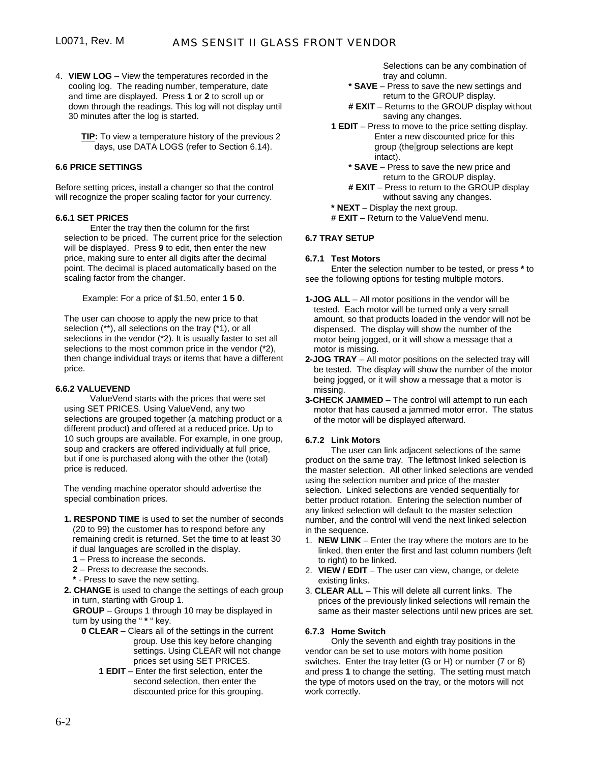4. **VIEW LOG** – View the temperatures recorded in the cooling log. The reading number, temperature, date and time are displayed. Press **1** or **2** to scroll up or down through the readings. This log will not display until 30 minutes after the log is started.

   **TIP:** To view a temperature history of the previous 2 days, use DATA LOGS (refer to Section 6.14).

### 6.6 PRICE SETTINGS

Before setting prices, install a changer so that the control will recognize the proper scaling factor for your currency.

#### 6.6.1 SET PRICES

Enter the tray then the column for the first selection to be priced. The current price for the selection will be displayed. Press **9** to edit, then enter the new price, making sure to enter all digits after the decimal point. The decimal is placed automatically based on the scaling factor from the changer.

Example: For a price of $1.50, enter **1 5 0**.

The user can choose to apply the new price to that selection (**), all selections on the tray (*1), or all selections in the vendor (*2). It is usually faster to set all selections to the most common price in the vendor (*2), then change individual trays or items that have a different price.

#### 6.6.2 VALUEVEND

ValueVend starts with the prices that were set using SET PRICES. Using ValueVend, any two selections are grouped together (a matching product or a different product) and offered at a reduced price. Up to 10 such groups are available. For example, in one group, soup and crackers are offered individually at full price, but if one is purchased along with the other the (total) price is reduced.

The vending machine operator should advertise the special combination prices.

1. **RESPOND TIME** is used to set the number of seconds (20 to 99) the customer has to respond before any remaining credit is returned. Set the time to at least 30 if dual languages are scrolled in the display.
   - **1** – Press to increase the seconds.
   - **2** – Press to decrease the seconds.
   - **\*** - Press to save the new setting.
2. **CHANGE** is used to change the settings of each group in turn, starting with Group 1.
   **GROUP** – Groups 1 through 10 may be displayed in turn by using the " * " key.
   - **0 CLEAR** – Clears all of the settings in the current group. Use this key before changing settings. Using CLEAR will not change prices set using SET PRICES.
     - **1 EDIT** – Enter the first selection, enter the second selection, then enter the discounted price for this grouping. Selections can be any combination of tray and column.
     - **\* SAVE** – Press to save the new settings and return to the GROUP display.
     - **# EXIT** – Returns to the GROUP display without saving any changes.
   - **1 EDIT** – Press to move to the price setting display. Enter a new discounted price for this group (the group selections are kept intact).
     - **\* SAVE** – Press to save the new price and return to the GROUP display.
     - **# EXIT** – Press to return to the GROUP display without saving any changes.
   - **\* NEXT** – Display the next group.
   - **# EXIT** – Return to the ValueVend menu.

### 6.7 TRAY SETUP

#### 6.7.1 Test Motors

Enter the selection number to be tested, or press **\*** to see the following options for testing multiple motors.

**1-JOG ALL** – All motor positions in the vendor will be tested. Each motor will be turned only a very small amount, so that products loaded in the vendor will not be dispensed. The display will show the number of the motor being jogged, or it will show a message that a motor is missing.

**2-JOG TRAY** – All motor positions on the selected tray will be tested. The display will show the number of the motor being jogged, or it will show a message that a motor is missing.

**3-CHECK JAMMED** – The control will attempt to run each motor that has caused a jammed motor error. The status of the motor will be displayed afterward.

#### 6.7.2 Link Motors

The user can link adjacent selections of the same product on the same tray. The leftmost linked selection is the master selection. All other linked selections are vended using the selection number and price of the master selection. Linked selections are vended sequentially for better product rotation. Entering the selection number of any linked selection will default to the master selection number, and the control will vend the next linked selection in the sequence.

1. **NEW LINK** – Enter the tray where the motors are to be linked, then enter the first and last column numbers (left to right) to be linked.
2. **VIEW / EDIT** – The user can view, change, or delete existing links.
3. **CLEAR ALL** – This will delete all current links. The prices of the previously linked selections will remain the same as their master selections until new prices are set.

#### 6.7.3 Home Switch

Only the seventh and eighth tray positions in the vendor can be set to use motors with home position switches. Enter the tray letter (G or H) or number (7 or 8) and press **1** to change the setting. The setting must match the type of motors used on the tray, or the motors will not work correctly.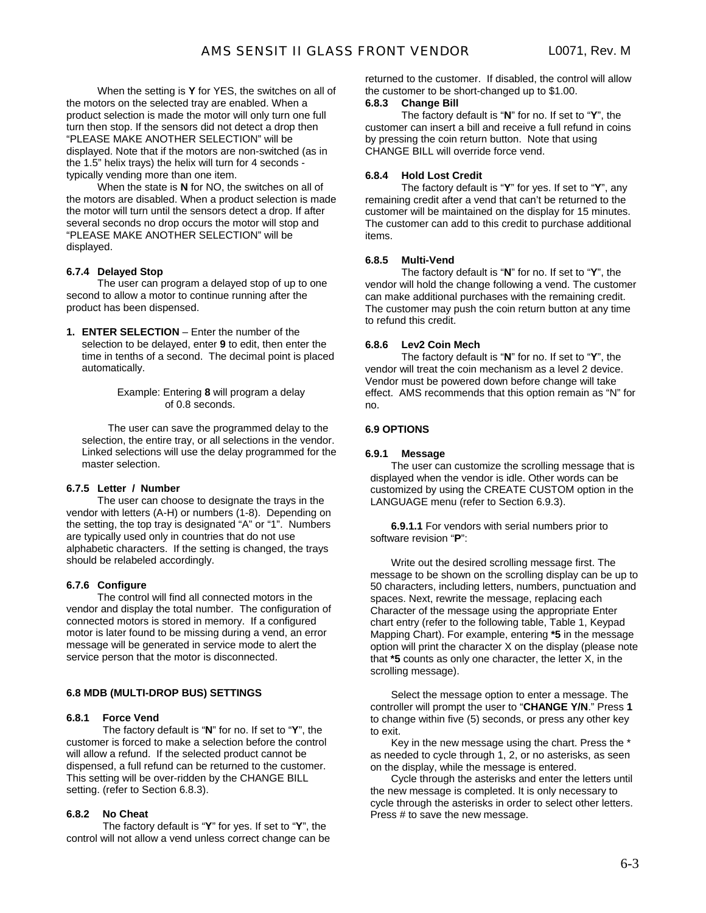When the setting is **Y** for YES, the switches on all of the motors on the selected tray are enabled. When a product selection is made the motor will only turn one full turn then stop. If the sensors did not detect a drop then “PLEASE MAKE ANOTHER SELECTION” will be displayed. Note that if the motors are non-switched (as in the 1.5” helix trays) the helix will turn for 4 seconds - typically vending more than one item.

When the state is **N** for NO, the switches on all of the motors are disabled. When a product selection is made the motor will turn until the sensors detect a drop. If after several seconds no drop occurs the motor will stop and “PLEASE MAKE ANOTHER SELECTION” will be displayed.

#### 6.7.4 Delayed Stop

The user can program a delayed stop of up to one second to allow a motor to continue running after the product has been dispensed.

1. **ENTER SELECTION** – Enter the number of the selection to be delayed, enter **9** to edit, then enter the time in tenths of a second. The decimal point is placed automatically.

   Example: Entering **8** will program a delay of 0.8 seconds.

   The user can save the programmed delay to the selection, the entire tray, or all selections in the vendor. Linked selections will use the delay programmed for the master selection.

#### 6.7.5 Letter / Number

The user can choose to designate the trays in the vendor with letters (A-H) or numbers (1-8). Depending on the setting, the top tray is designated “A” or “1”. Numbers are typically used only in countries that do not use alphabetic characters. If the setting is changed, the trays should be relabeled accordingly.

#### 6.7.6 Configure

The control will find all connected motors in the vendor and display the total number. The configuration of connected motors is stored in memory. If a configured motor is later found to be missing during a vend, an error message will be generated in service mode to alert the service person that the motor is disconnected.

### 6.8 MDB (MULTI-DROP BUS) SETTINGS

#### 6.8.1 Force Vend

The factory default is “**N**” for no. If set to “**Y**”, the customer is forced to make a selection before the control will allow a refund. If the selected product cannot be dispensed, a full refund can be returned to the customer. This setting will be over-ridden by the CHANGE BILL setting. (refer to Section 6.8.3).

#### 6.8.2 No Cheat

The factory default is “**Y**” for yes. If set to “**Y**”, the control will not allow a vend unless correct change can be returned to the customer. If disabled, the control will allow the customer to be short-changed up to $1.00.

#### 6.8.3 Change Bill

The factory default is “**N**” for no. If set to “**Y**”, the customer can insert a bill and receive a full refund in coins by pressing the coin return button. Note that using CHANGE BILL will override force vend.

#### 6.8.4 Hold Lost Credit

The factory default is “**Y**” for yes. If set to “**Y**”, any remaining credit after a vend that can’t be returned to the customer will be maintained on the display for 15 minutes. The customer can add to this credit to purchase additional items.

#### 6.8.5 Multi-Vend

The factory default is “**N**” for no. If set to “**Y**”, the vendor will hold the change following a vend. The customer can make additional purchases with the remaining credit. The customer may push the coin return button at any time to refund this credit.

#### 6.8.6 Lev2 Coin Mech

The factory default is “**N**” for no. If set to “**Y**”, the vendor will treat the coin mechanism as a level 2 device. Vendor must be powered down before change will take effect. AMS recommends that this option remain as “N” for no.

### 6.9 OPTIONS

#### 6.9.1 Message

The user can customize the scrolling message that is displayed when the vendor is idle. Other words can be customized by using the CREATE CUSTOM option in the LANGUAGE menu (refer to Section 6.9.3).

**6.9.1.1** For vendors with serial numbers prior to software revision “**P**”:

Write out the desired scrolling message first. The message to be shown on the scrolling display can be up to 50 characters, including letters, numbers, punctuation and spaces. Next, rewrite the message, replacing each Character of the message using the appropriate Enter chart entry (refer to the following table, Table 1, Keypad Mapping Chart). For example, entering ***5** in the message option will print the character X on the display (please note that ***5** counts as only one character, the letter X, in the scrolling message).

Select the message option to enter a message. The controller will prompt the user to “**CHANGE Y/N**.” Press **1** to change within five (5) seconds, or press any other key to exit.

Key in the new message using the chart. Press the * as needed to cycle through 1, 2, or no asterisks, as seen on the display, while the message is entered.

Cycle through the asterisks and enter the letters until the new message is completed. It is only necessary to cycle through the asterisks in order to select other letters. Press # to save the new message.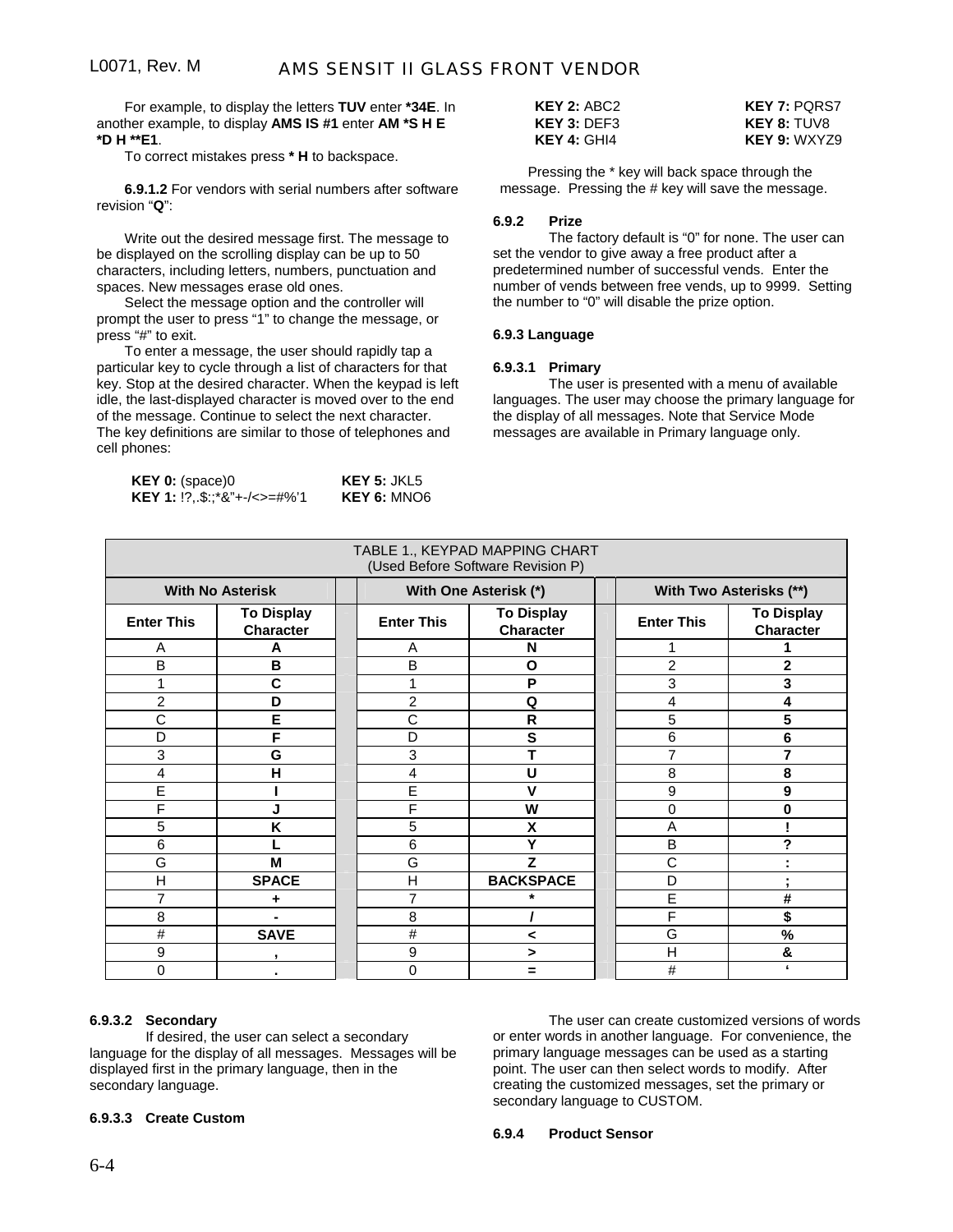For example, to display the letters **TUV** enter ***34E**. In another example, to display **AMS IS #1** enter **AM *S H E *D H **E1**.

To correct mistakes press *** H** to backspace.

**6.9.1.2** For vendors with serial numbers after software revision "**Q**":

Write out the desired message first. The message to be displayed on the scrolling display can be up to 50 characters, including letters, numbers, punctuation and spaces. New messages erase old ones.

Select the message option and the controller will prompt the user to press "1" to change the message, or press "#" to exit.

To enter a message, the user should rapidly tap a particular key to cycle through a list of characters for that key. Stop at the desired character. When the keypad is left idle, the last-displayed character is moved over to the end of the message. Continue to select the next character. The key definitions are similar to those of telephones and cell phones:

| | |
|---|---|
| **KEY 0:** (space)0 | **KEY 5:** JKL5 |
| **KEY 1:** !?,.$:;*&"+-/<>=#%'1 | **KEY 6:** MNO6 |
| **KEY 2:** ABC2 | **KEY 7:** PQRS7 |
| **KEY 3:** DEF3 | **KEY 8:** TUV8 |
| **KEY 4:** GHI4 | **KEY 9:** WXYZ9 |

Pressing the * key will back space through the message. Pressing the # key will save the message.

**6.9.2 Prize**

The factory default is "0" for none. The user can set the vendor to give away a free product after a predetermined number of successful vends. Enter the number of vends between free vends, up to 9999. Setting the number to "0" will disable the prize option.

**6.9.3 Language**

**6.9.3.1 Primary**

The user is presented with a menu of available languages. The user may choose the primary language for the display of all messages. Note that Service Mode messages are available in Primary language only.

TABLE 1., KEYPAD MAPPING CHART
(Used Before Software Revision P)

| With No Asterisk | | With One Asterisk (*) | | With Two Asterisks (**) | |
|---|---|---|---|---|---|
| **Enter This** | **To Display Character** | **Enter This** | **To Display Character** | **Enter This** | **To Display Character** |
| A | **A** | A | **N** | 1 | **1** |
| B | **B** | B | **O** | 2 | **2** |
| 1 | **C** | 1 | **P** | 3 | **3** |
| 2 | **D** | 2 | **Q** | 4 | **4** |
| C | **E** | C | **R** | 5 | **5** |
| D | **F** | D | **S** | 6 | **6** |
| 3 | **G** | 3 | **T** | 7 | **7** |
| 4 | **H** | 4 | **U** | 8 | **8** |
| E | **I** | E | **V** | 9 | **9** |
| F | **J** | F | **W** | 0 | **0** |
| 5 | **K** | 5 | **X** | A | **!** |
| 6 | **L** | 6 | **Y** | B | **?** |
| G | **M** | G | **Z** | C | **:** |
| H | **SPACE** | H | **BACKSPACE** | D | **;** |
| 7 | **+** | 7 | ***** | E | **#** |
| 8 | **-** | 8 | **/** | F | **$** |
| # | **SAVE** | # | **<** | G | **%** |
| 9 | **,** | 9 | **>** | H | **&** |
| 0 | **.** | 0 | **=** | # | **'** |

**6.9.3.2 Secondary**

If desired, the user can select a secondary language for the display of all messages. Messages will be displayed first in the primary language, then in the secondary language.

**6.9.3.3 Create Custom**

The user can create customized versions of words or enter words in another language. For convenience, the primary language messages can be used as a starting point. The user can then select words to modify. After creating the customized messages, set the primary or secondary language to CUSTOM.

**6.9.4 Product Sensor**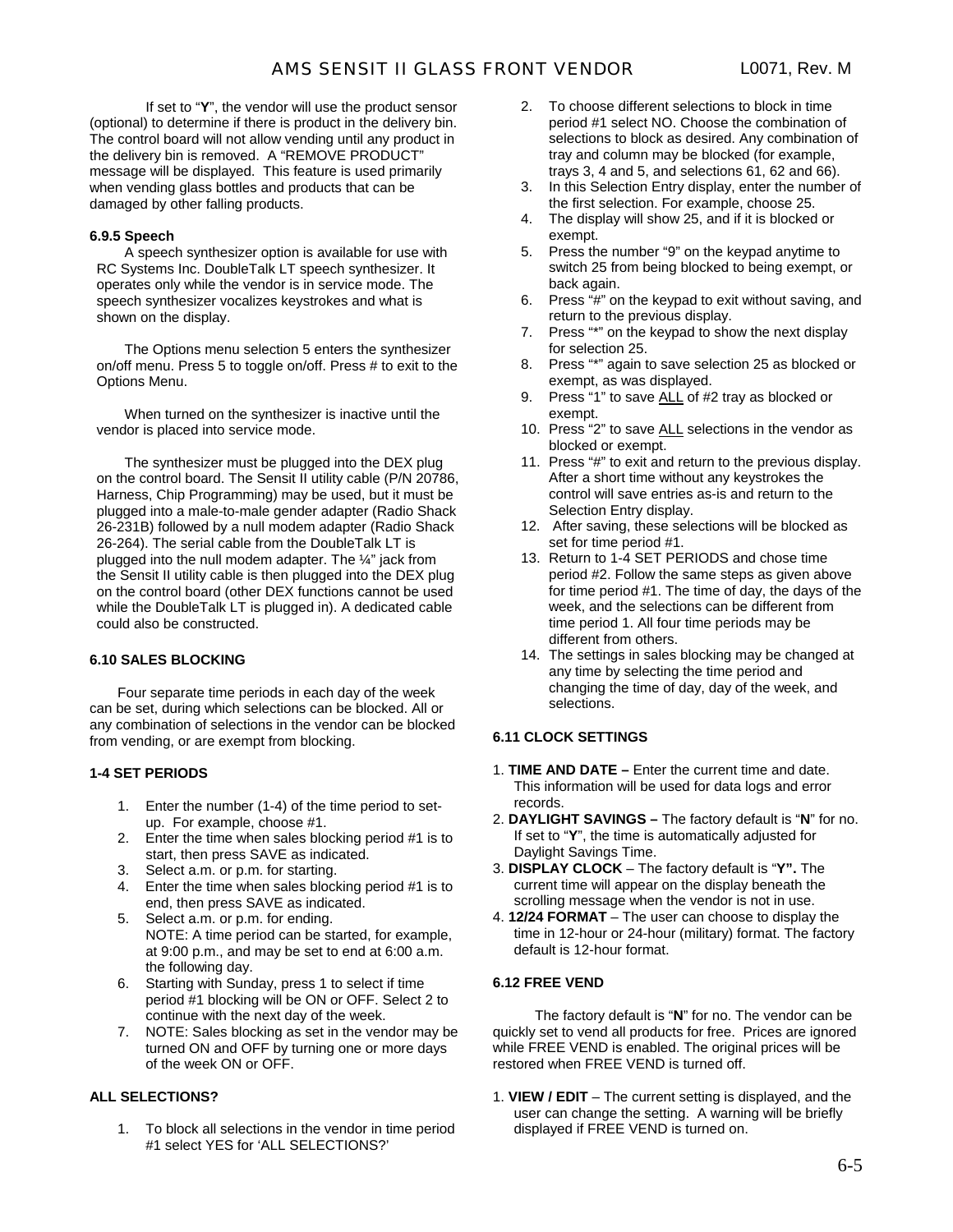If set to "**Y**", the vendor will use the product sensor (optional) to determine if there is product in the delivery bin. The control board will not allow vending until any product in the delivery bin is removed. A "REMOVE PRODUCT" message will be displayed. This feature is used primarily when vending glass bottles and products that can be damaged by other falling products.

#### 6.9.5 Speech

A speech synthesizer option is available for use with RC Systems Inc. DoubleTalk LT speech synthesizer. It operates only while the vendor is in service mode. The speech synthesizer vocalizes keystrokes and what is shown on the display.

The Options menu selection 5 enters the synthesizer on/off menu. Press 5 to toggle on/off. Press # to exit to the Options Menu.

When turned on the synthesizer is inactive until the vendor is placed into service mode.

The synthesizer must be plugged into the DEX plug on the control board. The Sensit II utility cable (P/N 20786, Harness, Chip Programming) may be used, but it must be plugged into a male-to-male gender adapter (Radio Shack 26-231B) followed by a null modem adapter (Radio Shack 26-264). The serial cable from the DoubleTalk LT is plugged into the null modem adapter. The ¼" jack from the Sensit II utility cable is then plugged into the DEX plug on the control board (other DEX functions cannot be used while the DoubleTalk LT is plugged in). A dedicated cable could also be constructed.

### 6.10 SALES BLOCKING

Four separate time periods in each day of the week can be set, during which selections can be blocked. All or any combination of selections in the vendor can be blocked from vending, or are exempt from blocking.

#### 1-4 SET PERIODS

1. Enter the number (1-4) of the time period to set-up. For example, choose #1.
2. Enter the time when sales blocking period #1 is to start, then press SAVE as indicated.
3. Select a.m. or p.m. for starting.
4. Enter the time when sales blocking period #1 is to end, then press SAVE as indicated.
5. Select a.m. or p.m. for ending.
   NOTE: A time period can be started, for example, at 9:00 p.m., and may be set to end at 6:00 a.m. the following day.
6. Starting with Sunday, press 1 to select if time period #1 blocking will be ON or OFF. Select 2 to continue with the next day of the week.
7. NOTE: Sales blocking as set in the vendor may be turned ON and OFF by turning one or more days of the week ON or OFF.

#### ALL SELECTIONS?

1. To block all selections in the vendor in time period #1 select YES for 'ALL SELECTIONS?'
2. To choose different selections to block in time period #1 select NO. Choose the combination of selections to block as desired. Any combination of tray and column may be blocked (for example, trays 3, 4 and 5, and selections 61, 62 and 66).
3. In this Selection Entry display, enter the number of the first selection. For example, choose 25.
4. The display will show 25, and if it is blocked or exempt.
5. Press the number "9" on the keypad anytime to switch 25 from being blocked to being exempt, or back again.
6. Press "#" on the keypad to exit without saving, and return to the previous display.
7. Press "*" on the keypad to show the next display for selection 25.
8. Press "*" again to save selection 25 as blocked or exempt, as was displayed.
9. Press "1" to save <u>ALL</u> of #2 tray as blocked or exempt.
10. Press "2" to save <u>ALL</u> selections in the vendor as blocked or exempt.
11. Press "#" to exit and return to the previous display. After a short time without any keystrokes the control will save entries as-is and return to the Selection Entry display.
12. After saving, these selections will be blocked as set for time period #1.
13. Return to 1-4 SET PERIODS and chose time period #2. Follow the same steps as given above for time period #1. The time of day, the days of the week, and the selections can be different from time period 1. All four time periods may be different from others.
14. The settings in sales blocking may be changed at any time by selecting the time period and changing the time of day, day of the week, and selections.

### 6.11 CLOCK SETTINGS

1. **TIME AND DATE –** Enter the current time and date. This information will be used for data logs and error records.
2. **DAYLIGHT SAVINGS –** The factory default is "**N**" for no. If set to "**Y**", the time is automatically adjusted for Daylight Savings Time.
3. **DISPLAY CLOCK** – The factory default is "**Y**"**.** The current time will appear on the display beneath the scrolling message when the vendor is not in use.
4. **12/24 FORMAT** – The user can choose to display the time in 12-hour or 24-hour (military) format. The factory default is 12-hour format.

### 6.12 FREE VEND

The factory default is "**N**" for no. The vendor can be quickly set to vend all products for free. Prices are ignored while FREE VEND is enabled. The original prices will be restored when FREE VEND is turned off.

1. **VIEW / EDIT** – The current setting is displayed, and the user can change the setting. A warning will be briefly displayed if FREE VEND is turned on.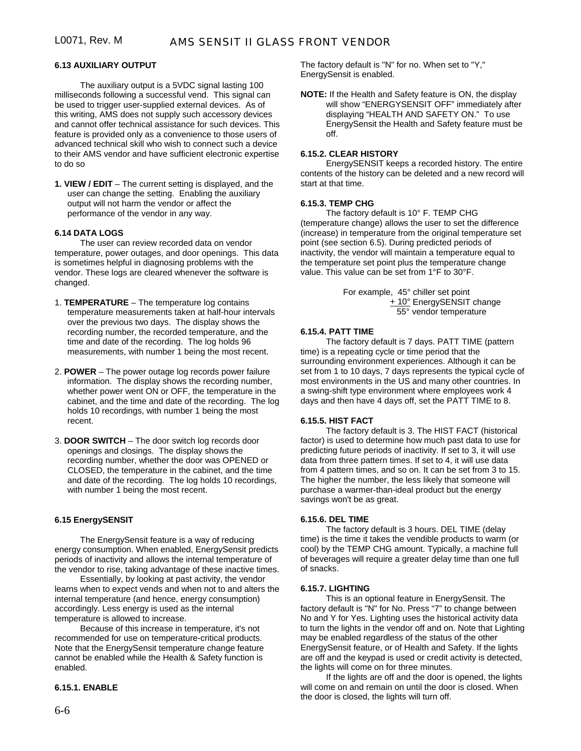### 6.13 AUXILIARY OUTPUT

The auxiliary output is a 5VDC signal lasting 100 milliseconds following a successful vend. This signal can be used to trigger user-supplied external devices. As of this writing, AMS does not supply such accessory devices and cannot offer technical assistance for such devices. This feature is provided only as a convenience to those users of advanced technical skill who wish to connect such a device to their AMS vendor and have sufficient electronic expertise to do so

**1. VIEW / EDIT** – The current setting is displayed, and the user can change the setting. Enabling the auxiliary output will not harm the vendor or affect the performance of the vendor in any way.

### 6.14 DATA LOGS

The user can review recorded data on vendor temperature, power outages, and door openings. This data is sometimes helpful in diagnosing problems with the vendor. These logs are cleared whenever the software is changed.

1. **TEMPERATURE** – The temperature log contains temperature measurements taken at half-hour intervals over the previous two days. The display shows the recording number, the recorded temperature, and the time and date of the recording. The log holds 96 measurements, with number 1 being the most recent.

2. **POWER** – The power outage log records power failure information. The display shows the recording number, whether power went ON or OFF, the temperature in the cabinet, and the time and date of the recording. The log holds 10 recordings, with number 1 being the most recent.

3. **DOOR SWITCH** – The door switch log records door openings and closings. The display shows the recording number, whether the door was OPENED or CLOSED, the temperature in the cabinet, and the time and date of the recording. The log holds 10 recordings, with number 1 being the most recent.

### 6.15 EnergySENSIT

The EnergySensit feature is a way of reducing energy consumption. When enabled, EnergySensit predicts periods of inactivity and allows the internal temperature of the vendor to rise, taking advantage of these inactive times.

Essentially, by looking at past activity, the vendor learns when to expect vends and when not to and alters the internal temperature (and hence, energy consumption) accordingly. Less energy is used as the internal temperature is allowed to increase.

Because of this increase in temperature, it's not recommended for use on temperature-critical products. Note that the EnergySensit temperature change feature cannot be enabled while the Health & Safety function is enabled.

#### 6.15.1. ENABLE

The factory default is "N" for no. When set to "Y," EnergySensit is enabled.

**NOTE:** If the Health and Safety feature is ON, the display will show "ENERGYSENSIT OFF" immediately after displaying "HEALTH AND SAFETY ON." To use EnergySensit the Health and Safety feature must be off.

#### 6.15.2. CLEAR HISTORY

EnergySENSIT keeps a recorded history. The entire contents of the history can be deleted and a new record will start at that time.

#### 6.15.3. TEMP CHG

The factory default is 10° F. TEMP CHG (temperature change) allows the user to set the difference (increase) in temperature from the original temperature set point (see section 6.5). During predicted periods of inactivity, the vendor will maintain a temperature equal to the temperature set point plus the temperature change value. This value can be set from 1°F to 30°F.

For example, 45° chiller set point
+ 10° EnergySENSIT change
55° vendor temperature

#### 6.15.4. PATT TIME

The factory default is 7 days. PATT TIME (pattern time) is a repeating cycle or time period that the surrounding environment experiences. Although it can be set from 1 to 10 days, 7 days represents the typical cycle of most environments in the US and many other countries. In a swing-shift type environment where employees work 4 days and then have 4 days off, set the PATT TIME to 8.

#### 6.15.5. HIST FACT

The factory default is 3. The HIST FACT (historical factor) is used to determine how much past data to use for predicting future periods of inactivity. If set to 3, it will use data from three pattern times. If set to 4, it will use data from 4 pattern times, and so on. It can be set from 3 to 15. The higher the number, the less likely that someone will purchase a warmer-than-ideal product but the energy savings won't be as great.

#### 6.15.6. DEL TIME

The factory default is 3 hours. DEL TIME (delay time) is the time it takes the vendible products to warm (or cool) by the TEMP CHG amount. Typically, a machine full of beverages will require a greater delay time than one full of snacks.

#### 6.15.7. LIGHTING

This is an optional feature in EnergySensit. The factory default is "N" for No. Press "7" to change between No and Y for Yes. Lighting uses the historical activity data to turn the lights in the vendor off and on. Note that Lighting may be enabled regardless of the status of the other EnergySensit feature, or of Health and Safety. If the lights are off and the keypad is used or credit activity is detected, the lights will come on for three minutes.

If the lights are off and the door is opened, the lights will come on and remain on until the door is closed. When the door is closed, the lights will turn off.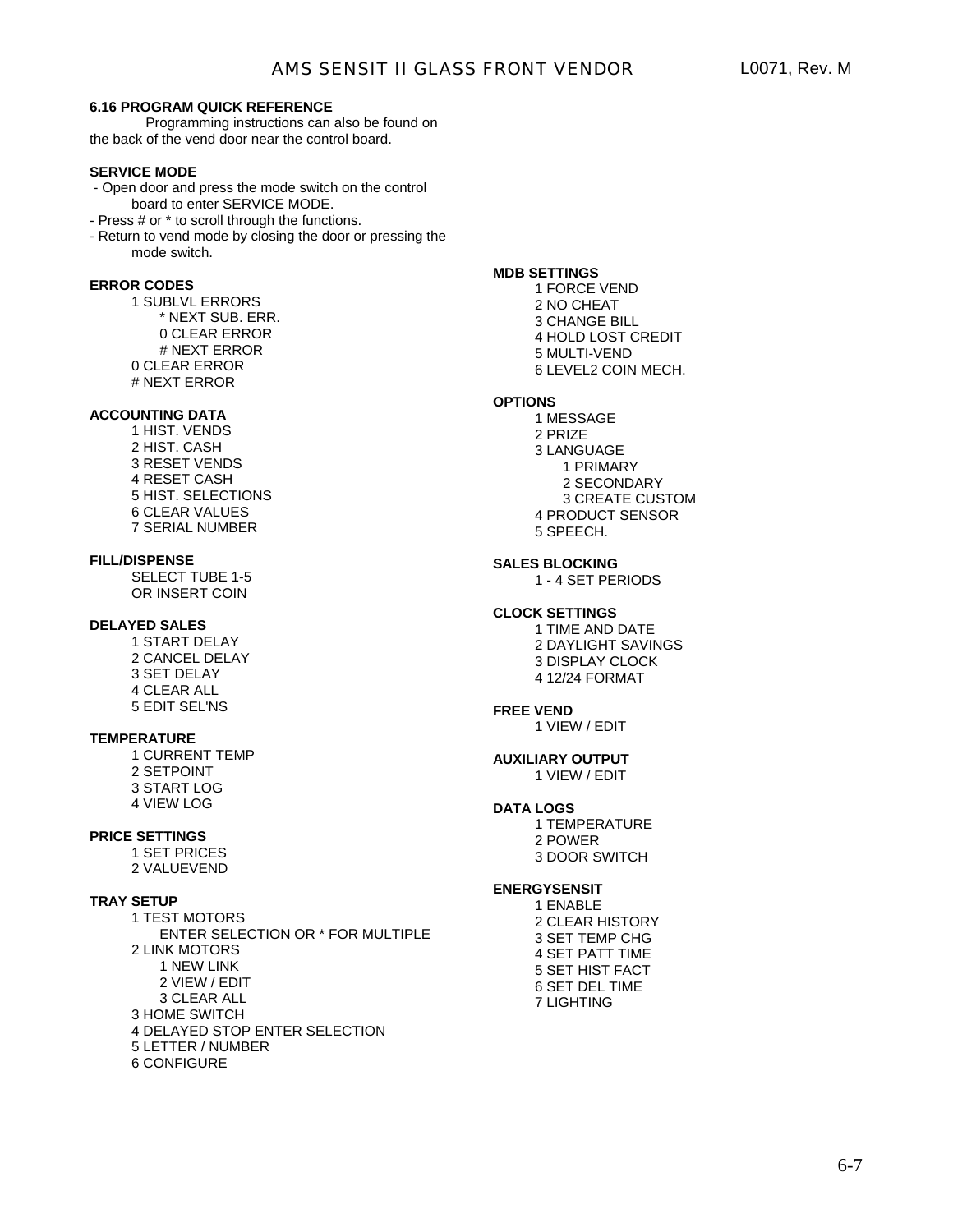### 6.16 PROGRAM QUICK REFERENCE

Programming instructions can also be found on the back of the vend door near the control board.

**SERVICE MODE**

- Open door and press the mode switch on the control board to enter SERVICE MODE.
- Press # or * to scroll through the functions.
- Return to vend mode by closing the door or pressing the mode switch.

**ERROR CODES**

1 SUBLVL ERRORS
  * NEXT SUB. ERR.
  0 CLEAR ERROR
  # NEXT ERROR
0 CLEAR ERROR
# NEXT ERROR

**ACCOUNTING DATA**

1 HIST. VENDS
2 HIST. CASH
3 RESET VENDS
4 RESET CASH
5 HIST. SELECTIONS
6 CLEAR VALUES
7 SERIAL NUMBER

**FILL/DISPENSE**

SELECT TUBE 1-5
OR INSERT COIN

**DELAYED SALES**

1 START DELAY
2 CANCEL DELAY
3 SET DELAY
4 CLEAR ALL
5 EDIT SEL'NS

**TEMPERATURE**

1 CURRENT TEMP
2 SETPOINT
3 START LOG
4 VIEW LOG

**PRICE SETTINGS**

1 SET PRICES
2 VALUEVEND

**TRAY SETUP**

1 TEST MOTORS
  ENTER SELECTION OR * FOR MULTIPLE
2 LINK MOTORS
  1 NEW LINK
  2 VIEW / EDIT
  3 CLEAR ALL
3 HOME SWITCH
4 DELAYED STOP ENTER SELECTION
5 LETTER / NUMBER
6 CONFIGURE

**MDB SETTINGS**

1 FORCE VEND
2 NO CHEAT
3 CHANGE BILL
4 HOLD LOST CREDIT
5 MULTI-VEND
6 LEVEL2 COIN MECH.

**OPTIONS**

1 MESSAGE
2 PRIZE
3 LANGUAGE
  1 PRIMARY
  2 SECONDARY
  3 CREATE CUSTOM
4 PRODUCT SENSOR
5 SPEECH.

**SALES BLOCKING**

1 - 4 SET PERIODS

**CLOCK SETTINGS**

1 TIME AND DATE
2 DAYLIGHT SAVINGS
3 DISPLAY CLOCK
4 12/24 FORMAT

**FREE VEND**

1 VIEW / EDIT

**AUXILIARY OUTPUT**

1 VIEW / EDIT

**DATA LOGS**

1 TEMPERATURE
2 POWER
3 DOOR SWITCH

**ENERGYSENSIT**

1 ENABLE
2 CLEAR HISTORY
3 SET TEMP CHG
4 SET PATT TIME
5 SET HIST FACT
6 SET DEL TIME
7 LIGHTING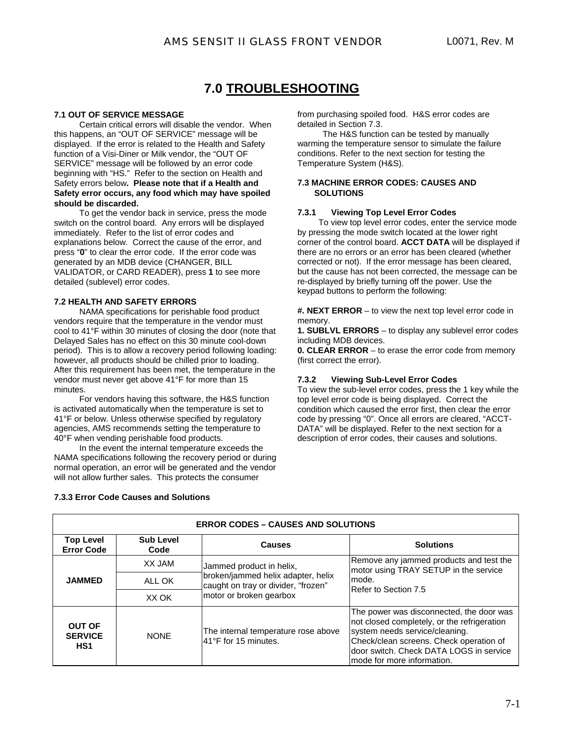# 7.0 TROUBLESHOOTING

### 7.1 OUT OF SERVICE MESSAGE

Certain critical errors will disable the vendor. When this happens, an "OUT OF SERVICE" message will be displayed. If the error is related to the Health and Safety function of a Visi-Diner or Milk vendor, the "OUT OF SERVICE" message will be followed by an error code beginning with "HS." Refer to the section on Health and Safety errors below**. Please note that if a Health and Safety error occurs, any food which may have spoiled should be discarded.**

To get the vendor back in service, press the mode switch on the control board. Any errors will be displayed immediately. Refer to the list of error codes and explanations below. Correct the cause of the error, and press "**0**" to clear the error code. If the error code was generated by an MDB device (CHANGER, BILL VALIDATOR, or CARD READER), press **1** to see more detailed (sublevel) error codes.

### 7.2 HEALTH AND SAFETY ERRORS

NAMA specifications for perishable food product vendors require that the temperature in the vendor must cool to 41°F within 30 minutes of closing the door (note that Delayed Sales has no effect on this 30 minute cool-down period). This is to allow a recovery period following loading: however, all products should be chilled prior to loading. After this requirement has been met, the temperature in the vendor must never get above 41°F for more than 15 minutes.

For vendors having this software, the H&S function is activated automatically when the temperature is set to 41°F or below. Unless otherwise specified by regulatory agencies, AMS recommends setting the temperature to 40°F when vending perishable food products.

In the event the internal temperature exceeds the NAMA specifications following the recovery period or during normal operation, an error will be generated and the vendor will not allow further sales. This protects the consumer from purchasing spoiled food. H&S error codes are detailed in Section 7.3.

The H&S function can be tested by manually warming the temperature sensor to simulate the failure conditions. Refer to the next section for testing the Temperature System (H&S).

### 7.3 MACHINE ERROR CODES: CAUSES AND SOLUTIONS

#### 7.3.1 Viewing Top Level Error Codes

To view top level error codes, enter the service mode by pressing the mode switch located at the lower right corner of the control board. **ACCT DATA** will be displayed if there are no errors or an error has been cleared (whether corrected or not). If the error message has been cleared, but the cause has not been corrected, the message can be re-displayed by briefly turning off the power. Use the keypad buttons to perform the following:

**#. NEXT ERROR** – to view the next top level error code in memory.

**1. SUBLVL ERRORS** – to display any sublevel error codes including MDB devices.

**0. CLEAR ERROR** – to erase the error code from memory (first correct the error).

#### 7.3.2 Viewing Sub-Level Error Codes

To view the sub-level error codes, press the 1 key while the top level error code is being displayed. Correct the condition which caused the error first, then clear the error code by pressing "0". Once all errors are cleared, "ACCT-DATA" will be displayed. Refer to the next section for a description of error codes, their causes and solutions.

#### 7.3.3 Error Code Causes and Solutions

| ERROR CODES – CAUSES AND SOLUTIONS | | | |
|---|---|---|---|
| **Top Level Error Code** | **Sub Level Code** | **Causes** | **Solutions** |
| **JAMMED** | XX JAM | Jammed product in helix, broken/jammed helix adapter, helix caught on tray or divider, "frozen" motor or broken gearbox | Remove any jammed products and test the motor using TRAY SETUP in the service mode. Refer to Section 7.5 |
| | ALL OK | | |
| | XX OK | | |
| **OUT OF SERVICE HS1** | NONE | The internal temperature rose above 41°F for 15 minutes. | The power was disconnected, the door was not closed completely, or the refrigeration system needs service/cleaning. Check/clean screens. Check operation of door switch. Check DATA LOGS in service mode for more information. |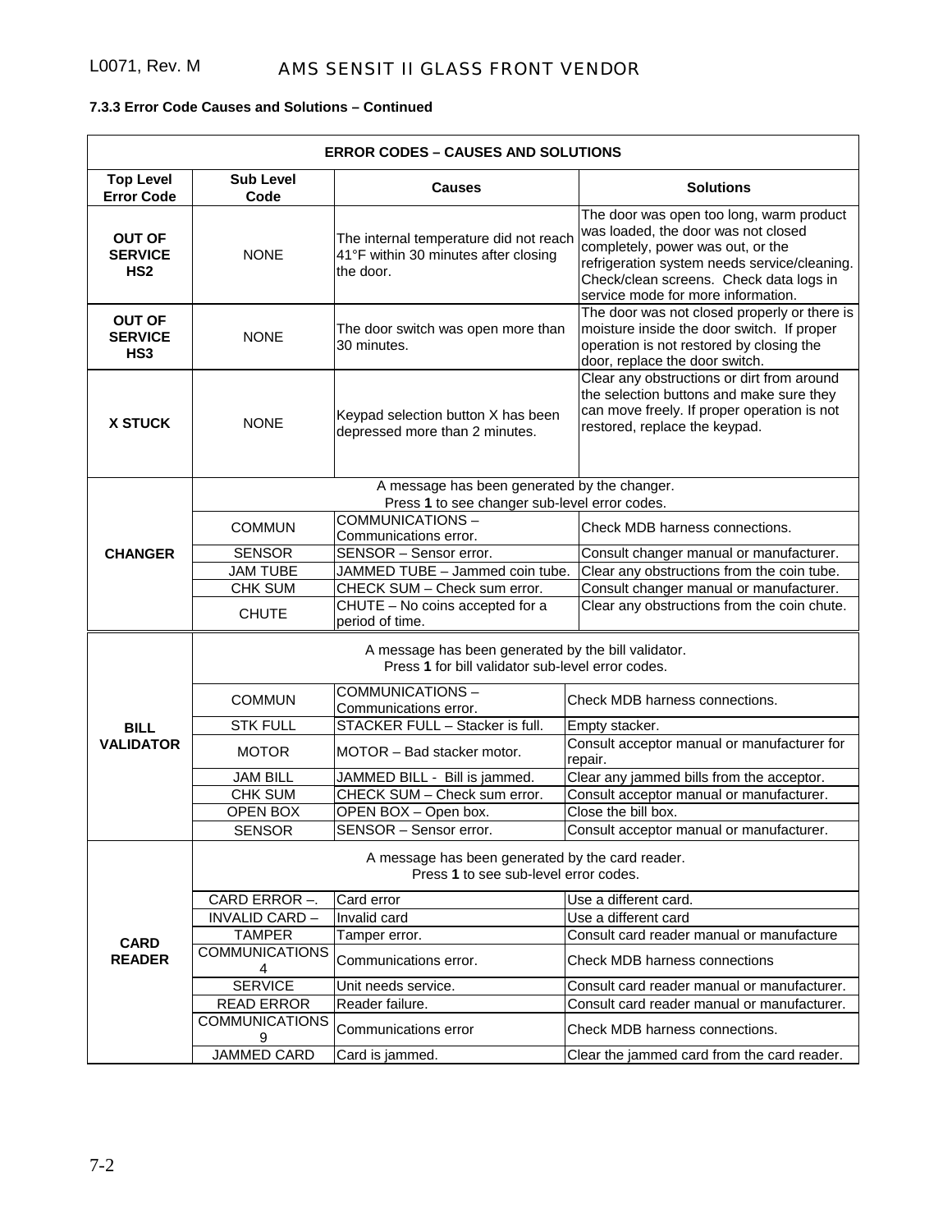### 7.3.3 Error Code Causes and Solutions – Continued

| ERROR CODES – CAUSES AND SOLUTIONS | | | |
|---|---|---|---|
| **Top Level Error Code** | **Sub Level Code** | **Causes** | **Solutions** |
| **OUT OF SERVICE HS2** | NONE | The internal temperature did not reach 41°F within 30 minutes after closing the door. | The door was open too long, warm product was loaded, the door was not closed completely, power was out, or the refrigeration system needs service/cleaning. Check/clean screens. Check data logs in service mode for more information. |
| **OUT OF SERVICE HS3** | NONE | The door switch was open more than 30 minutes. | The door was not closed properly or there is moisture inside the door switch. If proper operation is not restored by closing the door, replace the door switch. |
| **X STUCK** | NONE | Keypad selection button X has been depressed more than 2 minutes. | Clear any obstructions or dirt from around the selection buttons and make sure they can move freely. If proper operation is not restored, replace the keypad. |
| **CHANGER** | A message has been generated by the changer. Press **1** to see changer sub-level error codes. | | |
| | COMMUN | COMMUNICATIONS – Communications error. | Check MDB harness connections. |
| | SENSOR | SENSOR – Sensor error. | Consult changer manual or manufacturer. |
| | JAM TUBE | JAMMED TUBE – Jammed coin tube. | Clear any obstructions from the coin tube. |
| | CHK SUM | CHECK SUM – Check sum error. | Consult changer manual or manufacturer. |
| | CHUTE | CHUTE – No coins accepted for a period of time. | Clear any obstructions from the coin chute. |
| **BILL VALIDATOR** | A message has been generated by the bill validator. Press **1** for bill validator sub-level error codes. | | |
| | COMMUN | COMMUNICATIONS – Communications error. | Check MDB harness connections. |
| | STK FULL | STACKER FULL – Stacker is full. | Empty stacker. |
| | MOTOR | MOTOR – Bad stacker motor. | Consult acceptor manual or manufacturer for repair. |
| | JAM BILL | JAMMED BILL - Bill is jammed. | Clear any jammed bills from the acceptor. |
| | CHK SUM | CHECK SUM – Check sum error. | Consult acceptor manual or manufacturer. |
| | OPEN BOX | OPEN BOX – Open box. | Close the bill box. |
| | SENSOR | SENSOR – Sensor error. | Consult acceptor manual or manufacturer. |
| **CARD READER** | A message has been generated by the card reader. Press **1** to see sub-level error codes. | | |
| | CARD ERROR –. | Card error | Use a different card. |
| | INVALID CARD – | Invalid card | Use a different card |
| | TAMPER | Tamper error. | Consult card reader manual or manufacture |
| | COMMUNICATIONS 4 | Communications error. | Check MDB harness connections |
| | SERVICE | Unit needs service. | Consult card reader manual or manufacturer. |
| | READ ERROR | Reader failure. | Consult card reader manual or manufacturer. |
| | COMMUNICATIONS 9 | Communications error | Check MDB harness connections. |
| | JAMMED CARD | Card is jammed. | Clear the jammed card from the card reader. |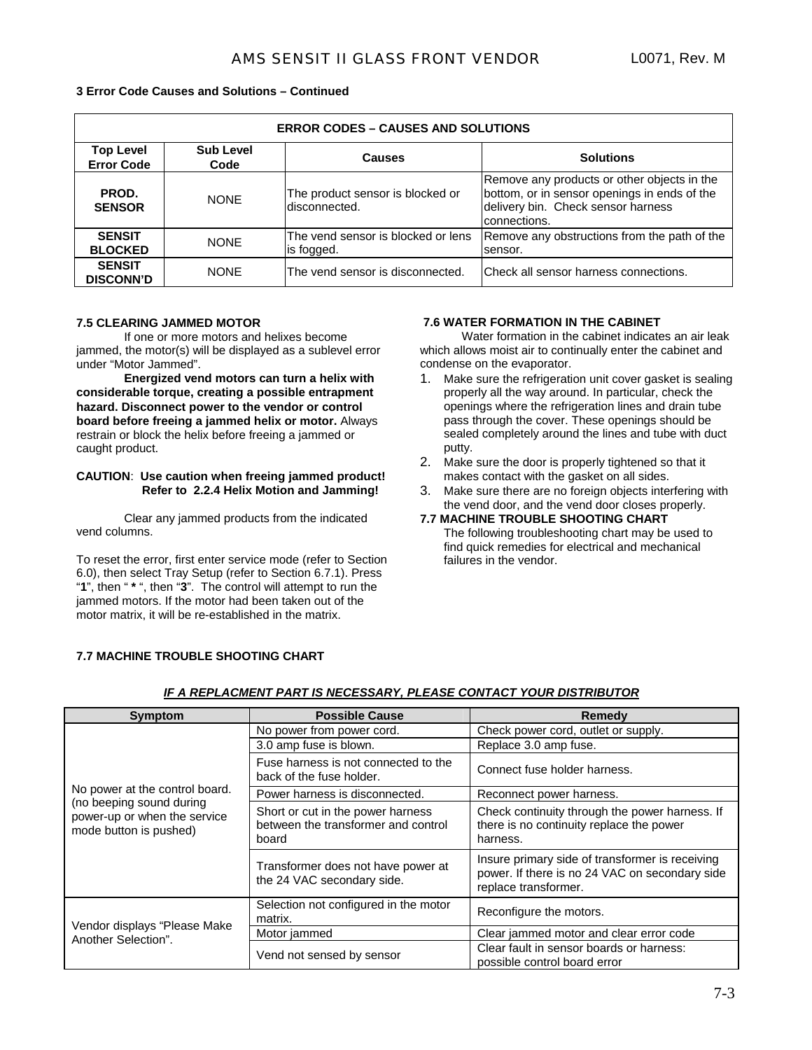**3 Error Code Causes and Solutions – Continued**

| ERROR CODES – CAUSES AND SOLUTIONS | | | |
|---|---|---|---|
| **Top Level Error Code** | **Sub Level Code** | **Causes** | **Solutions** |
| **PROD. SENSOR** | NONE | The product sensor is blocked or disconnected. | Remove any products or other objects in the bottom, or in sensor openings in ends of the delivery bin. Check sensor harness connections. |
| **SENSIT BLOCKED** | NONE | The vend sensor is blocked or lens is fogged. | Remove any obstructions from the path of the sensor. |
| **SENSIT DISCONN'D** | NONE | The vend sensor is disconnected. | Check all sensor harness connections. |

**7.5 CLEARING JAMMED MOTOR**

If one or more motors and helixes become jammed, the motor(s) will be displayed as a sublevel error under "Motor Jammed".

**Energized vend motors can turn a helix with considerable torque, creating a possible entrapment hazard. Disconnect power to the vendor or control board before freeing a jammed helix or motor.** Always restrain or block the helix before freeing a jammed or caught product.

**CAUTION**: **Use caution when freeing jammed product! Refer to 2.2.4 Helix Motion and Jamming!**

Clear any jammed products from the indicated vend columns.

To reset the error, first enter service mode (refer to Section 6.0), then select Tray Setup (refer to Section 6.7.1). Press "**1**", then " **\*** ", then "**3**". The control will attempt to run the jammed motors. If the motor had been taken out of the motor matrix, it will be re-established in the matrix.

**7.6 WATER FORMATION IN THE CABINET**

Water formation in the cabinet indicates an air leak which allows moist air to continually enter the cabinet and condense on the evaporator.

1. Make sure the refrigeration unit cover gasket is sealing properly all the way around. In particular, check the openings where the refrigeration lines and drain tube pass through the cover. These openings should be sealed completely around the lines and tube with duct putty.
2. Make sure the door is properly tightened so that it makes contact with the gasket on all sides.
3. Make sure there are no foreign objects interfering with the vend door, and the vend door closes properly.

**7.7 MACHINE TROUBLE SHOOTING CHART**

The following troubleshooting chart may be used to find quick remedies for electrical and mechanical failures in the vendor.

**7.7 MACHINE TROUBLE SHOOTING CHART**

***IF A REPLACMENT PART IS NECESSARY, PLEASE CONTACT YOUR DISTRIBUTOR***

| Symptom | Possible Cause | Remedy |
|---|---|---|
| No power at the control board. (no beeping sound during power-up or when the service mode button is pushed) | No power from power cord. | Check power cord, outlet or supply. |
| | 3.0 amp fuse is blown. | Replace 3.0 amp fuse. |
| | Fuse harness is not connected to the back of the fuse holder. | Connect fuse holder harness. |
| | Power harness is disconnected. | Reconnect power harness. |
| | Short or cut in the power harness between the transformer and control board | Check continuity through the power harness. If there is no continuity replace the power harness. |
| | Transformer does not have power at the 24 VAC secondary side. | Insure primary side of transformer is receiving power. If there is no 24 VAC on secondary side replace transformer. |
| Vendor displays "Please Make Another Selection". | Selection not configured in the motor matrix. | Reconfigure the motors. |
| | Motor jammed | Clear jammed motor and clear error code |
| | Vend not sensed by sensor | Clear fault in sensor boards or harness: possible control board error |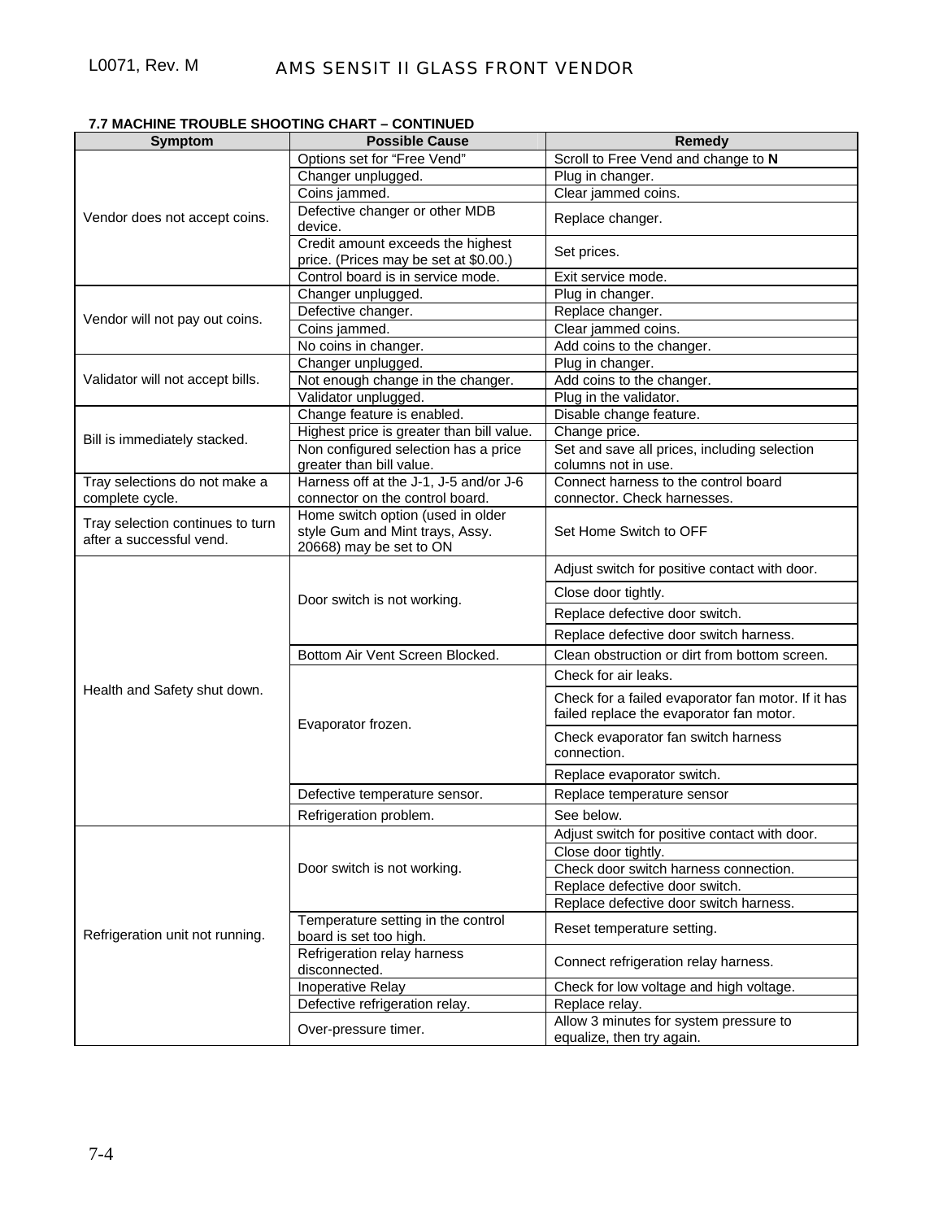**7.7 MACHINE TROUBLE SHOOTING CHART – CONTINUED**

| Symptom | Possible Cause | Remedy |
|---|---|---|
| Vendor does not accept coins. | Options set for "Free Vend" | Scroll to Free Vend and change to **N** |
| | Changer unplugged. | Plug in changer. |
| | Coins jammed. | Clear jammed coins. |
| | Defective changer or other MDB device. | Replace changer. |
| | Credit amount exceeds the highest price. (Prices may be set at $0.00.) | Set prices. |
| | Control board is in service mode. | Exit service mode. |
| Vendor will not pay out coins. | Changer unplugged. | Plug in changer. |
| | Defective changer. | Replace changer. |
| | Coins jammed. | Clear jammed coins. |
| | No coins in changer. | Add coins to the changer. |
| Validator will not accept bills. | Changer unplugged. | Plug in changer. |
| | Not enough change in the changer. | Add coins to the changer. |
| | Validator unplugged. | Plug in the validator. |
| Bill is immediately stacked. | Change feature is enabled. | Disable change feature. |
| | Highest price is greater than bill value. | Change price. |
| | Non configured selection has a price greater than bill value. | Set and save all prices, including selection columns not in use. |
| Tray selections do not make a complete cycle. | Harness off at the J-1, J-5 and/or J-6 connector on the control board. | Connect harness to the control board connector. Check harnesses. |
| Tray selection continues to turn after a successful vend. | Home switch option (used in older style Gum and Mint trays, Assy. 20668) may be set to ON | Set Home Switch to OFF |
| Health and Safety shut down. | Door switch is not working. | Adjust switch for positive contact with door. |
| | | Close door tightly. |
| | | Replace defective door switch. |
| | | Replace defective door switch harness. |
| | Bottom Air Vent Screen Blocked. | Clean obstruction or dirt from bottom screen. |
| | Evaporator frozen. | Check for air leaks. |
| | | Check for a failed evaporator fan motor. If it has failed replace the evaporator fan motor. |
| | | Check evaporator fan switch harness connection. |
| | | Replace evaporator switch. |
| | Defective temperature sensor. | Replace temperature sensor |
| | Refrigeration problem. | See below. |
| Refrigeration unit not running. | Door switch is not working. | Adjust switch for positive contact with door. |
| | | Close door tightly. |
| | | Check door switch harness connection. |
| | | Replace defective door switch. |
| | | Replace defective door switch harness. |
| | Temperature setting in the control board is set too high. | Reset temperature setting. |
| | Refrigeration relay harness disconnected. | Connect refrigeration relay harness. |
| | Inoperative Relay | Check for low voltage and high voltage. |
| | Defective refrigeration relay. | Replace relay. |
| | Over-pressure timer. | Allow 3 minutes for system pressure to equalize, then try again. |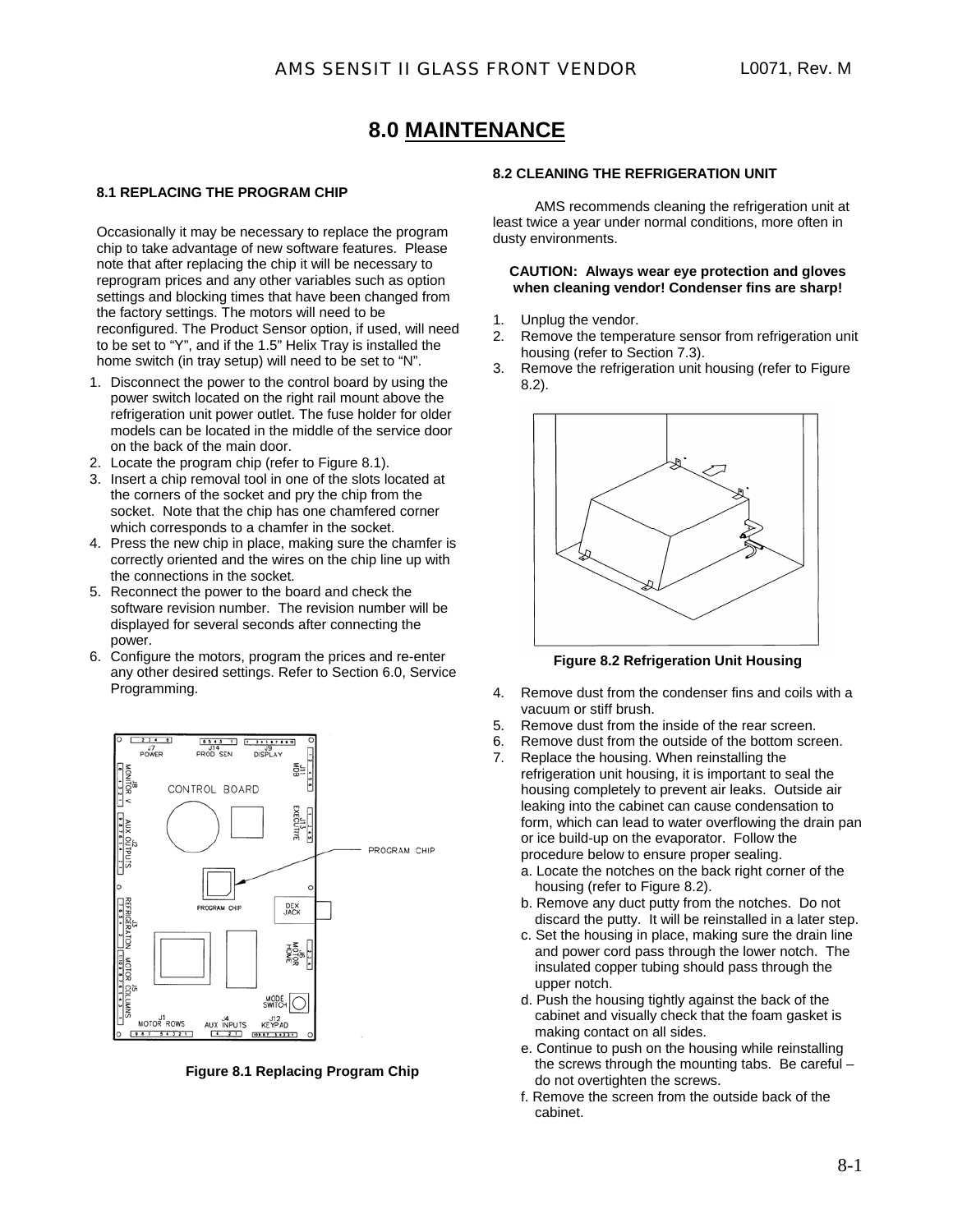# 8.0 MAINTENANCE

### 8.1 REPLACING THE PROGRAM CHIP

Occasionally it may be necessary to replace the program chip to take advantage of new software features. Please note that after replacing the chip it will be necessary to reprogram prices and any other variables such as option settings and blocking times that have been changed from the factory settings. The motors will need to be reconfigured. The Product Sensor option, if used, will need to be set to "Y", and if the 1.5" Helix Tray is installed the home switch (in tray setup) will need to be set to "N".

1. Disconnect the power to the control board by using the power switch located on the right rail mount above the refrigeration unit power outlet. The fuse holder for older models can be located in the middle of the service door on the back of the main door.
2. Locate the program chip (refer to Figure 8.1).
3. Insert a chip removal tool in one of the slots located at the corners of the socket and pry the chip from the socket. Note that the chip has one chamfered corner which corresponds to a chamfer in the socket.
4. Press the new chip in place, making sure the chamfer is correctly oriented and the wires on the chip line up with the connections in the socket.
5. Reconnect the power to the board and check the software revision number. The revision number will be displayed for several seconds after connecting the power.
6. Configure the motors, program the prices and re-enter any other desired settings. Refer to Section 6.0, Service Programming.

**Figure 8.1 Replacing Program Chip**

### 8.2 CLEANING THE REFRIGERATION UNIT

AMS recommends cleaning the refrigeration unit at least twice a year under normal conditions, more often in dusty environments.

**CAUTION: Always wear eye protection and gloves when cleaning vendor! Condenser fins are sharp!**

1. Unplug the vendor.
2. Remove the temperature sensor from refrigeration unit housing (refer to Section 7.3).
3. Remove the refrigeration unit housing (refer to Figure 8.2).

**Figure 8.2 Refrigeration Unit Housing**

4. Remove dust from the condenser fins and coils with a vacuum or stiff brush.
5. Remove dust from the inside of the rear screen.
6. Remove dust from the outside of the bottom screen.
7. Replace the housing. When reinstalling the refrigeration unit housing, it is important to seal the housing completely to prevent air leaks. Outside air leaking into the cabinet can cause condensation to form, which can lead to water overflowing the drain pan or ice build-up on the evaporator. Follow the procedure below to ensure proper sealing.
   a. Locate the notches on the back right corner of the housing (refer to Figure 8.2).
   b. Remove any duct putty from the notches. Do not discard the putty. It will be reinstalled in a later step.
   c. Set the housing in place, making sure the drain line and power cord pass through the lower notch. The insulated copper tubing should pass through the upper notch.
   d. Push the housing tightly against the back of the cabinet and visually check that the foam gasket is making contact on all sides.
   e. Continue to push on the housing while reinstalling the screws through the mounting tabs. Be careful – do not overtighten the screws.
   f. Remove the screen from the outside back of the cabinet.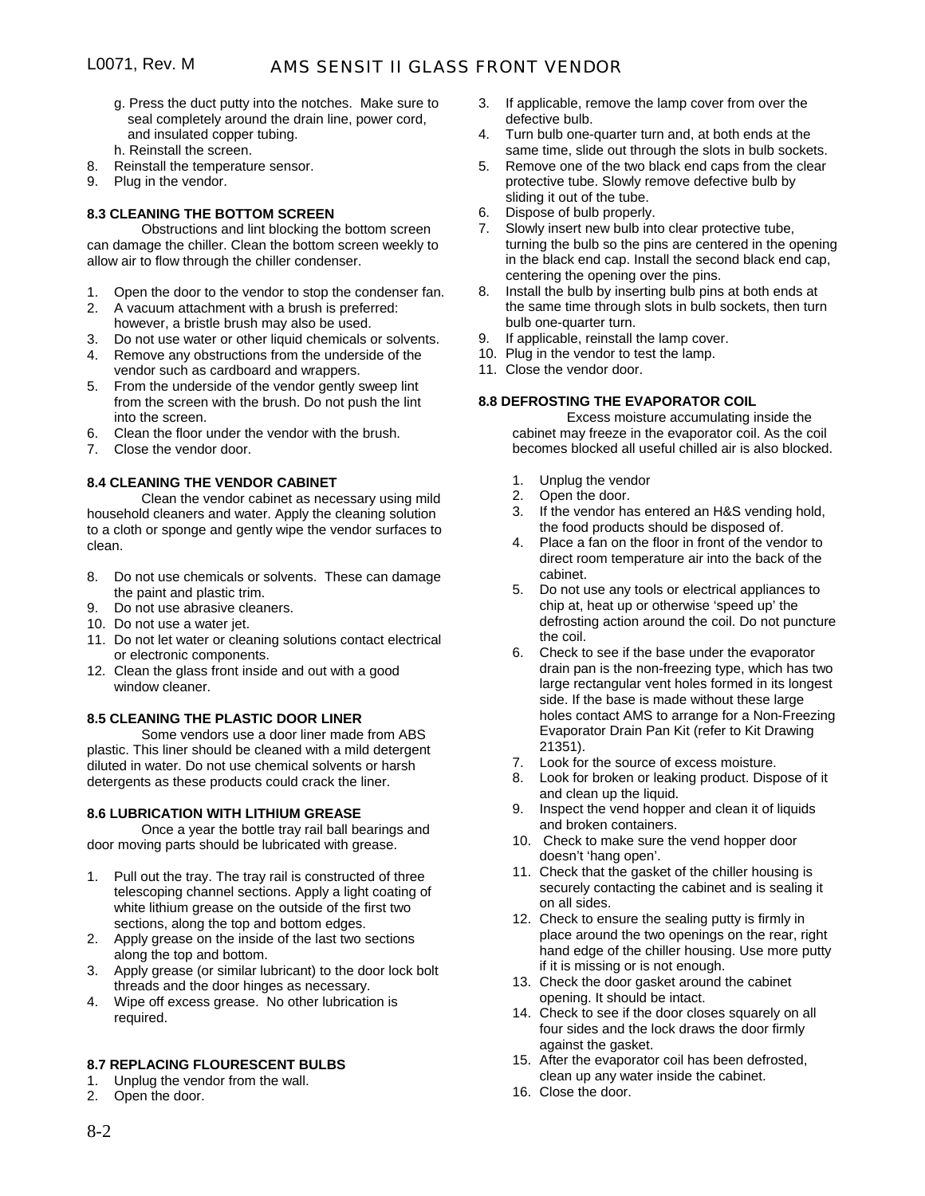g. Press the duct putty into the notches. Make sure to seal completely around the drain line, power cord, and insulated copper tubing.

h. Reinstall the screen.

8. Reinstall the temperature sensor.
9. Plug in the vendor.

### 8.3 CLEANING THE BOTTOM SCREEN

Obstructions and lint blocking the bottom screen can damage the chiller. Clean the bottom screen weekly to allow air to flow through the chiller condenser.

1. Open the door to the vendor to stop the condenser fan.
2. A vacuum attachment with a brush is preferred: however, a bristle brush may also be used.
3. Do not use water or other liquid chemicals or solvents.
4. Remove any obstructions from the underside of the vendor such as cardboard and wrappers.
5. From the underside of the vendor gently sweep lint from the screen with the brush. Do not push the lint into the screen.
6. Clean the floor under the vendor with the brush.
7. Close the vendor door.

### 8.4 CLEANING THE VENDOR CABINET

Clean the vendor cabinet as necessary using mild household cleaners and water. Apply the cleaning solution to a cloth or sponge and gently wipe the vendor surfaces to clean.

8. Do not use chemicals or solvents. These can damage the paint and plastic trim.
9. Do not use abrasive cleaners.
10. Do not use a water jet.
11. Do not let water or cleaning solutions contact electrical or electronic components.
12. Clean the glass front inside and out with a good window cleaner.

### 8.5 CLEANING THE PLASTIC DOOR LINER

Some vendors use a door liner made from ABS plastic. This liner should be cleaned with a mild detergent diluted in water. Do not use chemical solvents or harsh detergents as these products could crack the liner.

### 8.6 LUBRICATION WITH LITHIUM GREASE

Once a year the bottle tray rail ball bearings and door moving parts should be lubricated with grease.

1. Pull out the tray. The tray rail is constructed of three telescoping channel sections. Apply a light coating of white lithium grease on the outside of the first two sections, along the top and bottom edges.
2. Apply grease on the inside of the last two sections along the top and bottom.
3. Apply grease (or similar lubricant) to the door lock bolt threads and the door hinges as necessary.
4. Wipe off excess grease. No other lubrication is required.

### 8.7 REPLACING FLOURESCENT BULBS

1. Unplug the vendor from the wall.
2. Open the door.
3. If applicable, remove the lamp cover from over the defective bulb.
4. Turn bulb one-quarter turn and, at both ends at the same time, slide out through the slots in bulb sockets.
5. Remove one of the two black end caps from the clear protective tube. Slowly remove defective bulb by sliding it out of the tube.
6. Dispose of bulb properly.
7. Slowly insert new bulb into clear protective tube, turning the bulb so the pins are centered in the opening in the black end cap. Install the second black end cap, centering the opening over the pins.
8. Install the bulb by inserting bulb pins at both ends at the same time through slots in bulb sockets, then turn bulb one-quarter turn.
9. If applicable, reinstall the lamp cover.
10. Plug in the vendor to test the lamp.
11. Close the vendor door.

### 8.8 DEFROSTING THE EVAPORATOR COIL

Excess moisture accumulating inside the cabinet may freeze in the evaporator coil. As the coil becomes blocked all useful chilled air is also blocked.

1. Unplug the vendor
2. Open the door.
3. If the vendor has entered an H&S vending hold, the food products should be disposed of.
4. Place a fan on the floor in front of the vendor to direct room temperature air into the back of the cabinet.
5. Do not use any tools or electrical appliances to chip at, heat up or otherwise 'speed up' the defrosting action around the coil. Do not puncture the coil.
6. Check to see if the base under the evaporator drain pan is the non-freezing type, which has two large rectangular vent holes formed in its longest side. If the base is made without these large holes contact AMS to arrange for a Non-Freezing Evaporator Drain Pan Kit (refer to Kit Drawing 21351).
7. Look for the source of excess moisture.
8. Look for broken or leaking product. Dispose of it and clean up the liquid.
9. Inspect the vend hopper and clean it of liquids and broken containers.
10. Check to make sure the vend hopper door doesn't 'hang open'.
11. Check that the gasket of the chiller housing is securely contacting the cabinet and is sealing it on all sides.
12. Check to ensure the sealing putty is firmly in place around the two openings on the rear, right hand edge of the chiller housing. Use more putty if it is missing or is not enough.
13. Check the door gasket around the cabinet opening. It should be intact.
14. Check to see if the door closes squarely on all four sides and the lock draws the door firmly against the gasket.
15. After the evaporator coil has been defrosted, clean up any water inside the cabinet.
16. Close the door.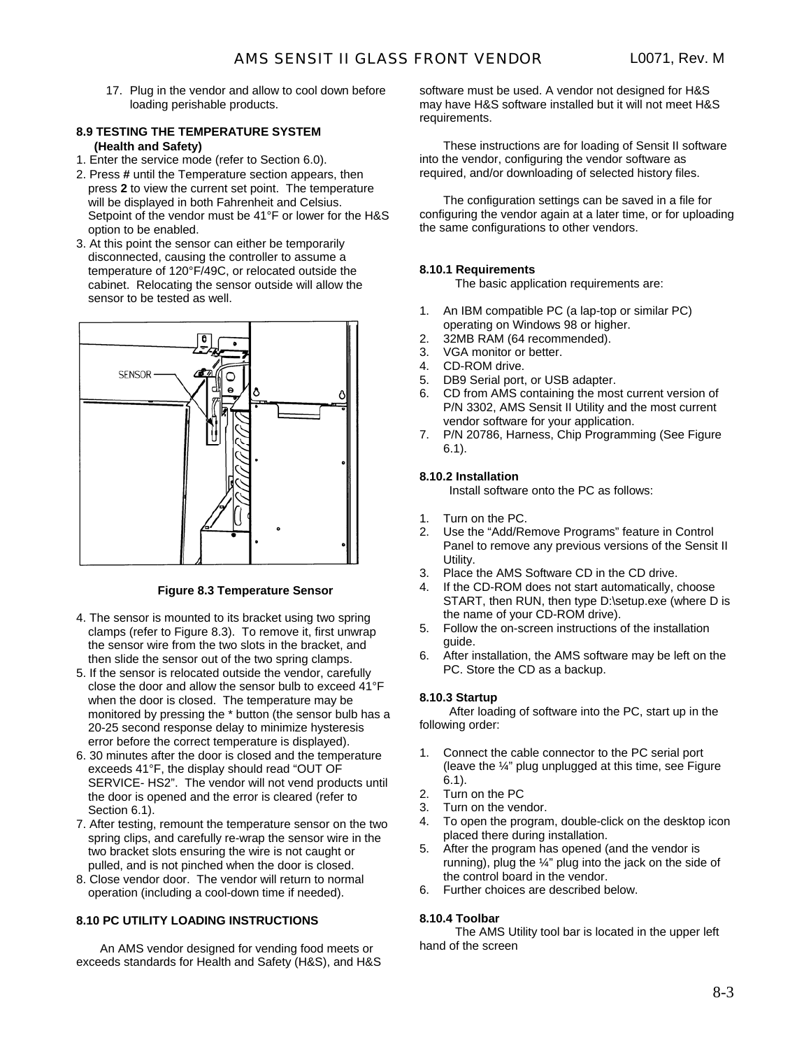17. Plug in the vendor and allow to cool down before loading perishable products.

### 8.9 TESTING THE TEMPERATURE SYSTEM (Health and Safety)

1. Enter the service mode (refer to Section 6.0).
2. Press **#** until the Temperature section appears, then press **2** to view the current set point. The temperature will be displayed in both Fahrenheit and Celsius. Setpoint of the vendor must be 41°F or lower for the H&S option to be enabled.
3. At this point the sensor can either be temporarily disconnected, causing the controller to assume a temperature of 120°F/49C, or relocated outside the cabinet. Relocating the sensor outside will allow the sensor to be tested as well.

**Figure 8.3 Temperature Sensor**

4. The sensor is mounted to its bracket using two spring clamps (refer to Figure 8.3). To remove it, first unwrap the sensor wire from the two slots in the bracket, and then slide the sensor out of the two spring clamps.
5. If the sensor is relocated outside the vendor, carefully close the door and allow the sensor bulb to exceed 41°F when the door is closed. The temperature may be monitored by pressing the * button (the sensor bulb has a 20-25 second response delay to minimize hysteresis error before the correct temperature is displayed).
6. 30 minutes after the door is closed and the temperature exceeds 41°F, the display should read "OUT OF SERVICE- HS2". The vendor will not vend products until the door is opened and the error is cleared (refer to Section 6.1).
7. After testing, remount the temperature sensor on the two spring clips, and carefully re-wrap the sensor wire in the two bracket slots ensuring the wire is not caught or pulled, and is not pinched when the door is closed.
8. Close vendor door. The vendor will return to normal operation (including a cool-down time if needed).

### 8.10 PC UTILITY LOADING INSTRUCTIONS

An AMS vendor designed for vending food meets or exceeds standards for Health and Safety (H&S), and H&S software must be used. A vendor not designed for H&S may have H&S software installed but it will not meet H&S requirements.

These instructions are for loading of Sensit II software into the vendor, configuring the vendor software as required, and/or downloading of selected history files.

The configuration settings can be saved in a file for configuring the vendor again at a later time, or for uploading the same configurations to other vendors.

#### 8.10.1 Requirements

The basic application requirements are:

1. An IBM compatible PC (a lap-top or similar PC) operating on Windows 98 or higher.
2. 32MB RAM (64 recommended).
3. VGA monitor or better.
4. CD-ROM drive.
5. DB9 Serial port, or USB adapter.
6. CD from AMS containing the most current version of P/N 3302, AMS Sensit II Utility and the most current vendor software for your application.
7. P/N 20786, Harness, Chip Programming (See Figure 6.1).

#### 8.10.2 Installation

Install software onto the PC as follows:

1. Turn on the PC.
2. Use the "Add/Remove Programs" feature in Control Panel to remove any previous versions of the Sensit II Utility.
3. Place the AMS Software CD in the CD drive.
4. If the CD-ROM does not start automatically, choose START, then RUN, then type D:\setup.exe (where D is the name of your CD-ROM drive).
5. Follow the on-screen instructions of the installation guide.
6. After installation, the AMS software may be left on the PC. Store the CD as a backup.

#### 8.10.3 Startup

After loading of software into the PC, start up in the following order:

1. Connect the cable connector to the PC serial port (leave the ¼" plug unplugged at this time, see Figure 6.1).
2. Turn on the PC
3. Turn on the vendor.
4. To open the program, double-click on the desktop icon placed there during installation.
5. After the program has opened (and the vendor is running), plug the ¼" plug into the jack on the side of the control board in the vendor.
6. Further choices are described below.

#### 8.10.4 Toolbar

The AMS Utility tool bar is located in the upper left hand of the screen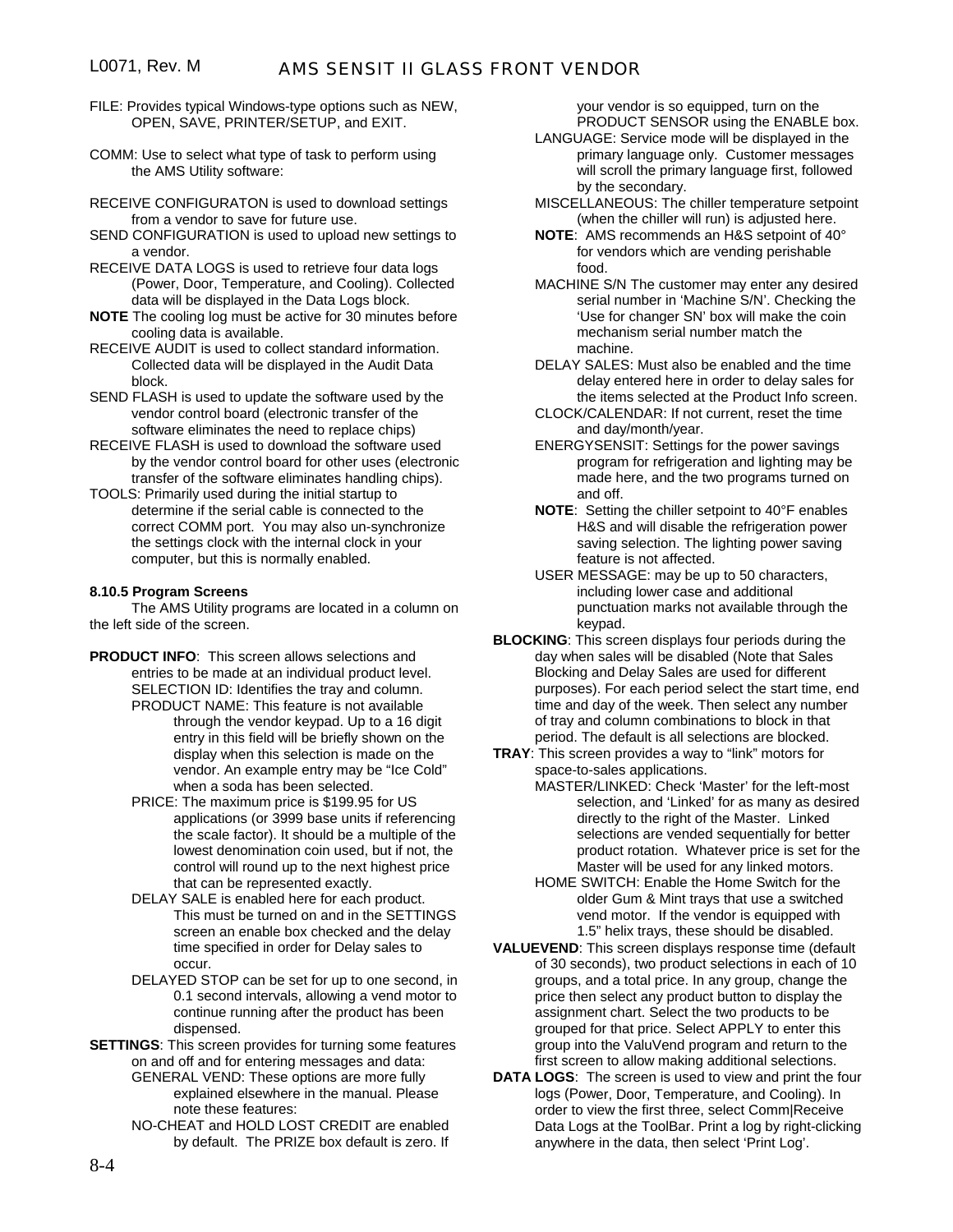FILE: Provides typical Windows-type options such as NEW, OPEN, SAVE, PRINTER/SETUP, and EXIT.

COMM: Use to select what type of task to perform using the AMS Utility software:

RECEIVE CONFIGURATON is used to download settings from a vendor to save for future use.

SEND CONFIGURATION is used to upload new settings to a vendor.

RECEIVE DATA LOGS is used to retrieve four data logs (Power, Door, Temperature, and Cooling). Collected data will be displayed in the Data Logs block.

**NOTE** The cooling log must be active for 30 minutes before cooling data is available.

RECEIVE AUDIT is used to collect standard information. Collected data will be displayed in the Audit Data block.

SEND FLASH is used to update the software used by the vendor control board (electronic transfer of the software eliminates the need to replace chips)

RECEIVE FLASH is used to download the software used by the vendor control board for other uses (electronic transfer of the software eliminates handling chips).

TOOLS: Primarily used during the initial startup to determine if the serial cable is connected to the correct COMM port. You may also un-synchronize the settings clock with the internal clock in your computer, but this is normally enabled.

### 8.10.5 Program Screens

The AMS Utility programs are located in a column on the left side of the screen.

**PRODUCT INFO**: This screen allows selections and entries to be made at an individual product level.

SELECTION ID: Identifies the tray and column.

PRODUCT NAME: This feature is not available through the vendor keypad. Up to a 16 digit entry in this field will be briefly shown on the display when this selection is made on the vendor. An example entry may be "Ice Cold" when a soda has been selected.

PRICE: The maximum price is $199.95 for US applications (or 3999 base units if referencing the scale factor). It should be a multiple of the lowest denomination coin used, but if not, the control will round up to the next highest price that can be represented exactly.

DELAY SALE is enabled here for each product. This must be turned on and in the SETTINGS screen an enable box checked and the delay time specified in order for Delay sales to occur.

DELAYED STOP can be set for up to one second, in 0.1 second intervals, allowing a vend motor to continue running after the product has been dispensed.

**SETTINGS**: This screen provides for turning some features on and off and for entering messages and data:

GENERAL VEND: These options are more fully explained elsewhere in the manual. Please note these features:

NO-CHEAT and HOLD LOST CREDIT are enabled by default. The PRIZE box default is zero. If your vendor is so equipped, turn on the PRODUCT SENSOR using the ENABLE box.

LANGUAGE: Service mode will be displayed in the primary language only. Customer messages will scroll the primary language first, followed by the secondary.

MISCELLANEOUS: The chiller temperature setpoint (when the chiller will run) is adjusted here.

**NOTE**: AMS recommends an H&S setpoint of 40° for vendors which are vending perishable food.

MACHINE S/N The customer may enter any desired serial number in 'Machine S/N'. Checking the 'Use for changer SN' box will make the coin mechanism serial number match the machine.

DELAY SALES: Must also be enabled and the time delay entered here in order to delay sales for the items selected at the Product Info screen.

CLOCK/CALENDAR: If not current, reset the time and day/month/year.

ENERGYSENSIT: Settings for the power savings program for refrigeration and lighting may be made here, and the two programs turned on and off.

**NOTE**: Setting the chiller setpoint to 40°F enables H&S and will disable the refrigeration power saving selection. The lighting power saving feature is not affected.

USER MESSAGE: may be up to 50 characters, including lower case and additional punctuation marks not available through the keypad.

**BLOCKING**: This screen displays four periods during the day when sales will be disabled (Note that Sales Blocking and Delay Sales are used for different purposes). For each period select the start time, end time and day of the week. Then select any number of tray and column combinations to block in that period. The default is all selections are blocked.

**TRAY**: This screen provides a way to "link" motors for space-to-sales applications.

MASTER/LINKED: Check 'Master' for the left-most selection, and 'Linked' for as many as desired directly to the right of the Master. Linked selections are vended sequentially for better product rotation. Whatever price is set for the Master will be used for any linked motors.

HOME SWITCH: Enable the Home Switch for the older Gum & Mint trays that use a switched vend motor. If the vendor is equipped with 1.5" helix trays, these should be disabled.

**VALUEVEND**: This screen displays response time (default of 30 seconds), two product selections in each of 10 groups, and a total price. In any group, change the price then select any product button to display the assignment chart. Select the two products to be grouped for that price. Select APPLY to enter this group into the ValuVend program and return to the first screen to allow making additional selections.

**DATA LOGS**: The screen is used to view and print the four logs (Power, Door, Temperature, and Cooling). In order to view the first three, select Comm|Receive Data Logs at the ToolBar. Print a log by right-clicking anywhere in the data, then select 'Print Log'.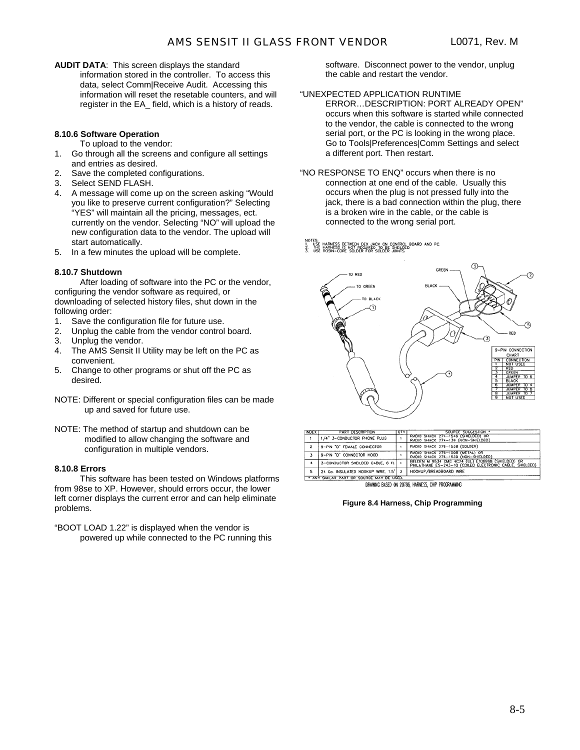**AUDIT DATA**: This screen displays the standard information stored in the controller. To access this data, select Comm|Receive Audit. Accessing this information will reset the resetable counters, and will register in the EA_ field, which is a history of reads.

### 8.10.6 Software Operation

To upload to the vendor:

1. Go through all the screens and configure all settings and entries as desired.
2. Save the completed configurations.
3. Select SEND FLASH.
4. A message will come up on the screen asking "Would you like to preserve current configuration?" Selecting "YES" will maintain all the pricing, messages, ect. currently on the vendor. Selecting "NO" will upload the new configuration data to the vendor. The upload will start automatically.
5. In a few minutes the upload will be complete.

### 8.10.7 Shutdown

After loading of software into the PC or the vendor, configuring the vendor software as required, or downloading of selected history files, shut down in the following order:

1. Save the configuration file for future use.
2. Unplug the cable from the vendor control board.
3. Unplug the vendor.
4. The AMS Sensit II Utility may be left on the PC as convenient.
5. Change to other programs or shut off the PC as desired.

NOTE: Different or special configuration files can be made up and saved for future use.

NOTE: The method of startup and shutdown can be modified to allow changing the software and configuration in multiple vendors.

### 8.10.8 Errors

This software has been tested on Windows platforms from 98se to XP. However, should errors occur, the lower left corner displays the current error and can help eliminate problems.

"BOOT LOAD 1.22" is displayed when the vendor is powered up while connected to the PC running this software. Disconnect power to the vendor, unplug the cable and restart the vendor.

"UNEXPECTED APPLICATION RUNTIME ERROR…DESCRIPTION: PORT ALREADY OPEN" occurs when this software is started while connected to the vendor, the cable is connected to the wrong serial port, or the PC is looking in the wrong place. Go to Tools|Preferences|Comm Settings and select a different port. Then restart.

"NO RESPONSE TO ENQ" occurs when there is no connection at one end of the cable. Usually this occurs when the plug is not pressed fully into the jack, there is a bad connection within the plug, there is a broken wire in the cable, or the cable is connected to the wrong serial port.

NOTES:
1. USE HARNESS BETWEEN DEX JACK ON CONTROL BOARD AND PC.
2. THE HARNESS IS NOT REQUIRED TO BE SHEILDED.
3. USE ROSIN-CORE SOLDER FOR SOLDER JOINTS.

9-PIN CONNECTION CHART

| PIN | CONNECTION |
|---|---|
| 1 | NOT USED |
| 2 | RED |
| 3 | GREEN |
| 4 | JUMPER TO 6 |
| 5 | BLACK |
| 6 | JUMPER TO 4 |
| 7 | JUMPER TO 8 |
| 8 | JUMPER TO 7 |
| 9 | NOT USED |

| INDEX | PART DESCRIPTION | QTY | SOURCE SUGGESTION * |
|---|---|---|---|
| 1 | 1/4" 3-CONDUCTOR PHONE PLUG | 1 | RADIO SHACK 274-1546 (SHIELDED) OR RADIO SHACK 274-139 (NON-SHIELDED) |
| 2 | 9-PIN "D" FEMALE CONNECTOR | 1 | RADIO SHACK 276-1538 (SOLDER) |
| 3 | 9-PIN "D" CONNECTOR HOOD | 1 | RADIO SHACK 276-1508 (METAL) OR RADIO SHACK 276-1539 (NON-SHIELDED) |
| 4 | 3-CONDUCTOR SHEILDED CABLE, 6 ft. | 1 | BELDEN M 9534 CMG 4C74 (UL) E108998 (SHIELDED) OR PHILATHANE ES-24J-10 (COILED ELECTRONIC CABLE, SHIELDED) |
| 5 | 24 Ga. INSULATED HOOKUP WIRE, 1.5" | 2 | HOOKUP/BREADBOARD WIRE |

* ANY SMILAR PART OR SOURCE MAY BE USED.

DRAWING BASED ON 20786, HARNESS, CHIP PROGRAMMING

**Figure 8.4 Harness, Chip Programming**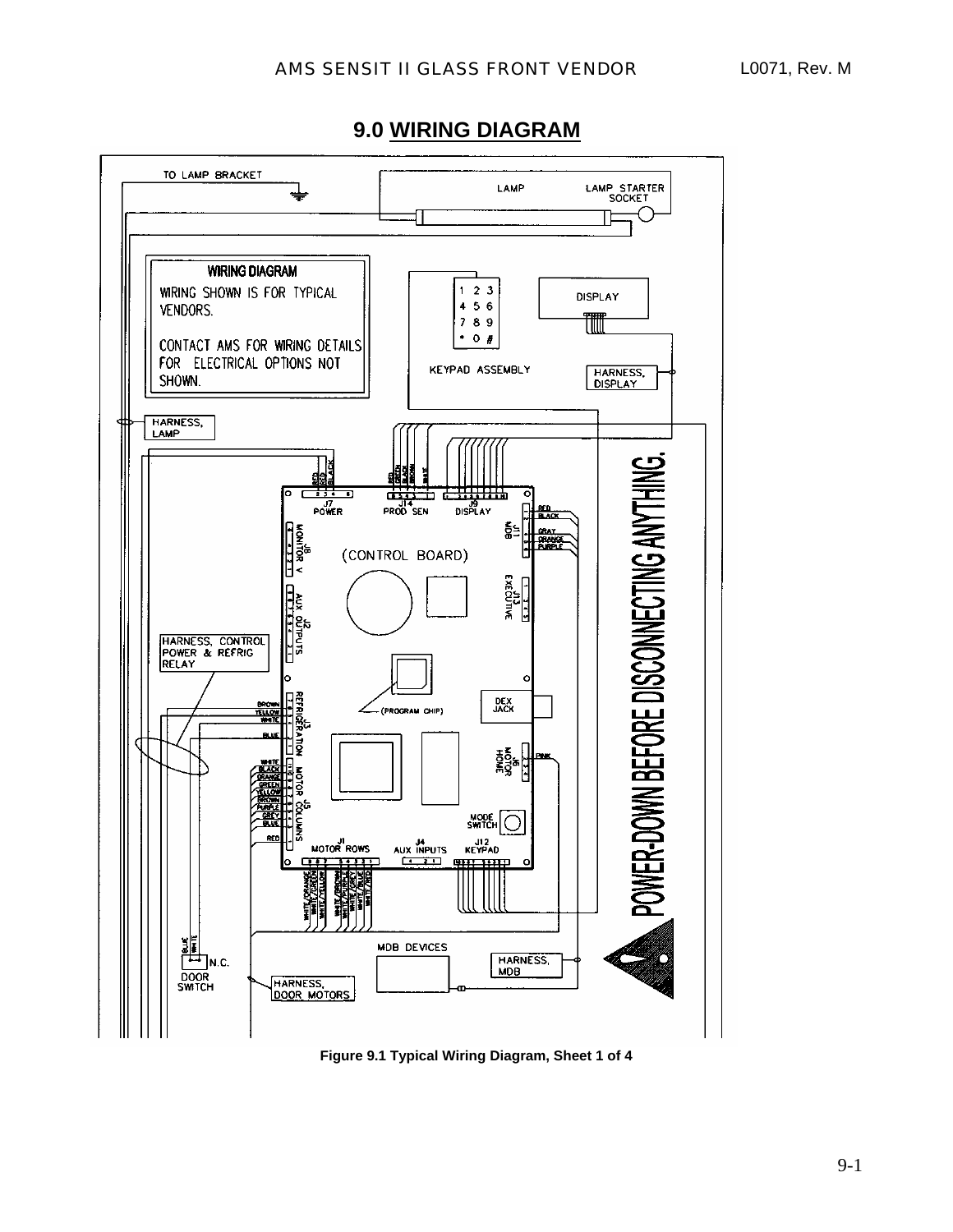## 9.0 WIRING DIAGRAM

TO LAMP BRACKET

LAMP

LAMP STARTER SOCKET

WIRING DIAGRAM

WIRING SHOWN IS FOR TYPICAL VENDORS.

CONTACT AMS FOR WIRING DETAILS FOR ELECTRICAL OPTIONS NOT SHOWN.

KEYPAD ASSEMBLY

DISPLAY

HARNESS, DISPLAY

HARNESS, LAMP

J7 POWER

J14 PROD SEN

J9 DISPLAY

J11 MDB

J8 MONITOR V

(CONTROL BOARD)

J13 EXECUTIVE

J2 AUX OUTPUTS

HARNESS, CONTROL POWER & REFRIG RELAY

J3 REFRIGERATION

(PROGRAM CHIP)

DEX JACK

J6 MOTOR HOME

J5 MOTOR COLUMNS

MODE SWITCH

J1 MOTOR ROWS

J4 AUX INPUTS

J12 KEYPAD

POWER-DOWN BEFORE DISCONNECTING ANYTHING.

N.C.

DOOR SWITCH

MDB DEVICES

HARNESS, MDB

HARNESS, DOOR MOTORS

**Figure 9.1 Typical Wiring Diagram, Sheet 1 of 4**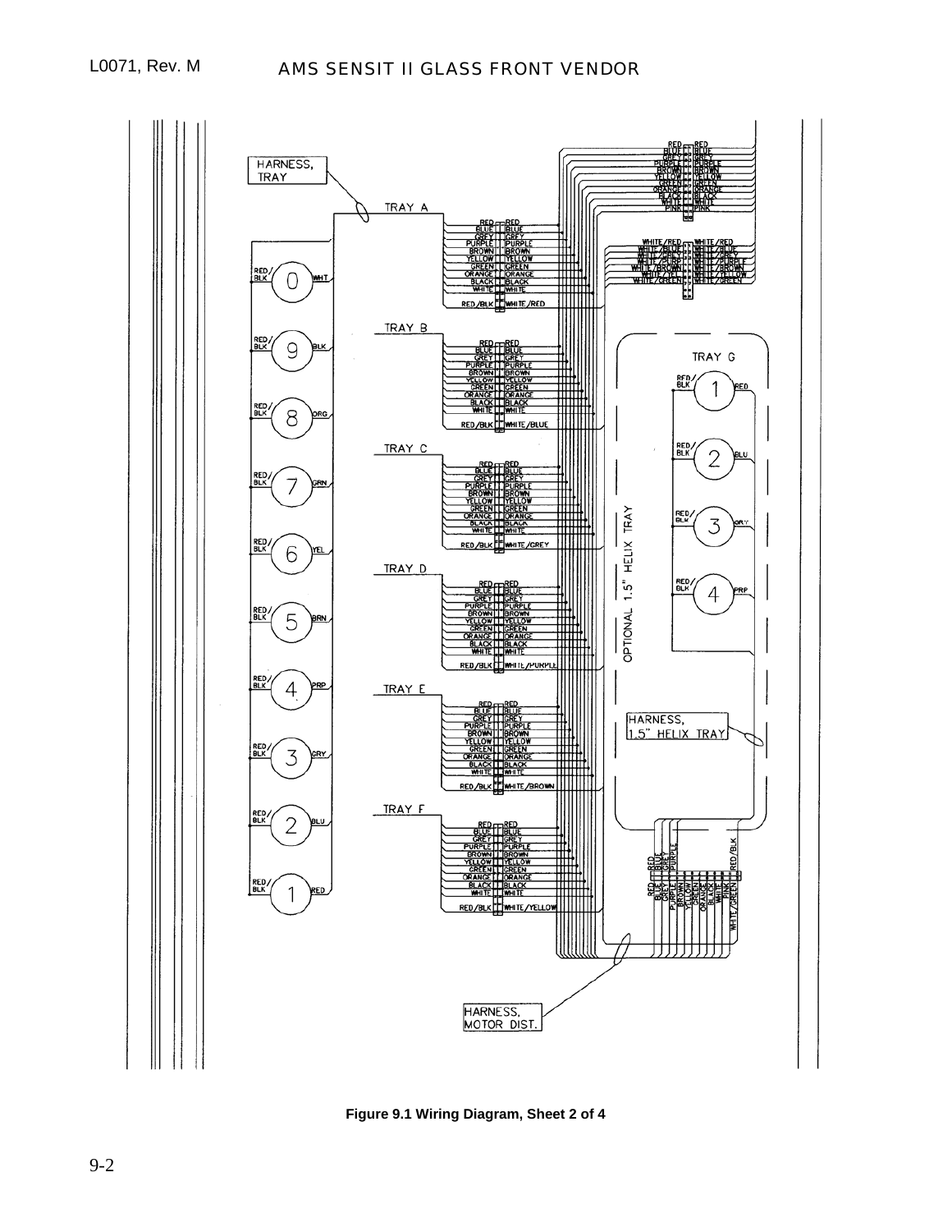Figure 9.1 Wiring Diagram, Sheet 2 of 4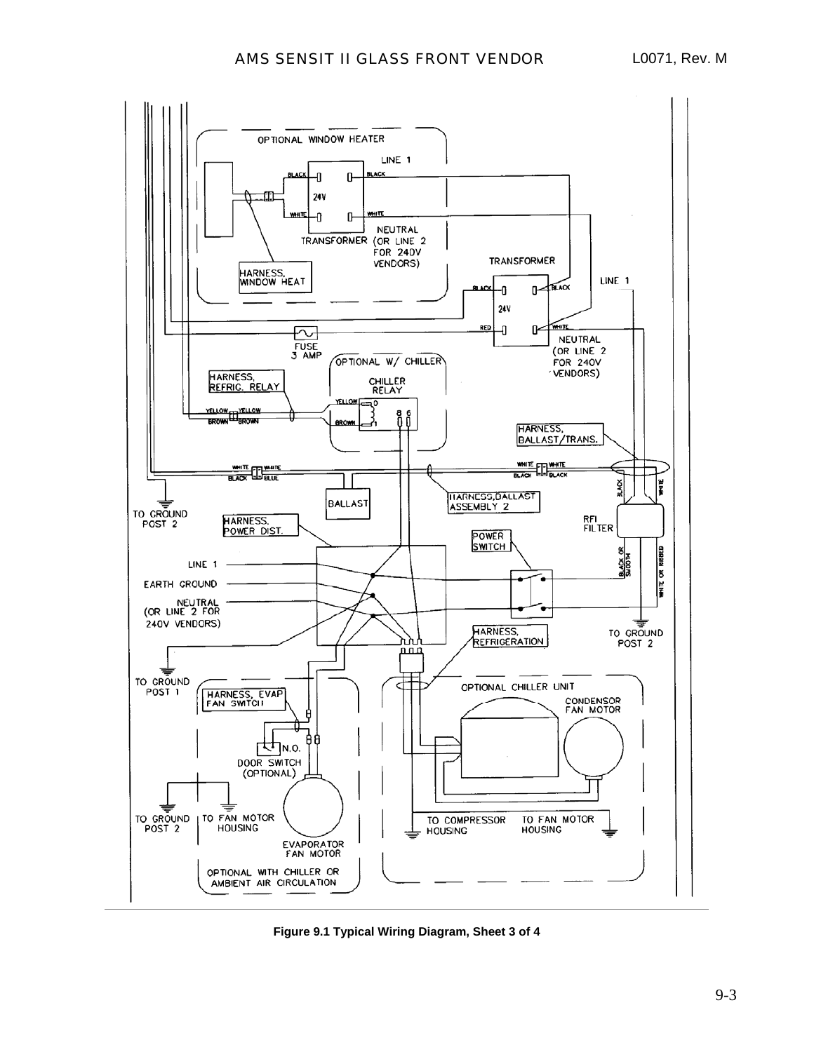OPTIONAL WINDOW HEATER

LINE 1

BLACK BLACK

24V

WHITE WHITE

NEUTRAL
TRANSFORMER (OR LINE 2
FOR 240V
VENDORS)

HARNESS,
WINDOW HEAT

TRANSFORMER

LINE 1

BLACK BLACK

24V

RED WHITE

NEUTRAL
(OR LINE 2
FOR 240V
VENDORS)

FUSE
3 AMP

OPTIONAL W/ CHILLER

HARNESS,
REFRIG. RELAY

CHILLER
RELAY

YELLOW YELLOW YELLOW

BROWN BROWN BROWN

8 6

HARNESS,
BALLAST/TRANS.

WHITE WHITE WHITE WHITE

BLACK BLUE BLACK BLACK

BLACK WHITE

BALLAST

HARNESS,BALLAST
ASSEMBLY 2

TO GROUND
POST 2

HARNESS.
POWER DIST.

POWER
SWITCH

RFI
FILTER

LINE 1

EARTH GROUND

NEUTRAL
(OR LINE 2 FOR
240V VENDORS)

BLACK OR SMOOTH

WHITE OR RIBBED

TO GROUND
POST 2

HARNESS,
REFRIGERATION

TO GROUND
POST 1

HARNESS, EVAP
FAN SWITCH

OPTIONAL CHILLER UNIT

CONDENSOR
FAN MOTOR

N.O.

DOOR SWITCH
(OPTIONAL)

TO GROUND
POST 2

TO FAN MOTOR
HOUSING

EVAPORATOR
FAN MOTOR

TO COMPRESSOR
HOUSING

TO FAN MOTOR
HOUSING

OPTIONAL WITH CHILLER OR
AMBIENT AIR CIRCULATION

**Figure 9.1 Typical Wiring Diagram, Sheet 3 of 4**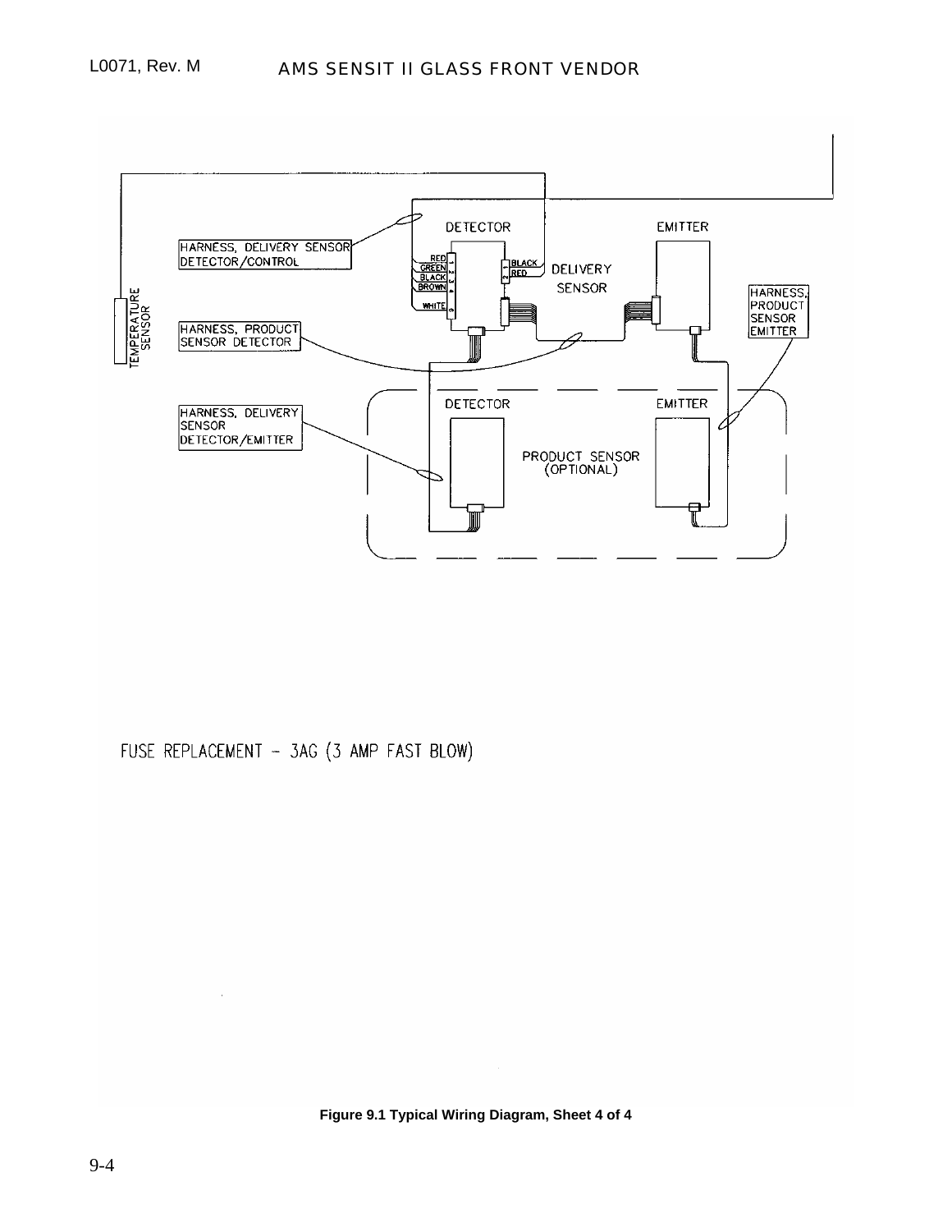FUSE REPLACEMENT – 3AG (3 AMP FAST BLOW)

**Figure 9.1 Typical Wiring Diagram, Sheet 4 of 4**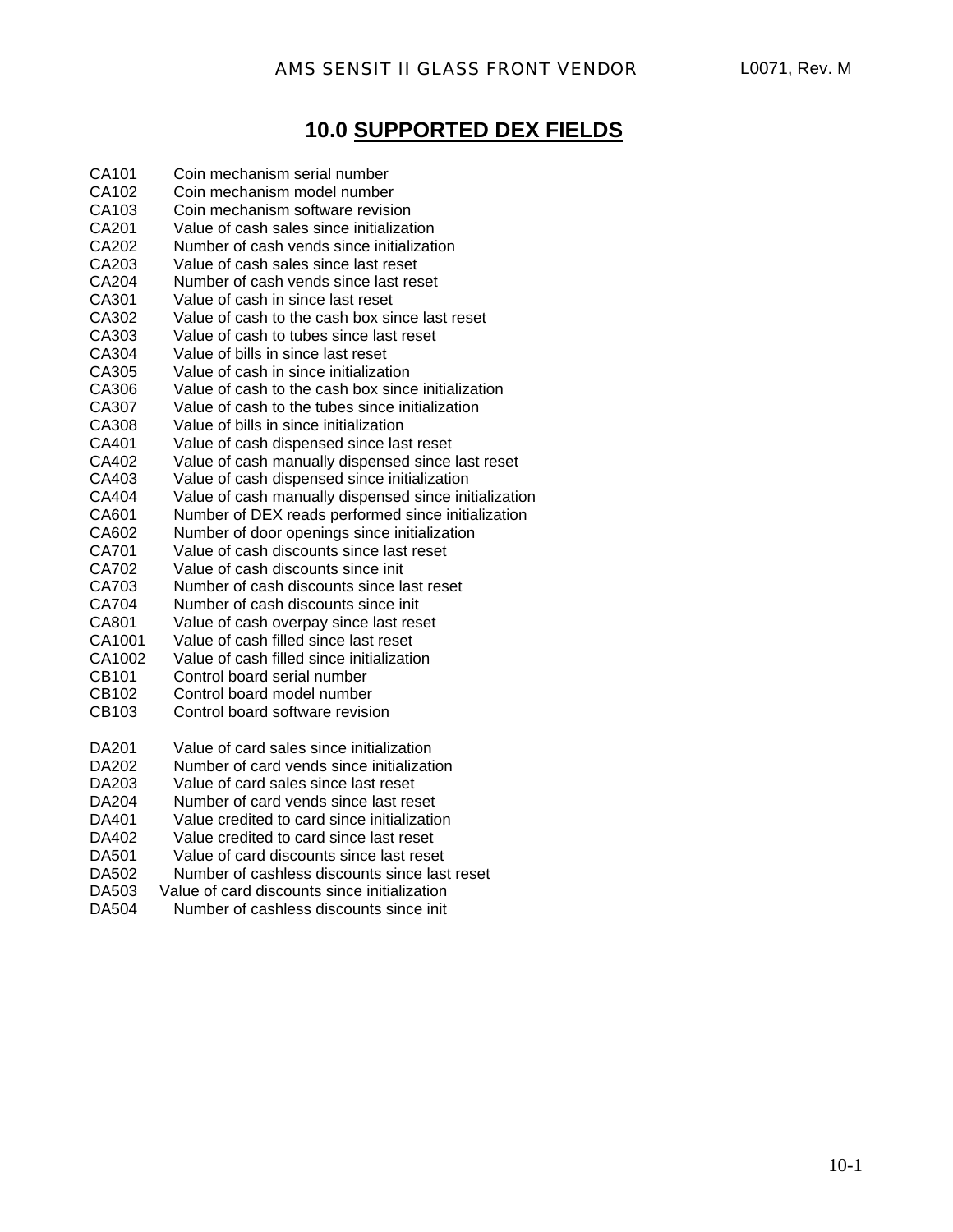# 10.0 SUPPORTED DEX FIELDS

CA101 Coin mechanism serial number
CA102 Coin mechanism model number
CA103 Coin mechanism software revision
CA201 Value of cash sales since initialization
CA202 Number of cash vends since initialization
CA203 Value of cash sales since last reset
CA204 Number of cash vends since last reset
CA301 Value of cash in since last reset
CA302 Value of cash to the cash box since last reset
CA303 Value of cash to tubes since last reset
CA304 Value of bills in since last reset
CA305 Value of cash in since initialization
CA306 Value of cash to the cash box since initialization
CA307 Value of cash to the tubes since initialization
CA308 Value of bills in since initialization
CA401 Value of cash dispensed since last reset
CA402 Value of cash manually dispensed since last reset
CA403 Value of cash dispensed since initialization
CA404 Value of cash manually dispensed since initialization
CA601 Number of DEX reads performed since initialization
CA602 Number of door openings since initialization
CA701 Value of cash discounts since last reset
CA702 Value of cash discounts since init
CA703 Number of cash discounts since last reset
CA704 Number of cash discounts since init
CA801 Value of cash overpay since last reset
CA1001 Value of cash filled since last reset
CA1002 Value of cash filled since initialization
CB101 Control board serial number
CB102 Control board model number
CB103 Control board software revision

DA201 Value of card sales since initialization
DA202 Number of card vends since initialization
DA203 Value of card sales since last reset
DA204 Number of card vends since last reset
DA401 Value credited to card since initialization
DA402 Value credited to card since last reset
DA501 Value of card discounts since last reset
DA502 Number of cashless discounts since last reset
DA503 Value of card discounts since initialization
DA504 Number of cashless discounts since init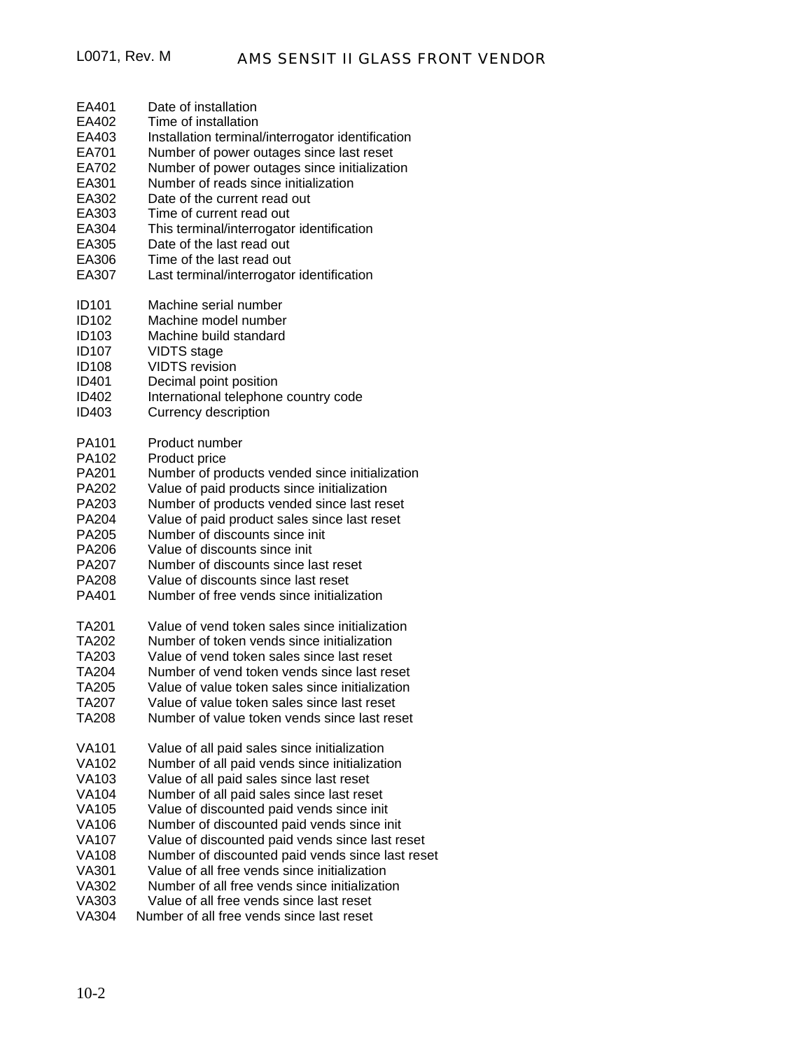EA401 Date of installation
EA402 Time of installation
EA403 Installation terminal/interrogator identification
EA701 Number of power outages since last reset
EA702 Number of power outages since initialization
EA301 Number of reads since initialization
EA302 Date of the current read out
EA303 Time of current read out
EA304 This terminal/interrogator identification
EA305 Date of the last read out
EA306 Time of the last read out
EA307 Last terminal/interrogator identification

ID101 Machine serial number
ID102 Machine model number
ID103 Machine build standard
ID107 VIDTS stage
ID108 VIDTS revision
ID401 Decimal point position
ID402 International telephone country code
ID403 Currency description

PA101 Product number
PA102 Product price
PA201 Number of products vended since initialization
PA202 Value of paid products since initialization
PA203 Number of products vended since last reset
PA204 Value of paid product sales since last reset
PA205 Number of discounts since init
PA206 Value of discounts since init
PA207 Number of discounts since last reset
PA208 Value of discounts since last reset
PA401 Number of free vends since initialization

TA201 Value of vend token sales since initialization
TA202 Number of token vends since initialization
TA203 Value of vend token sales since last reset
TA204 Number of vend token vends since last reset
TA205 Value of value token sales since initialization
TA207 Value of value token sales since last reset
TA208 Number of value token vends since last reset

VA101 Value of all paid sales since initialization
VA102 Number of all paid vends since initialization
VA103 Value of all paid sales since last reset
VA104 Number of all paid sales since last reset
VA105 Value of discounted paid vends since init
VA106 Number of discounted paid vends since init
VA107 Value of discounted paid vends since last reset
VA108 Number of discounted paid vends since last reset
VA301 Value of all free vends since initialization
VA302 Number of all free vends since initialization
VA303 Value of all free vends since last reset
VA304 Number of all free vends since last reset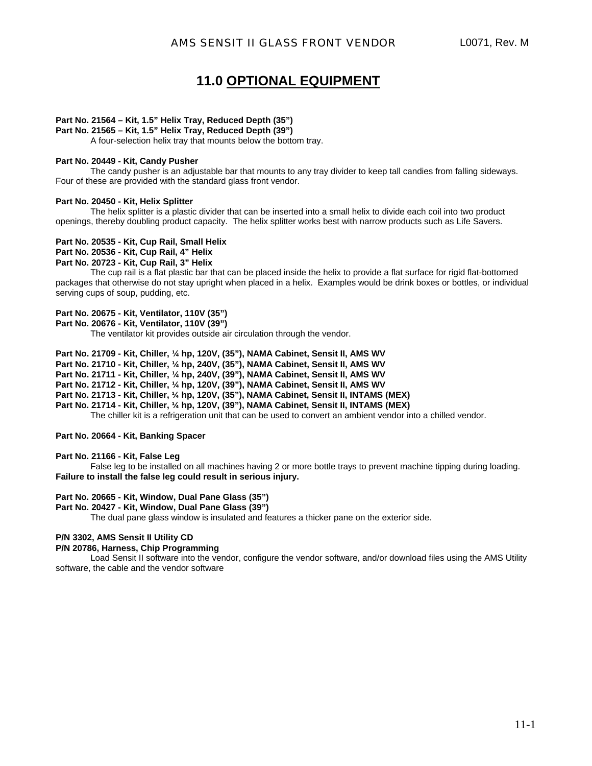# 11.0 OPTIONAL EQUIPMENT

**Part No. 21564 – Kit, 1.5" Helix Tray, Reduced Depth (35")**
**Part No. 21565 – Kit, 1.5" Helix Tray, Reduced Depth (39")**
A four-selection helix tray that mounts below the bottom tray.

**Part No. 20449 - Kit, Candy Pusher**
The candy pusher is an adjustable bar that mounts to any tray divider to keep tall candies from falling sideways. Four of these are provided with the standard glass front vendor.

**Part No. 20450 - Kit, Helix Splitter**
The helix splitter is a plastic divider that can be inserted into a small helix to divide each coil into two product openings, thereby doubling product capacity. The helix splitter works best with narrow products such as Life Savers.

**Part No. 20535 - Kit, Cup Rail, Small Helix**
**Part No. 20536 - Kit, Cup Rail, 4" Helix**
**Part No. 20723 - Kit, Cup Rail, 3" Helix**
The cup rail is a flat plastic bar that can be placed inside the helix to provide a flat surface for rigid flat-bottomed packages that otherwise do not stay upright when placed in a helix. Examples would be drink boxes or bottles, or individual serving cups of soup, pudding, etc.

**Part No. 20675 - Kit, Ventilator, 110V (35")**
**Part No. 20676 - Kit, Ventilator, 110V (39")**
The ventilator kit provides outside air circulation through the vendor.

**Part No. 21709 - Kit, Chiller, ¼ hp, 120V, (35"), NAMA Cabinet, Sensit II, AMS WV**
**Part No. 21710 - Kit, Chiller, ¼ hp, 240V, (35"), NAMA Cabinet, Sensit II, AMS WV**
**Part No. 21711 - Kit, Chiller, ¼ hp, 240V, (39"), NAMA Cabinet, Sensit II, AMS WV**
**Part No. 21712 - Kit, Chiller, ¼ hp, 120V, (39"), NAMA Cabinet, Sensit II, AMS WV**
**Part No. 21713 - Kit, Chiller, ¼ hp, 120V, (35"), NAMA Cabinet, Sensit II, INTAMS (MEX)**
**Part No. 21714 - Kit, Chiller, ¼ hp, 120V, (39"), NAMA Cabinet, Sensit II, INTAMS (MEX)**
The chiller kit is a refrigeration unit that can be used to convert an ambient vendor into a chilled vendor.

**Part No. 20664 - Kit, Banking Spacer**

**Part No. 21166 - Kit, False Leg**
False leg to be installed on all machines having 2 or more bottle trays to prevent machine tipping during loading. **Failure to install the false leg could result in serious injury.**

**Part No. 20665 - Kit, Window, Dual Pane Glass (35")**
**Part No. 20427 - Kit, Window, Dual Pane Glass (39")**
The dual pane glass window is insulated and features a thicker pane on the exterior side.

**P/N 3302, AMS Sensit II Utility CD**
**P/N 20786, Harness, Chip Programming**
Load Sensit II software into the vendor, configure the vendor software, and/or download files using the AMS Utility software, the cable and the vendor software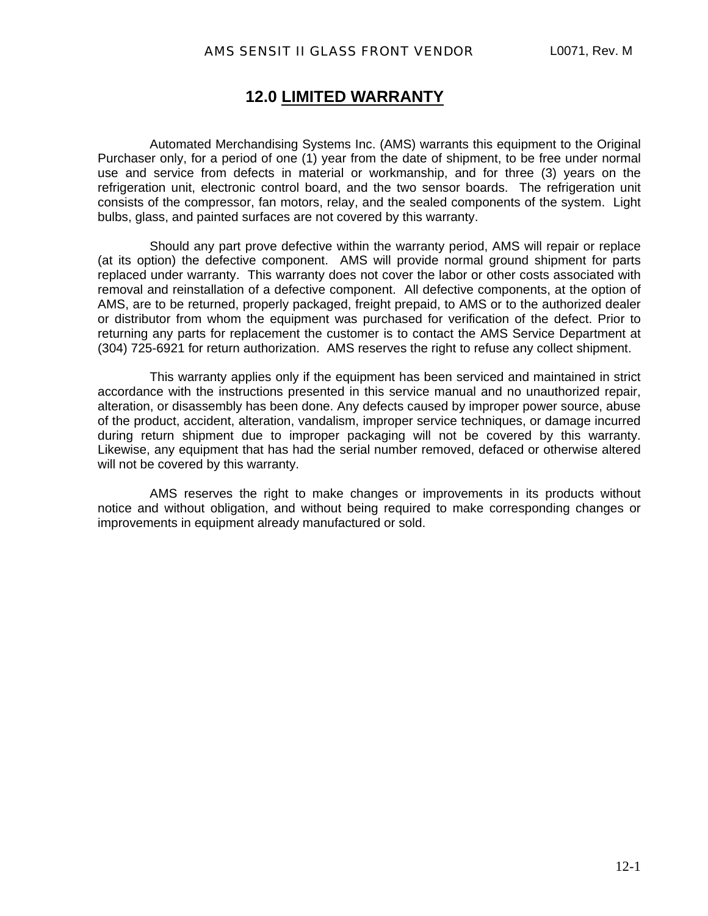# 12.0 LIMITED WARRANTY

Automated Merchandising Systems Inc. (AMS) warrants this equipment to the Original Purchaser only, for a period of one (1) year from the date of shipment, to be free under normal use and service from defects in material or workmanship, and for three (3) years on the refrigeration unit, electronic control board, and the two sensor boards. The refrigeration unit consists of the compressor, fan motors, relay, and the sealed components of the system. Light bulbs, glass, and painted surfaces are not covered by this warranty.

Should any part prove defective within the warranty period, AMS will repair or replace (at its option) the defective component. AMS will provide normal ground shipment for parts replaced under warranty. This warranty does not cover the labor or other costs associated with removal and reinstallation of a defective component. All defective components, at the option of AMS, are to be returned, properly packaged, freight prepaid, to AMS or to the authorized dealer or distributor from whom the equipment was purchased for verification of the defect. Prior to returning any parts for replacement the customer is to contact the AMS Service Department at (304) 725-6921 for return authorization. AMS reserves the right to refuse any collect shipment.

This warranty applies only if the equipment has been serviced and maintained in strict accordance with the instructions presented in this service manual and no unauthorized repair, alteration, or disassembly has been done. Any defects caused by improper power source, abuse of the product, accident, alteration, vandalism, improper service techniques, or damage incurred during return shipment due to improper packaging will not be covered by this warranty. Likewise, any equipment that has had the serial number removed, defaced or otherwise altered will not be covered by this warranty.

AMS reserves the right to make changes or improvements in its products without notice and without obligation, and without being required to make corresponding changes or improvements in equipment already manufactured or sold.